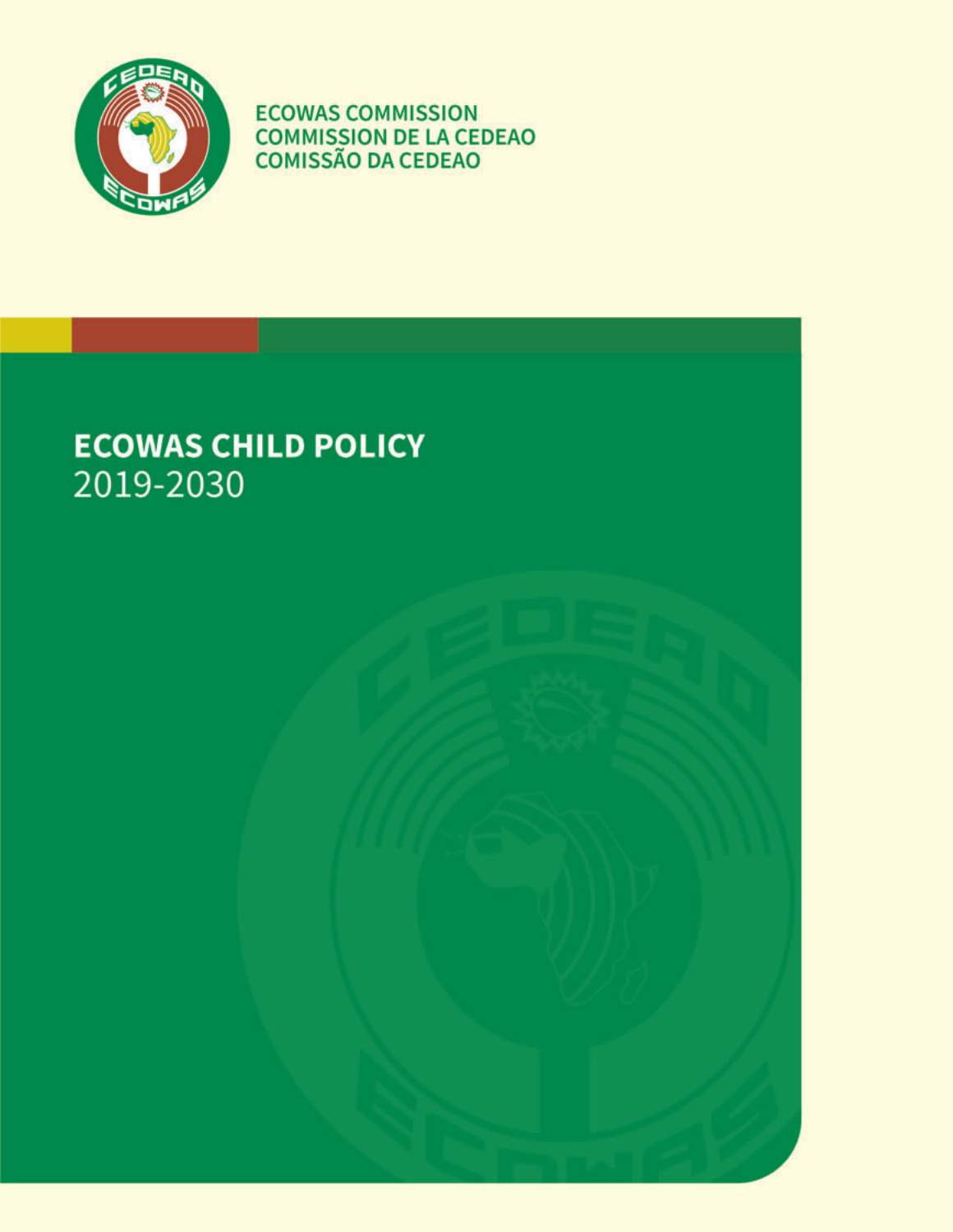ECOWAS COMMISSION
COMMISSION DE LA CEDEAO
COMISSÃO DA CEDEAO

# ECOWAS CHILD POLICY
2019-2030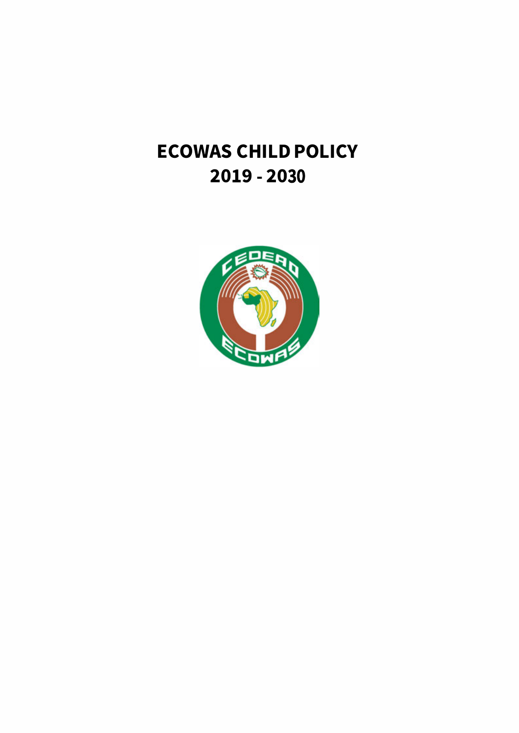# ECOWAS CHILD POLICY
# 2019 - 2030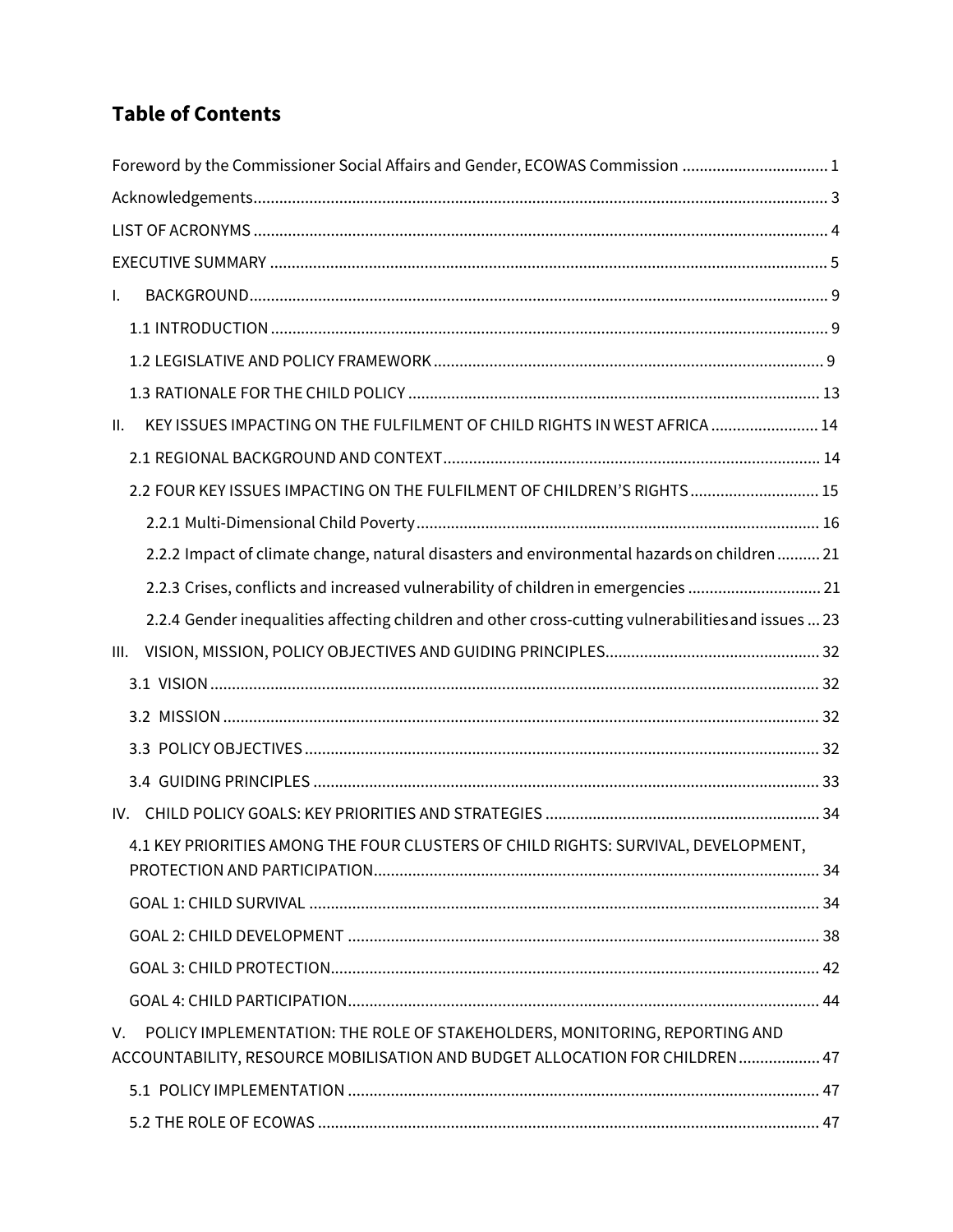## Table of Contents

Foreword by the Commissioner Social Affairs and Gender, ECOWAS Commission .................................. 1

Acknowledgements.................................................................................................................... 3

LIST OF ACRONYMS .................................................................................................................. 4

EXECUTIVE SUMMARY .............................................................................................................. 5

I. BACKGROUND...................................................................................................................... 9

- 1.1 INTRODUCTION ............................................................................................................... 9
- 1.2 LEGISLATIVE AND POLICY FRAMEWORK .......................................................................... 9
- 1.3 RATIONALE FOR THE CHILD POLICY .............................................................................. 13

II. KEY ISSUES IMPACTING ON THE FULFILMENT OF CHILD RIGHTS IN WEST AFRICA ......................... 14

- 2.1 REGIONAL BACKGROUND AND CONTEXT...................................................................... 14
- 2.2 FOUR KEY ISSUES IMPACTING ON THE FULFILMENT OF CHILDREN'S RIGHTS .............................. 15
  - 2.2.1 Multi-Dimensional Child Poverty............................................................................ 16
  - 2.2.2 Impact of climate change, natural disasters and environmental hazards on children .......... 21
  - 2.2.3 Crises, conflicts and increased vulnerability of children in emergencies ............................... 21
  - 2.2.4 Gender inequalities affecting children and other cross-cutting vulnerabilities and issues ... 23

III. VISION, MISSION, POLICY OBJECTIVES AND GUIDING PRINCIPLES.................................................. 32

- 3.1 VISION ............................................................................................................................ 32
- 3.2 MISSION ......................................................................................................................... 32
- 3.3 POLICY OBJECTIVES ....................................................................................................... 32
- 3.4 GUIDING PRINCIPLES ..................................................................................................... 33

IV. CHILD POLICY GOALS: KEY PRIORITIES AND STRATEGIES ................................................................ 34

- 4.1 KEY PRIORITIES AMONG THE FOUR CLUSTERS OF CHILD RIGHTS: SURVIVAL, DEVELOPMENT, PROTECTION AND PARTICIPATION....................................................................................................... 34
- GOAL 1: CHILD SURVIVAL ....................................................................................................... 34
- GOAL 2: CHILD DEVELOPMENT ............................................................................................. 38
- GOAL 3: CHILD PROTECTION................................................................................................. 42
- GOAL 4: CHILD PARTICIPATION............................................................................................. 44

V. POLICY IMPLEMENTATION: THE ROLE OF STAKEHOLDERS, MONITORING, REPORTING AND ACCOUNTABILITY, RESOURCE MOBILISATION AND BUDGET ALLOCATION FOR CHILDREN................... 47

- 5.1 POLICY IMPLEMENTATION ............................................................................................. 47
- 5.2 THE ROLE OF ECOWAS ..................................................................................................... 47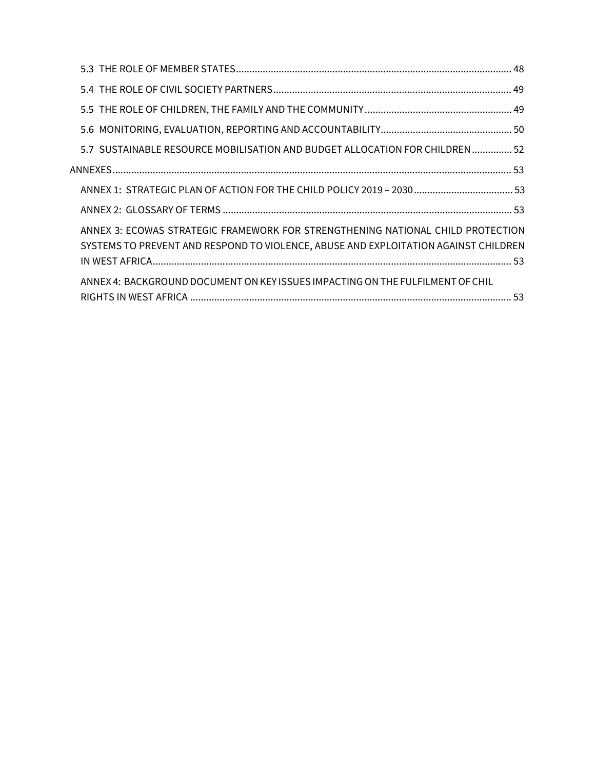5.3 THE ROLE OF MEMBER STATES ..... 48

5.4 THE ROLE OF CIVIL SOCIETY PARTNERS ..... 49

5.5 THE ROLE OF CHILDREN, THE FAMILY AND THE COMMUNITY ..... 49

5.6 MONITORING, EVALUATION, REPORTING AND ACCOUNTABILITY ..... 50

5.7 SUSTAINABLE RESOURCE MOBILISATION AND BUDGET ALLOCATION FOR CHILDREN ..... 52

ANNEXES ..... 53

ANNEX 1: STRATEGIC PLAN OF ACTION FOR THE CHILD POLICY 2019 – 2030 ..... 53

ANNEX 2: GLOSSARY OF TERMS ..... 53

ANNEX 3: ECOWAS STRATEGIC FRAMEWORK FOR STRENGTHENING NATIONAL CHILD PROTECTION SYSTEMS TO PREVENT AND RESPOND TO VIOLENCE, ABUSE AND EXPLOITATION AGAINST CHILDREN IN WEST AFRICA ..... 53

ANNEX 4: BACKGROUND DOCUMENT ON KEY ISSUES IMPACTING ON THE FULFILMENT OF CHIL RIGHTS IN WEST AFRICA ..... 53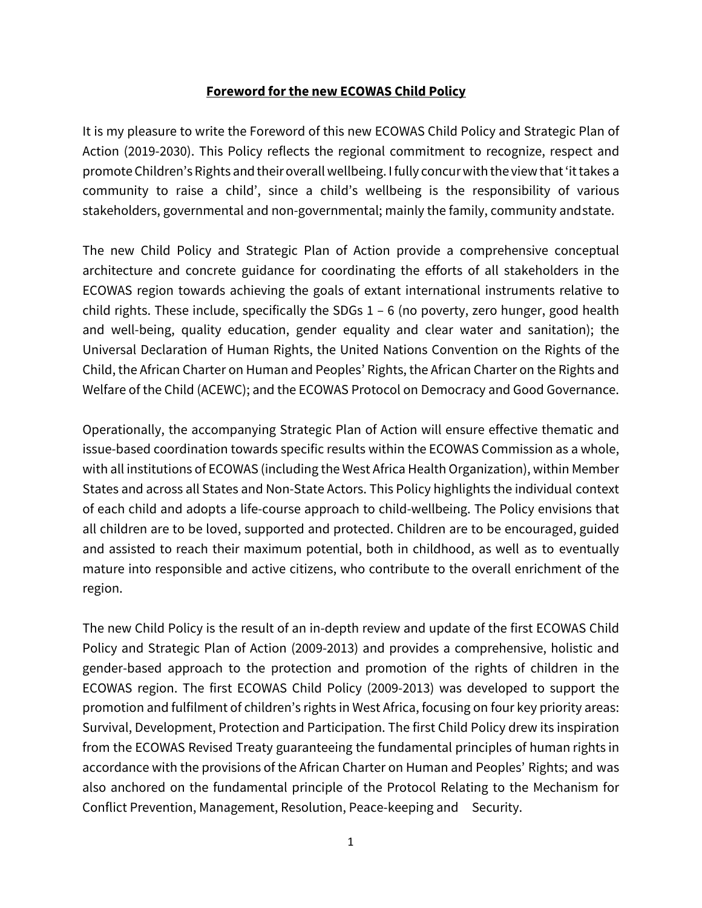**Foreword for the new ECOWAS Child Policy**

It is my pleasure to write the Foreword of this new ECOWAS Child Policy and Strategic Plan of Action (2019-2030). This Policy reflects the regional commitment to recognize, respect and promote Children's Rights and their overall wellbeing. I fully concur with the view that 'it takes a community to raise a child', since a child's wellbeing is the responsibility of various stakeholders, governmental and non-governmental; mainly the family, community and state.

The new Child Policy and Strategic Plan of Action provide a comprehensive conceptual architecture and concrete guidance for coordinating the efforts of all stakeholders in the ECOWAS region towards achieving the goals of extant international instruments relative to child rights. These include, specifically the SDGs 1 – 6 (no poverty, zero hunger, good health and well-being, quality education, gender equality and clear water and sanitation); the Universal Declaration of Human Rights, the United Nations Convention on the Rights of the Child, the African Charter on Human and Peoples' Rights, the African Charter on the Rights and Welfare of the Child (ACEWC); and the ECOWAS Protocol on Democracy and Good Governance.

Operationally, the accompanying Strategic Plan of Action will ensure effective thematic and issue-based coordination towards specific results within the ECOWAS Commission as a whole, with all institutions of ECOWAS (including the West Africa Health Organization), within Member States and across all States and Non-State Actors. This Policy highlights the individual context of each child and adopts a life-course approach to child-wellbeing. The Policy envisions that all children are to be loved, supported and protected. Children are to be encouraged, guided and assisted to reach their maximum potential, both in childhood, as well as to eventually mature into responsible and active citizens, who contribute to the overall enrichment of the region.

The new Child Policy is the result of an in-depth review and update of the first ECOWAS Child Policy and Strategic Plan of Action (2009-2013) and provides a comprehensive, holistic and gender-based approach to the protection and promotion of the rights of children in the ECOWAS region. The first ECOWAS Child Policy (2009-2013) was developed to support the promotion and fulfilment of children's rights in West Africa, focusing on four key priority areas: Survival, Development, Protection and Participation. The first Child Policy drew its inspiration from the ECOWAS Revised Treaty guaranteeing the fundamental principles of human rights in accordance with the provisions of the African Charter on Human and Peoples' Rights; and was also anchored on the fundamental principle of the Protocol Relating to the Mechanism for Conflict Prevention, Management, Resolution, Peace-keeping and Security.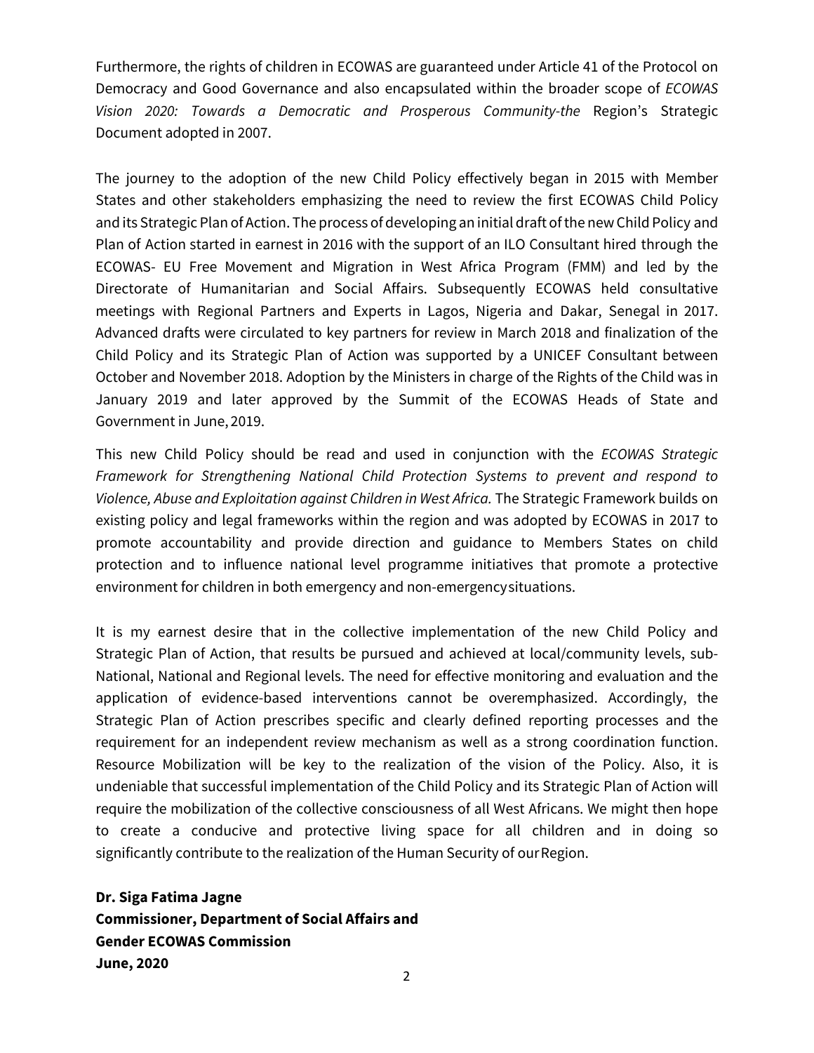Furthermore, the rights of children in ECOWAS are guaranteed under Article 41 of the Protocol on Democracy and Good Governance and also encapsulated within the broader scope of *ECOWAS Vision 2020: Towards a Democratic and Prosperous Community-the* Region's Strategic Document adopted in 2007.

The journey to the adoption of the new Child Policy effectively began in 2015 with Member States and other stakeholders emphasizing the need to review the first ECOWAS Child Policy and its Strategic Plan of Action. The process of developing an initial draft of the new Child Policy and Plan of Action started in earnest in 2016 with the support of an ILO Consultant hired through the ECOWAS- EU Free Movement and Migration in West Africa Program (FMM) and led by the Directorate of Humanitarian and Social Affairs. Subsequently ECOWAS held consultative meetings with Regional Partners and Experts in Lagos, Nigeria and Dakar, Senegal in 2017. Advanced drafts were circulated to key partners for review in March 2018 and finalization of the Child Policy and its Strategic Plan of Action was supported by a UNICEF Consultant between October and November 2018. Adoption by the Ministers in charge of the Rights of the Child was in January 2019 and later approved by the Summit of the ECOWAS Heads of State and Government in June, 2019.

This new Child Policy should be read and used in conjunction with the *ECOWAS Strategic Framework for Strengthening National Child Protection Systems to prevent and respond to Violence, Abuse and Exploitation against Children in West Africa.* The Strategic Framework builds on existing policy and legal frameworks within the region and was adopted by ECOWAS in 2017 to promote accountability and provide direction and guidance to Members States on child protection and to influence national level programme initiatives that promote a protective environment for children in both emergency and non-emergency situations.

It is my earnest desire that in the collective implementation of the new Child Policy and Strategic Plan of Action, that results be pursued and achieved at local/community levels, sub-National, National and Regional levels. The need for effective monitoring and evaluation and the application of evidence-based interventions cannot be overemphasized. Accordingly, the Strategic Plan of Action prescribes specific and clearly defined reporting processes and the requirement for an independent review mechanism as well as a strong coordination function. Resource Mobilization will be key to the realization of the vision of the Policy. Also, it is undeniable that successful implementation of the Child Policy and its Strategic Plan of Action will require the mobilization of the collective consciousness of all West Africans. We might then hope to create a conducive and protective living space for all children and in doing so significantly contribute to the realization of the Human Security of our Region.

**Dr. Siga Fatima Jagne**
**Commissioner, Department of Social Affairs and Gender ECOWAS Commission**
**June, 2020**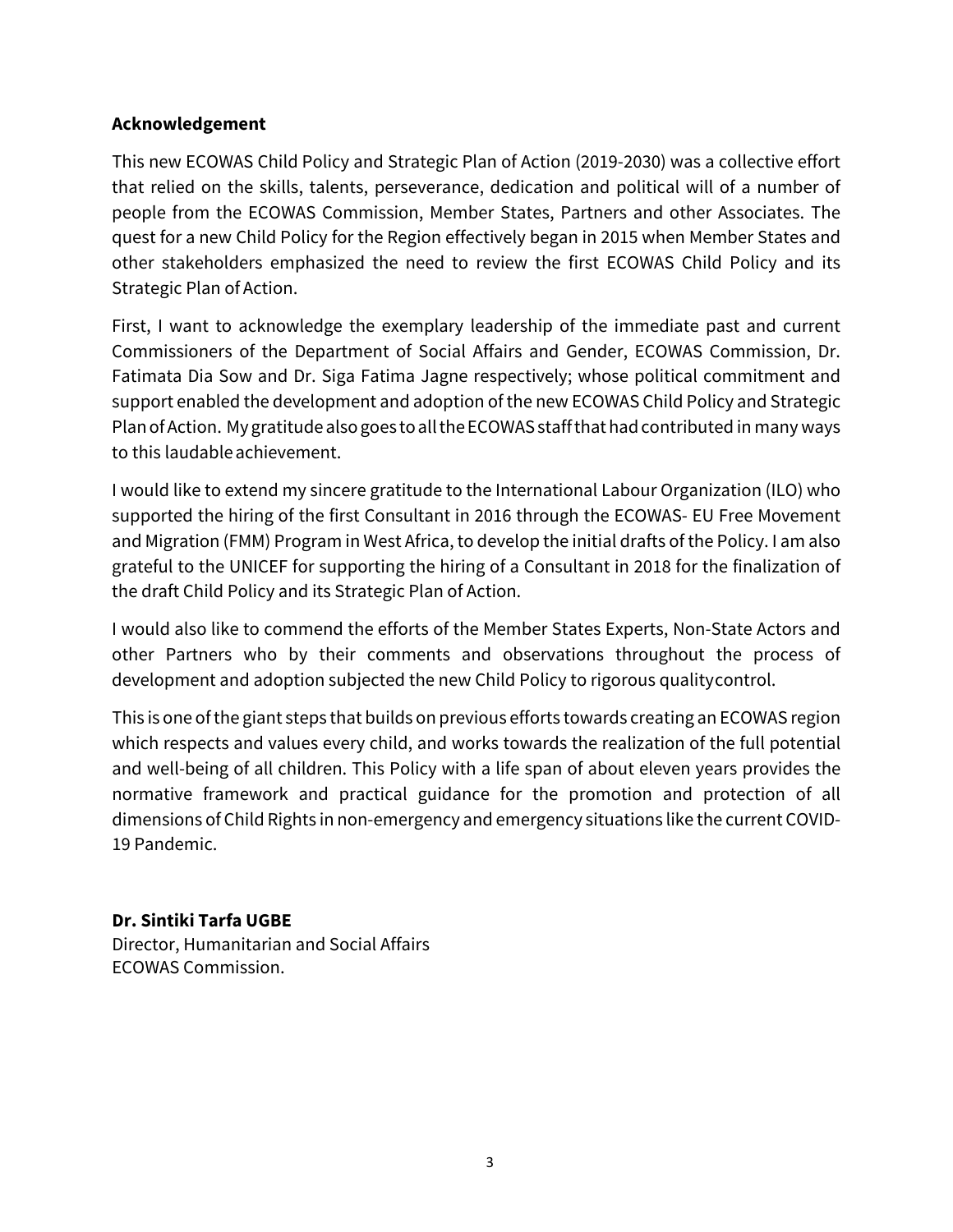## Acknowledgement

This new ECOWAS Child Policy and Strategic Plan of Action (2019-2030) was a collective effort that relied on the skills, talents, perseverance, dedication and political will of a number of people from the ECOWAS Commission, Member States, Partners and other Associates. The quest for a new Child Policy for the Region effectively began in 2015 when Member States and other stakeholders emphasized the need to review the first ECOWAS Child Policy and its Strategic Plan of Action.

First, I want to acknowledge the exemplary leadership of the immediate past and current Commissioners of the Department of Social Affairs and Gender, ECOWAS Commission, Dr. Fatimata Dia Sow and Dr. Siga Fatima Jagne respectively; whose political commitment and support enabled the development and adoption of the new ECOWAS Child Policy and Strategic Plan of Action. My gratitude also goes to all the ECOWAS staff that had contributed in many ways to this laudable achievement.

I would like to extend my sincere gratitude to the International Labour Organization (ILO) who supported the hiring of the first Consultant in 2016 through the ECOWAS- EU Free Movement and Migration (FMM) Program in West Africa, to develop the initial drafts of the Policy. I am also grateful to the UNICEF for supporting the hiring of a Consultant in 2018 for the finalization of the draft Child Policy and its Strategic Plan of Action.

I would also like to commend the efforts of the Member States Experts, Non-State Actors and other Partners who by their comments and observations throughout the process of development and adoption subjected the new Child Policy to rigorous quality control.

This is one of the giant steps that builds on previous efforts towards creating an ECOWAS region which respects and values every child, and works towards the realization of the full potential and well-being of all children. This Policy with a life span of about eleven years provides the normative framework and practical guidance for the promotion and protection of all dimensions of Child Rights in non-emergency and emergency situations like the current COVID-19 Pandemic.

**Dr. Sintiki Tarfa UGBE**
Director, Humanitarian and Social Affairs
ECOWAS Commission.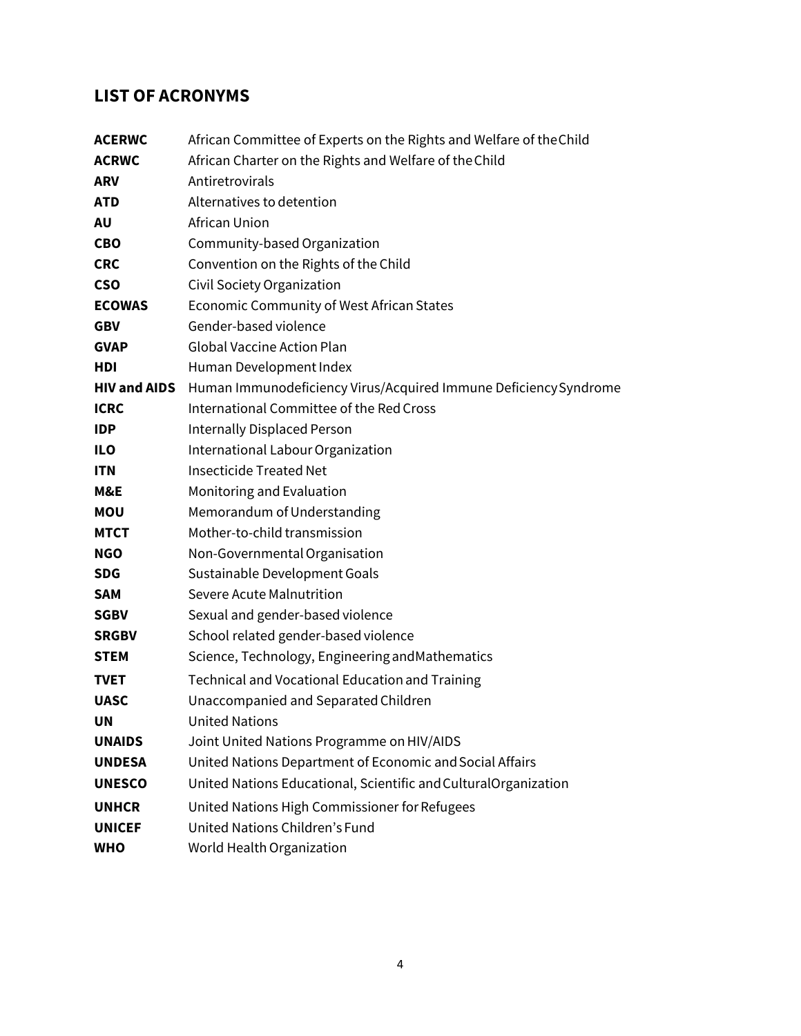## LIST OF ACRONYMS

| | |
|---|---|
| **ACERWC** | African Committee of Experts on the Rights and Welfare of the Child |
| **ACRWC** | African Charter on the Rights and Welfare of the Child |
| **ARV** | Antiretrovirals |
| **ATD** | Alternatives to detention |
| **AU** | African Union |
| **CBO** | Community-based Organization |
| **CRC** | Convention on the Rights of the Child |
| **CSO** | Civil Society Organization |
| **ECOWAS** | Economic Community of West African States |
| **GBV** | Gender-based violence |
| **GVAP** | Global Vaccine Action Plan |
| **HDI** | Human Development Index |
| **HIV and AIDS** | Human Immunodeficiency Virus/Acquired Immune Deficiency Syndrome |
| **ICRC** | International Committee of the Red Cross |
| **IDP** | Internally Displaced Person |
| **ILO** | International Labour Organization |
| **ITN** | Insecticide Treated Net |
| **M&E** | Monitoring and Evaluation |
| **MOU** | Memorandum of Understanding |
| **MTCT** | Mother-to-child transmission |
| **NGO** | Non-Governmental Organisation |
| **SDG** | Sustainable Development Goals |
| **SAM** | Severe Acute Malnutrition |
| **SGBV** | Sexual and gender-based violence |
| **SRGBV** | School related gender-based violence |
| **STEM** | Science, Technology, Engineering and Mathematics |
| **TVET** | Technical and Vocational Education and Training |
| **UASC** | Unaccompanied and Separated Children |
| **UN** | United Nations |
| **UNAIDS** | Joint United Nations Programme on HIV/AIDS |
| **UNDESA** | United Nations Department of Economic and Social Affairs |
| **UNESCO** | United Nations Educational, Scientific and Cultural Organization |
| **UNHCR** | United Nations High Commissioner for Refugees |
| **UNICEF** | United Nations Children's Fund |
| **WHO** | World Health Organization |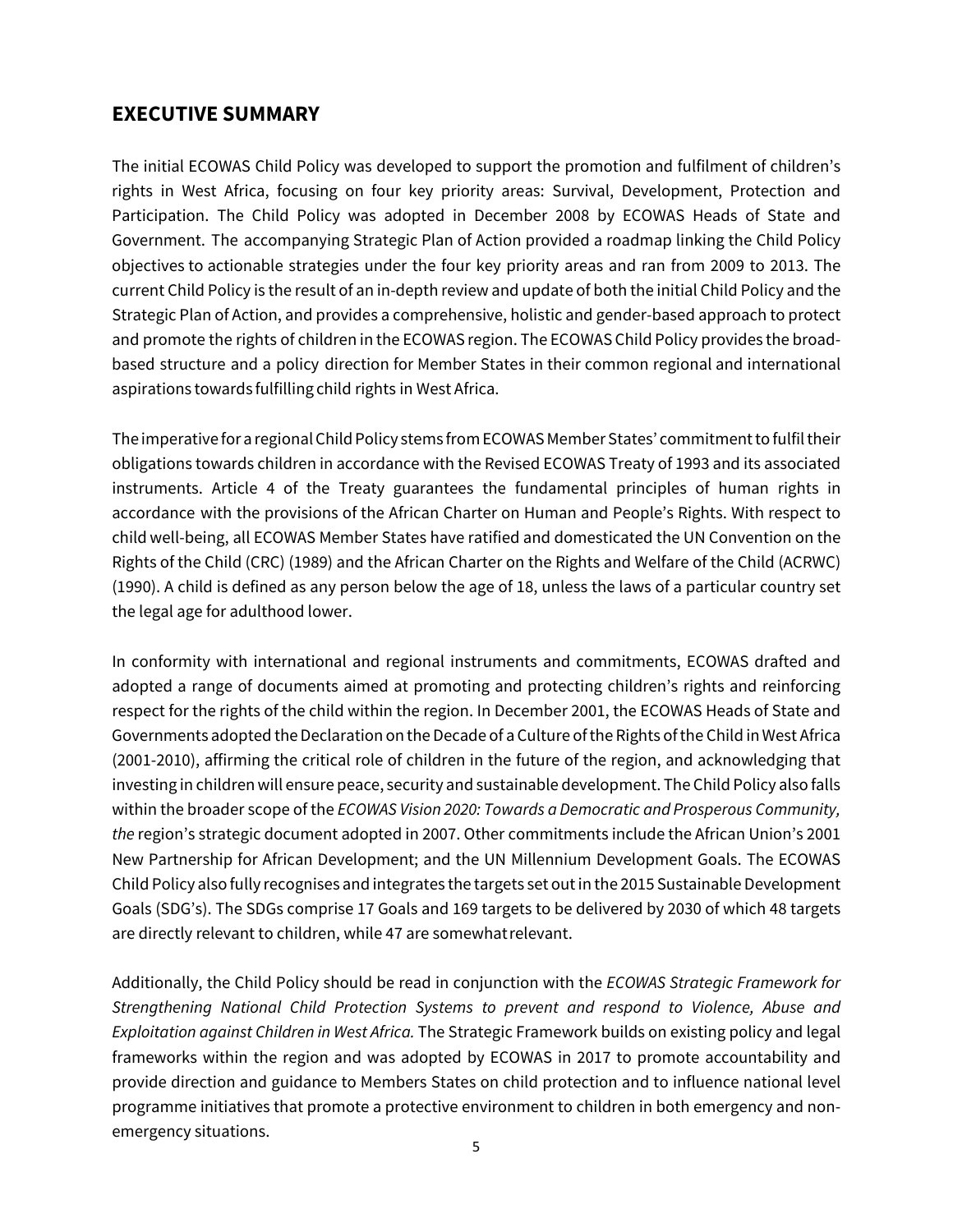## EXECUTIVE SUMMARY

The initial ECOWAS Child Policy was developed to support the promotion and fulfilment of children's rights in West Africa, focusing on four key priority areas: Survival, Development, Protection and Participation. The Child Policy was adopted in December 2008 by ECOWAS Heads of State and Government. The accompanying Strategic Plan of Action provided a roadmap linking the Child Policy objectives to actionable strategies under the four key priority areas and ran from 2009 to 2013. The current Child Policy is the result of an in-depth review and update of both the initial Child Policy and the Strategic Plan of Action, and provides a comprehensive, holistic and gender-based approach to protect and promote the rights of children in the ECOWAS region. The ECOWAS Child Policy provides the broad-based structure and a policy direction for Member States in their common regional and international aspirations towards fulfilling child rights in West Africa.

The imperative for a regional Child Policy stems from ECOWAS Member States' commitment to fulfil their obligations towards children in accordance with the Revised ECOWAS Treaty of 1993 and its associated instruments. Article 4 of the Treaty guarantees the fundamental principles of human rights in accordance with the provisions of the African Charter on Human and People's Rights. With respect to child well-being, all ECOWAS Member States have ratified and domesticated the UN Convention on the Rights of the Child (CRC) (1989) and the African Charter on the Rights and Welfare of the Child (ACRWC) (1990). A child is defined as any person below the age of 18, unless the laws of a particular country set the legal age for adulthood lower.

In conformity with international and regional instruments and commitments, ECOWAS drafted and adopted a range of documents aimed at promoting and protecting children's rights and reinforcing respect for the rights of the child within the region. In December 2001, the ECOWAS Heads of State and Governments adopted the Declaration on the Decade of a Culture of the Rights of the Child in West Africa (2001-2010), affirming the critical role of children in the future of the region, and acknowledging that investing in children will ensure peace, security and sustainable development. The Child Policy also falls within the broader scope of the *ECOWAS Vision 2020: Towards a Democratic and Prosperous Community, the* region's strategic document adopted in 2007. Other commitments include the African Union's 2001 New Partnership for African Development; and the UN Millennium Development Goals. The ECOWAS Child Policy also fully recognises and integrates the targets set out in the 2015 Sustainable Development Goals (SDG's). The SDGs comprise 17 Goals and 169 targets to be delivered by 2030 of which 48 targets are directly relevant to children, while 47 are somewhat relevant.

Additionally, the Child Policy should be read in conjunction with the *ECOWAS Strategic Framework for Strengthening National Child Protection Systems to prevent and respond to Violence, Abuse and Exploitation against Children in West Africa.* The Strategic Framework builds on existing policy and legal frameworks within the region and was adopted by ECOWAS in 2017 to promote accountability and provide direction and guidance to Members States on child protection and to influence national level programme initiatives that promote a protective environment to children in both emergency and non-emergency situations.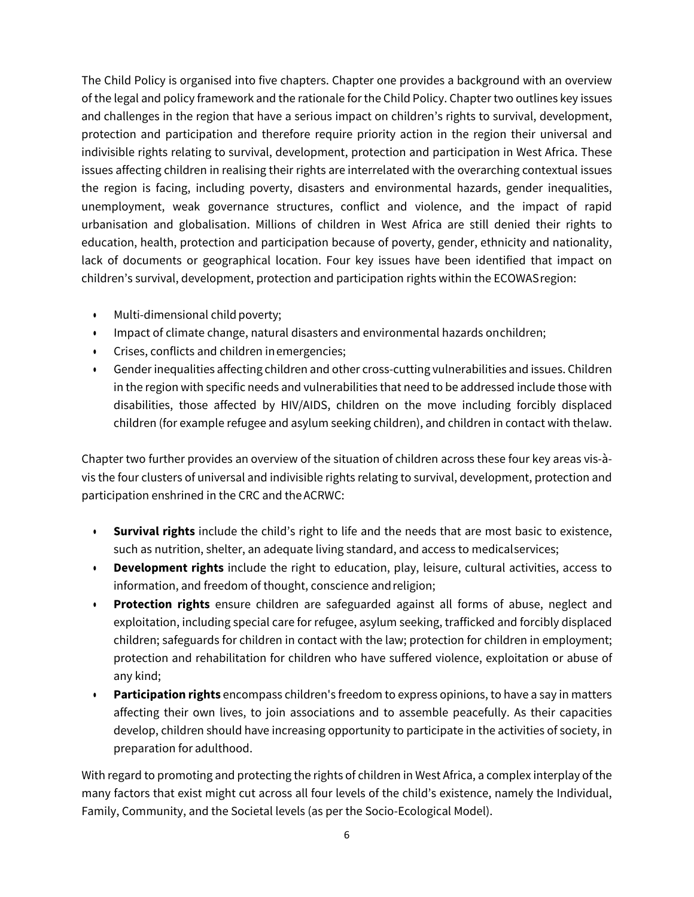The Child Policy is organised into five chapters. Chapter one provides a background with an overview of the legal and policy framework and the rationale for the Child Policy. Chapter two outlines key issues and challenges in the region that have a serious impact on children's rights to survival, development, protection and participation and therefore require priority action in the region their universal and indivisible rights relating to survival, development, protection and participation in West Africa. These issues affecting children in realising their rights are interrelated with the overarching contextual issues the region is facing, including poverty, disasters and environmental hazards, gender inequalities, unemployment, weak governance structures, conflict and violence, and the impact of rapid urbanisation and globalisation. Millions of children in West Africa are still denied their rights to education, health, protection and participation because of poverty, gender, ethnicity and nationality, lack of documents or geographical location. Four key issues have been identified that impact on children's survival, development, protection and participation rights within the ECOWAS region:

- Multi-dimensional child poverty;
- Impact of climate change, natural disasters and environmental hazards on children;
- Crises, conflicts and children in emergencies;
- Gender inequalities affecting children and other cross-cutting vulnerabilities and issues. Children in the region with specific needs and vulnerabilities that need to be addressed include those with disabilities, those affected by HIV/AIDS, children on the move including forcibly displaced children (for example refugee and asylum seeking children), and children in contact with the law.

Chapter two further provides an overview of the situation of children across these four key areas vis-à-vis the four clusters of universal and indivisible rights relating to survival, development, protection and participation enshrined in the CRC and the ACRWC:

- **Survival rights** include the child's right to life and the needs that are most basic to existence, such as nutrition, shelter, an adequate living standard, and access to medical services;
- **Development rights** include the right to education, play, leisure, cultural activities, access to information, and freedom of thought, conscience and religion;
- **Protection rights** ensure children are safeguarded against all forms of abuse, neglect and exploitation, including special care for refugee, asylum seeking, trafficked and forcibly displaced children; safeguards for children in contact with the law; protection for children in employment; protection and rehabilitation for children who have suffered violence, exploitation or abuse of any kind;
- **Participation rights** encompass children's freedom to express opinions, to have a say in matters affecting their own lives, to join associations and to assemble peacefully. As their capacities develop, children should have increasing opportunity to participate in the activities of society, in preparation for adulthood.

With regard to promoting and protecting the rights of children in West Africa, a complex interplay of the many factors that exist might cut across all four levels of the child's existence, namely the Individual, Family, Community, and the Societal levels (as per the Socio-Ecological Model).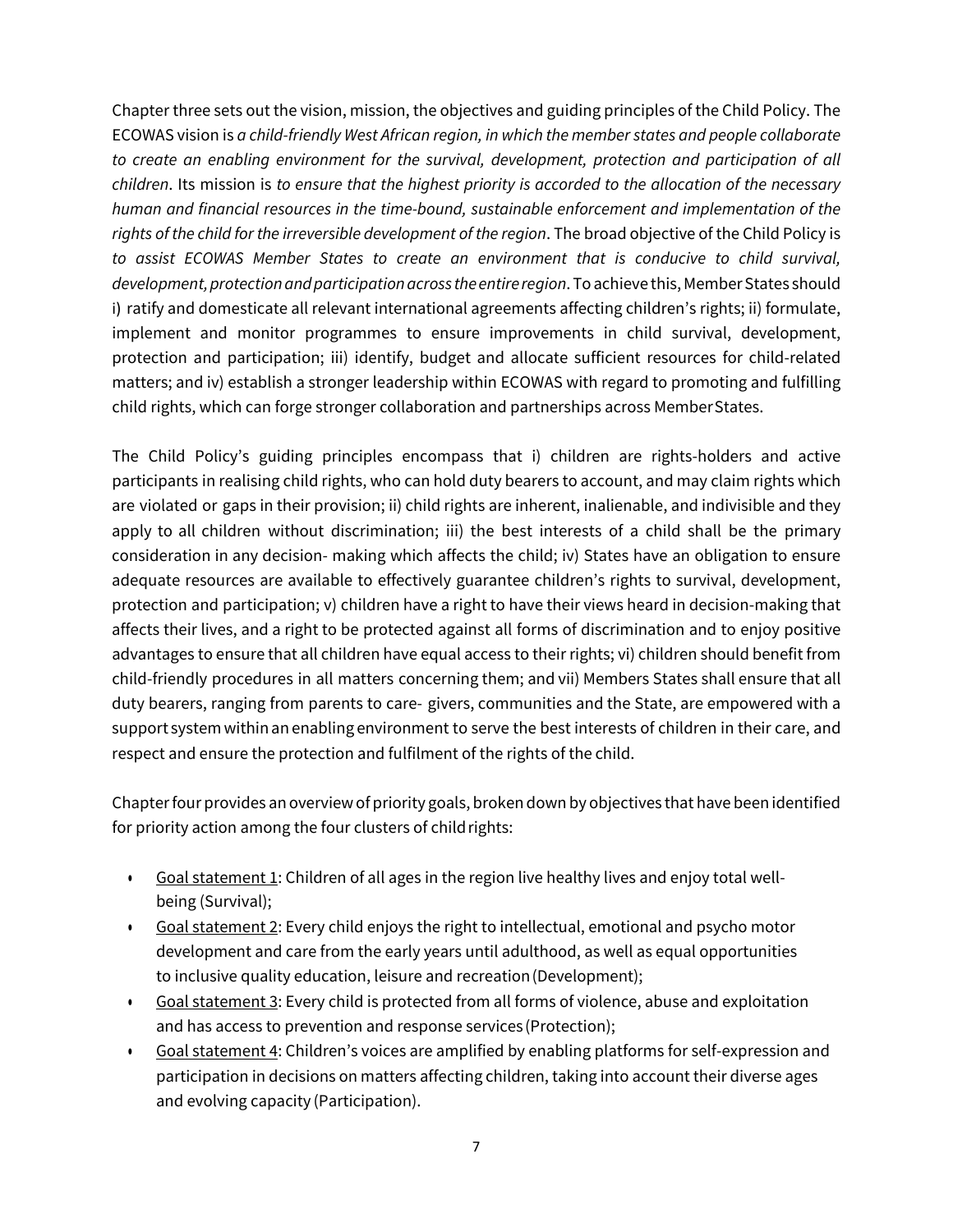Chapter three sets out the vision, mission, the objectives and guiding principles of the Child Policy. The ECOWAS vision is *a child-friendly West African region, in which the member states and people collaborate to create an enabling environment for the survival, development, protection and participation of all children*. Its mission is *to ensure that the highest priority is accorded to the allocation of the necessary human and financial resources in the time-bound, sustainable enforcement and implementation of the rights of the child for the irreversible development of the region*. The broad objective of the Child Policy is *to assist ECOWAS Member States to create an environment that is conducive to child survival, development, protection and participation across the entire region*. To achieve this, Member States should i) ratify and domesticate all relevant international agreements affecting children's rights; ii) formulate, implement and monitor programmes to ensure improvements in child survival, development, protection and participation; iii) identify, budget and allocate sufficient resources for child-related matters; and iv) establish a stronger leadership within ECOWAS with regard to promoting and fulfilling child rights, which can forge stronger collaboration and partnerships across Member States.

The Child Policy's guiding principles encompass that i) children are rights-holders and active participants in realising child rights, who can hold duty bearers to account, and may claim rights which are violated or gaps in their provision; ii) child rights are inherent, inalienable, and indivisible and they apply to all children without discrimination; iii) the best interests of a child shall be the primary consideration in any decision- making which affects the child; iv) States have an obligation to ensure adequate resources are available to effectively guarantee children's rights to survival, development, protection and participation; v) children have a right to have their views heard in decision-making that affects their lives, and a right to be protected against all forms of discrimination and to enjoy positive advantages to ensure that all children have equal access to their rights; vi) children should benefit from child-friendly procedures in all matters concerning them; and vii) Members States shall ensure that all duty bearers, ranging from parents to care- givers, communities and the State, are empowered with a support system within an enabling environment to serve the best interests of children in their care, and respect and ensure the protection and fulfilment of the rights of the child.

Chapter four provides an overview of priority goals, broken down by objectives that have been identified for priority action among the four clusters of child rights:

- Goal statement 1: Children of all ages in the region live healthy lives and enjoy total well-being (Survival);
- Goal statement 2: Every child enjoys the right to intellectual, emotional and psycho motor development and care from the early years until adulthood, as well as equal opportunities to inclusive quality education, leisure and recreation (Development);
- Goal statement 3: Every child is protected from all forms of violence, abuse and exploitation and has access to prevention and response services (Protection);
- Goal statement 4: Children's voices are amplified by enabling platforms for self-expression and participation in decisions on matters affecting children, taking into account their diverse ages and evolving capacity (Participation).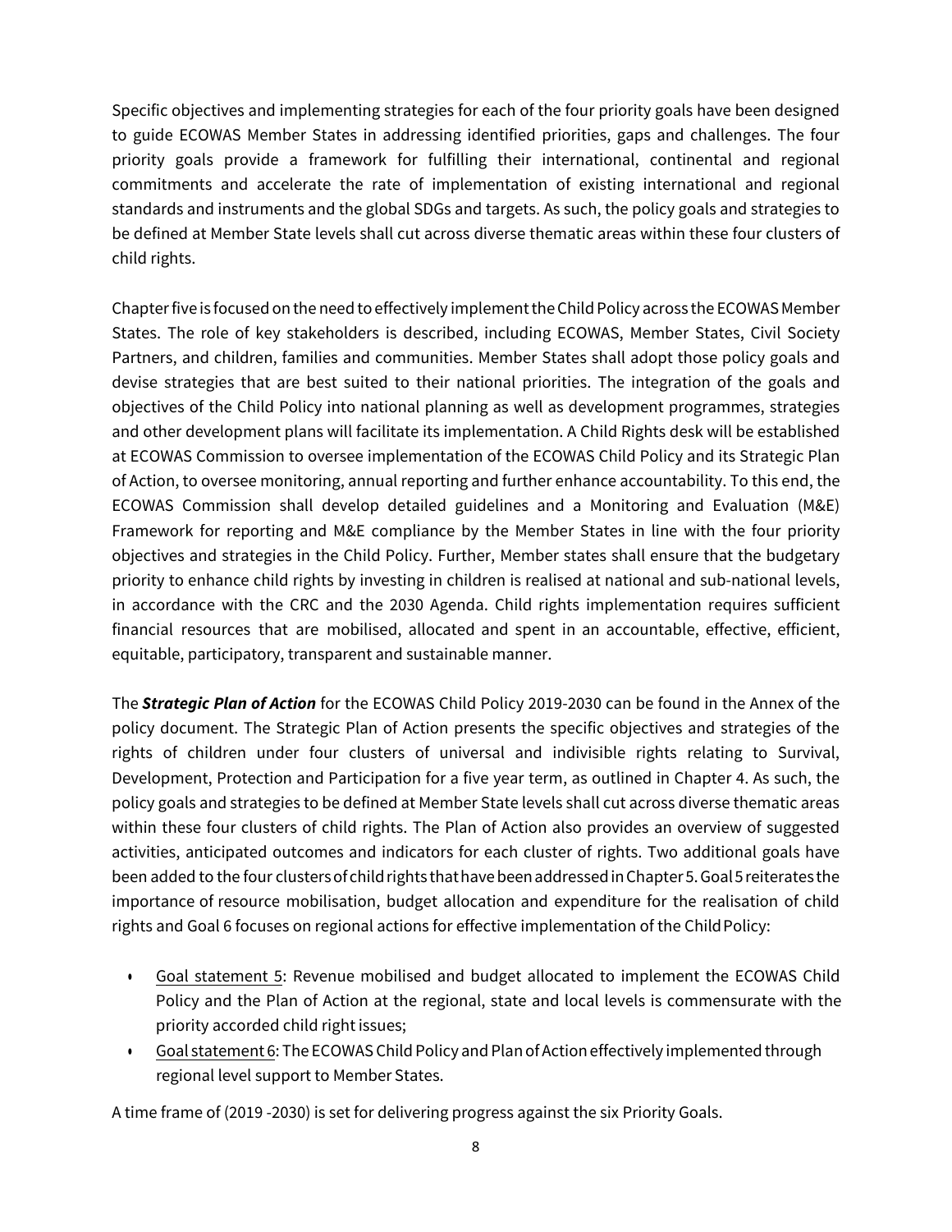Specific objectives and implementing strategies for each of the four priority goals have been designed to guide ECOWAS Member States in addressing identified priorities, gaps and challenges. The four priority goals provide a framework for fulfilling their international, continental and regional commitments and accelerate the rate of implementation of existing international and regional standards and instruments and the global SDGs and targets. As such, the policy goals and strategies to be defined at Member State levels shall cut across diverse thematic areas within these four clusters of child rights.

Chapter five is focused on the need to effectively implement the Child Policy across the ECOWAS Member States. The role of key stakeholders is described, including ECOWAS, Member States, Civil Society Partners, and children, families and communities. Member States shall adopt those policy goals and devise strategies that are best suited to their national priorities. The integration of the goals and objectives of the Child Policy into national planning as well as development programmes, strategies and other development plans will facilitate its implementation. A Child Rights desk will be established at ECOWAS Commission to oversee implementation of the ECOWAS Child Policy and its Strategic Plan of Action, to oversee monitoring, annual reporting and further enhance accountability. To this end, the ECOWAS Commission shall develop detailed guidelines and a Monitoring and Evaluation (M&E) Framework for reporting and M&E compliance by the Member States in line with the four priority objectives and strategies in the Child Policy. Further, Member states shall ensure that the budgetary priority to enhance child rights by investing in children is realised at national and sub-national levels, in accordance with the CRC and the 2030 Agenda. Child rights implementation requires sufficient financial resources that are mobilised, allocated and spent in an accountable, effective, efficient, equitable, participatory, transparent and sustainable manner.

The ***Strategic Plan of Action*** for the ECOWAS Child Policy 2019-2030 can be found in the Annex of the policy document. The Strategic Plan of Action presents the specific objectives and strategies of the rights of children under four clusters of universal and indivisible rights relating to Survival, Development, Protection and Participation for a five year term, as outlined in Chapter 4. As such, the policy goals and strategies to be defined at Member State levels shall cut across diverse thematic areas within these four clusters of child rights. The Plan of Action also provides an overview of suggested activities, anticipated outcomes and indicators for each cluster of rights. Two additional goals have been added to the four clusters of child rights that have been addressed in Chapter 5. Goal 5 reiterates the importance of resource mobilisation, budget allocation and expenditure for the realisation of child rights and Goal 6 focuses on regional actions for effective implementation of the Child Policy:

- Goal statement 5: Revenue mobilised and budget allocated to implement the ECOWAS Child Policy and the Plan of Action at the regional, state and local levels is commensurate with the priority accorded child right issues;
- Goal statement 6: The ECOWAS Child Policy and Plan of Action effectively implemented through regional level support to Member States.

A time frame of (2019 -2030) is set for delivering progress against the six Priority Goals.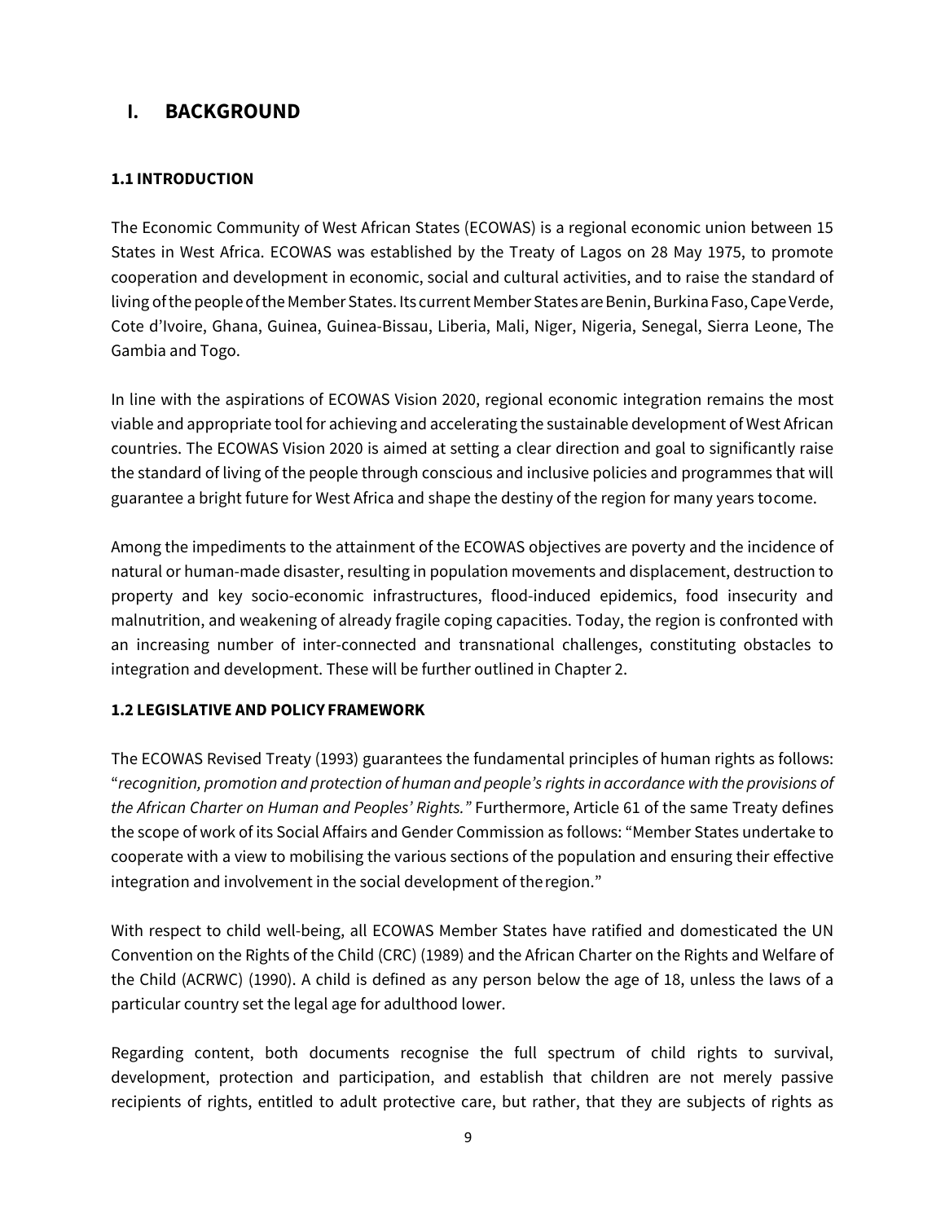# I. BACKGROUND

### 1.1 INTRODUCTION

The Economic Community of West African States (ECOWAS) is a regional economic union between 15 States in West Africa. ECOWAS was established by the Treaty of Lagos on 28 May 1975, to promote cooperation and development in economic, social and cultural activities, and to raise the standard of living of the people of the Member States. Its current Member States are Benin, Burkina Faso, Cape Verde, Cote d'Ivoire, Ghana, Guinea, Guinea-Bissau, Liberia, Mali, Niger, Nigeria, Senegal, Sierra Leone, The Gambia and Togo.

In line with the aspirations of ECOWAS Vision 2020, regional economic integration remains the most viable and appropriate tool for achieving and accelerating the sustainable development of West African countries. The ECOWAS Vision 2020 is aimed at setting a clear direction and goal to significantly raise the standard of living of the people through conscious and inclusive policies and programmes that will guarantee a bright future for West Africa and shape the destiny of the region for many years to come.

Among the impediments to the attainment of the ECOWAS objectives are poverty and the incidence of natural or human-made disaster, resulting in population movements and displacement, destruction to property and key socio-economic infrastructures, flood-induced epidemics, food insecurity and malnutrition, and weakening of already fragile coping capacities. Today, the region is confronted with an increasing number of inter-connected and transnational challenges, constituting obstacles to integration and development. These will be further outlined in Chapter 2.

### 1.2 LEGISLATIVE AND POLICY FRAMEWORK

The ECOWAS Revised Treaty (1993) guarantees the fundamental principles of human rights as follows: "*recognition, promotion and protection of human and people's rights in accordance with the provisions of the African Charter on Human and Peoples' Rights.*" Furthermore, Article 61 of the same Treaty defines the scope of work of its Social Affairs and Gender Commission as follows: "Member States undertake to cooperate with a view to mobilising the various sections of the population and ensuring their effective integration and involvement in the social development of the region."

With respect to child well-being, all ECOWAS Member States have ratified and domesticated the UN Convention on the Rights of the Child (CRC) (1989) and the African Charter on the Rights and Welfare of the Child (ACRWC) (1990). A child is defined as any person below the age of 18, unless the laws of a particular country set the legal age for adulthood lower.

Regarding content, both documents recognise the full spectrum of child rights to survival, development, protection and participation, and establish that children are not merely passive recipients of rights, entitled to adult protective care, but rather, that they are subjects of rights as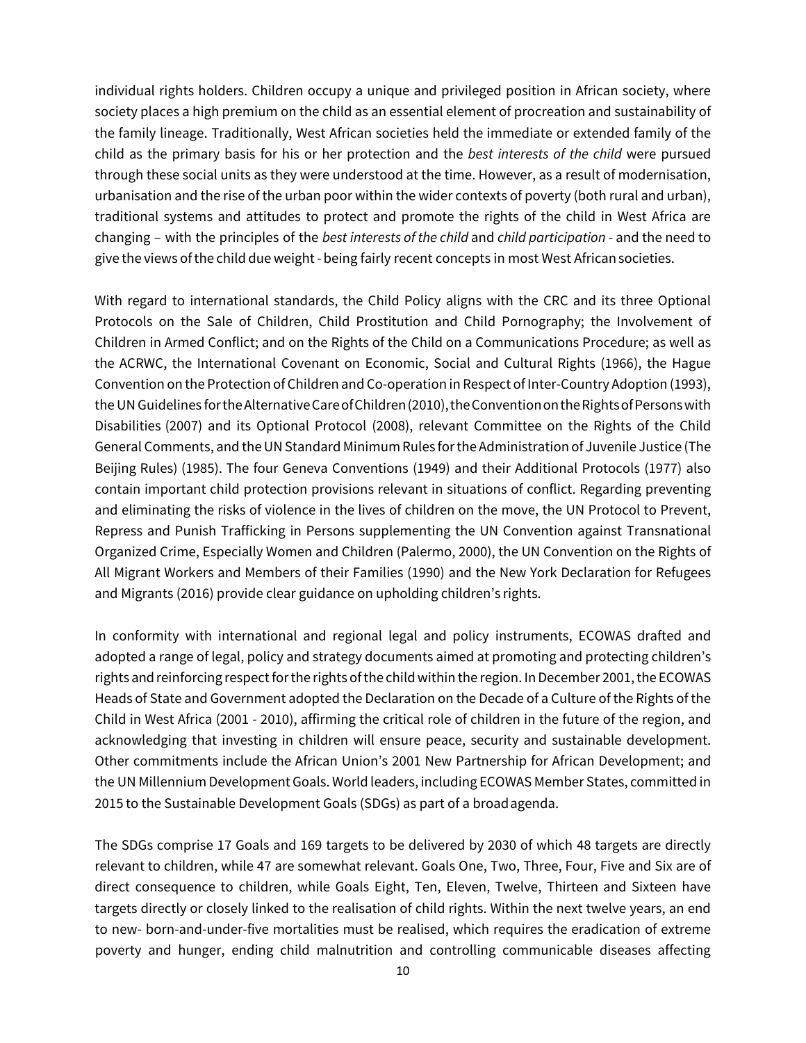individual rights holders. Children occupy a unique and privileged position in African society, where society places a high premium on the child as an essential element of procreation and sustainability of the family lineage. Traditionally, West African societies held the immediate or extended family of the child as the primary basis for his or her protection and the *best interests of the child* were pursued through these social units as they were understood at the time. However, as a result of modernisation, urbanisation and the rise of the urban poor within the wider contexts of poverty (both rural and urban), traditional systems and attitudes to protect and promote the rights of the child in West Africa are changing – with the principles of the *best interests of the child* and *child participation* - and the need to give the views of the child due weight - being fairly recent concepts in most West African societies.

With regard to international standards, the Child Policy aligns with the CRC and its three Optional Protocols on the Sale of Children, Child Prostitution and Child Pornography; the Involvement of Children in Armed Conflict; and on the Rights of the Child on a Communications Procedure; as well as the ACRWC, the International Covenant on Economic, Social and Cultural Rights (1966), the Hague Convention on the Protection of Children and Co-operation in Respect of Inter-Country Adoption (1993), the UN Guidelines for the Alternative Care of Children (2010), the Convention on the Rights of Persons with Disabilities (2007) and its Optional Protocol (2008), relevant Committee on the Rights of the Child General Comments, and the UN Standard Minimum Rules for the Administration of Juvenile Justice (The Beijing Rules) (1985). The four Geneva Conventions (1949) and their Additional Protocols (1977) also contain important child protection provisions relevant in situations of conflict. Regarding preventing and eliminating the risks of violence in the lives of children on the move, the UN Protocol to Prevent, Repress and Punish Trafficking in Persons supplementing the UN Convention against Transnational Organized Crime, Especially Women and Children (Palermo, 2000), the UN Convention on the Rights of All Migrant Workers and Members of their Families (1990) and the New York Declaration for Refugees and Migrants (2016) provide clear guidance on upholding children's rights.

In conformity with international and regional legal and policy instruments, ECOWAS drafted and adopted a range of legal, policy and strategy documents aimed at promoting and protecting children's rights and reinforcing respect for the rights of the child within the region. In December 2001, the ECOWAS Heads of State and Government adopted the Declaration on the Decade of a Culture of the Rights of the Child in West Africa (2001 - 2010), affirming the critical role of children in the future of the region, and acknowledging that investing in children will ensure peace, security and sustainable development. Other commitments include the African Union's 2001 New Partnership for African Development; and the UN Millennium Development Goals. World leaders, including ECOWAS Member States, committed in 2015 to the Sustainable Development Goals (SDGs) as part of a broad agenda.

The SDGs comprise 17 Goals and 169 targets to be delivered by 2030 of which 48 targets are directly relevant to children, while 47 are somewhat relevant. Goals One, Two, Three, Four, Five and Six are of direct consequence to children, while Goals Eight, Ten, Eleven, Twelve, Thirteen and Sixteen have targets directly or closely linked to the realisation of child rights. Within the next twelve years, an end to new- born-and-under-five mortalities must be realised, which requires the eradication of extreme poverty and hunger, ending child malnutrition and controlling communicable diseases affecting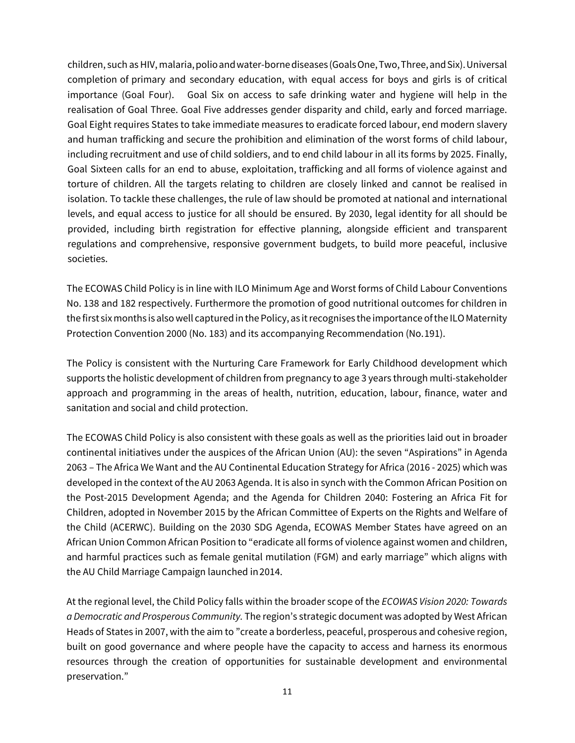children, such as HIV, malaria, polio and water-borne diseases (Goals One, Two, Three, and Six). Universal completion of primary and secondary education, with equal access for boys and girls is of critical importance (Goal Four). Goal Six on access to safe drinking water and hygiene will help in the realisation of Goal Three. Goal Five addresses gender disparity and child, early and forced marriage. Goal Eight requires States to take immediate measures to eradicate forced labour, end modern slavery and human trafficking and secure the prohibition and elimination of the worst forms of child labour, including recruitment and use of child soldiers, and to end child labour in all its forms by 2025. Finally, Goal Sixteen calls for an end to abuse, exploitation, trafficking and all forms of violence against and torture of children. All the targets relating to children are closely linked and cannot be realised in isolation. To tackle these challenges, the rule of law should be promoted at national and international levels, and equal access to justice for all should be ensured. By 2030, legal identity for all should be provided, including birth registration for effective planning, alongside efficient and transparent regulations and comprehensive, responsive government budgets, to build more peaceful, inclusive societies.

The ECOWAS Child Policy is in line with ILO Minimum Age and Worst forms of Child Labour Conventions No. 138 and 182 respectively. Furthermore the promotion of good nutritional outcomes for children in the first six months is also well captured in the Policy, as it recognises the importance of the ILO Maternity Protection Convention 2000 (No. 183) and its accompanying Recommendation (No.191).

The Policy is consistent with the Nurturing Care Framework for Early Childhood development which supports the holistic development of children from pregnancy to age 3 years through multi-stakeholder approach and programming in the areas of health, nutrition, education, labour, finance, water and sanitation and social and child protection.

The ECOWAS Child Policy is also consistent with these goals as well as the priorities laid out in broader continental initiatives under the auspices of the African Union (AU): the seven "Aspirations" in Agenda 2063 – The Africa We Want and the AU Continental Education Strategy for Africa (2016 - 2025) which was developed in the context of the AU 2063 Agenda. It is also in synch with the Common African Position on the Post-2015 Development Agenda; and the Agenda for Children 2040: Fostering an Africa Fit for Children, adopted in November 2015 by the African Committee of Experts on the Rights and Welfare of the Child (ACERWC). Building on the 2030 SDG Agenda, ECOWAS Member States have agreed on an African Union Common African Position to "eradicate all forms of violence against women and children, and harmful practices such as female genital mutilation (FGM) and early marriage" which aligns with the AU Child Marriage Campaign launched in 2014.

At the regional level, the Child Policy falls within the broader scope of the *ECOWAS Vision 2020: Towards a Democratic and Prosperous Community.* The region's strategic document was adopted by West African Heads of States in 2007, with the aim to "create a borderless, peaceful, prosperous and cohesive region, built on good governance and where people have the capacity to access and harness its enormous resources through the creation of opportunities for sustainable development and environmental preservation."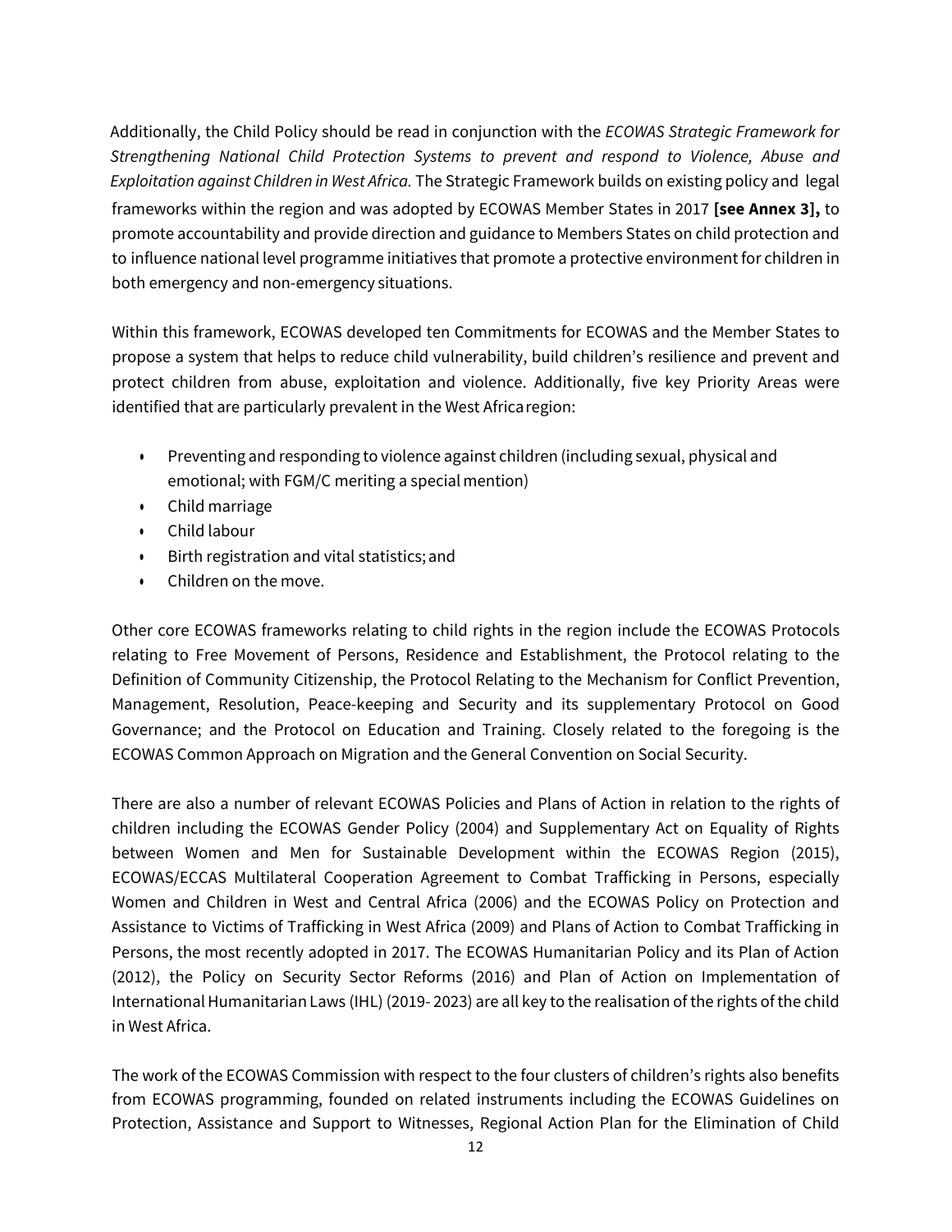Additionally, the Child Policy should be read in conjunction with the *ECOWAS Strategic Framework for Strengthening National Child Protection Systems to prevent and respond to Violence, Abuse and Exploitation against Children in West Africa.* The Strategic Framework builds on existing policy and legal frameworks within the region and was adopted by ECOWAS Member States in 2017 **[see Annex 3],** to promote accountability and provide direction and guidance to Members States on child protection and to influence national level programme initiatives that promote a protective environment for children in both emergency and non-emergency situations.

Within this framework, ECOWAS developed ten Commitments for ECOWAS and the Member States to propose a system that helps to reduce child vulnerability, build children's resilience and prevent and protect children from abuse, exploitation and violence. Additionally, five key Priority Areas were identified that are particularly prevalent in the West Africa region:

- Preventing and responding to violence against children (including sexual, physical and emotional; with FGM/C meriting a special mention)
- Child marriage
- Child labour
- Birth registration and vital statistics; and
- Children on the move.

Other core ECOWAS frameworks relating to child rights in the region include the ECOWAS Protocols relating to Free Movement of Persons, Residence and Establishment, the Protocol relating to the Definition of Community Citizenship, the Protocol Relating to the Mechanism for Conflict Prevention, Management, Resolution, Peace-keeping and Security and its supplementary Protocol on Good Governance; and the Protocol on Education and Training. Closely related to the foregoing is the ECOWAS Common Approach on Migration and the General Convention on Social Security.

There are also a number of relevant ECOWAS Policies and Plans of Action in relation to the rights of children including the ECOWAS Gender Policy (2004) and Supplementary Act on Equality of Rights between Women and Men for Sustainable Development within the ECOWAS Region (2015), ECOWAS/ECCAS Multilateral Cooperation Agreement to Combat Trafficking in Persons, especially Women and Children in West and Central Africa (2006) and the ECOWAS Policy on Protection and Assistance to Victims of Trafficking in West Africa (2009) and Plans of Action to Combat Trafficking in Persons, the most recently adopted in 2017. The ECOWAS Humanitarian Policy and its Plan of Action (2012), the Policy on Security Sector Reforms (2016) and Plan of Action on Implementation of International Humanitarian Laws (IHL) (2019- 2023) are all key to the realisation of the rights of the child in West Africa.

The work of the ECOWAS Commission with respect to the four clusters of children's rights also benefits from ECOWAS programming, founded on related instruments including the ECOWAS Guidelines on Protection, Assistance and Support to Witnesses, Regional Action Plan for the Elimination of Child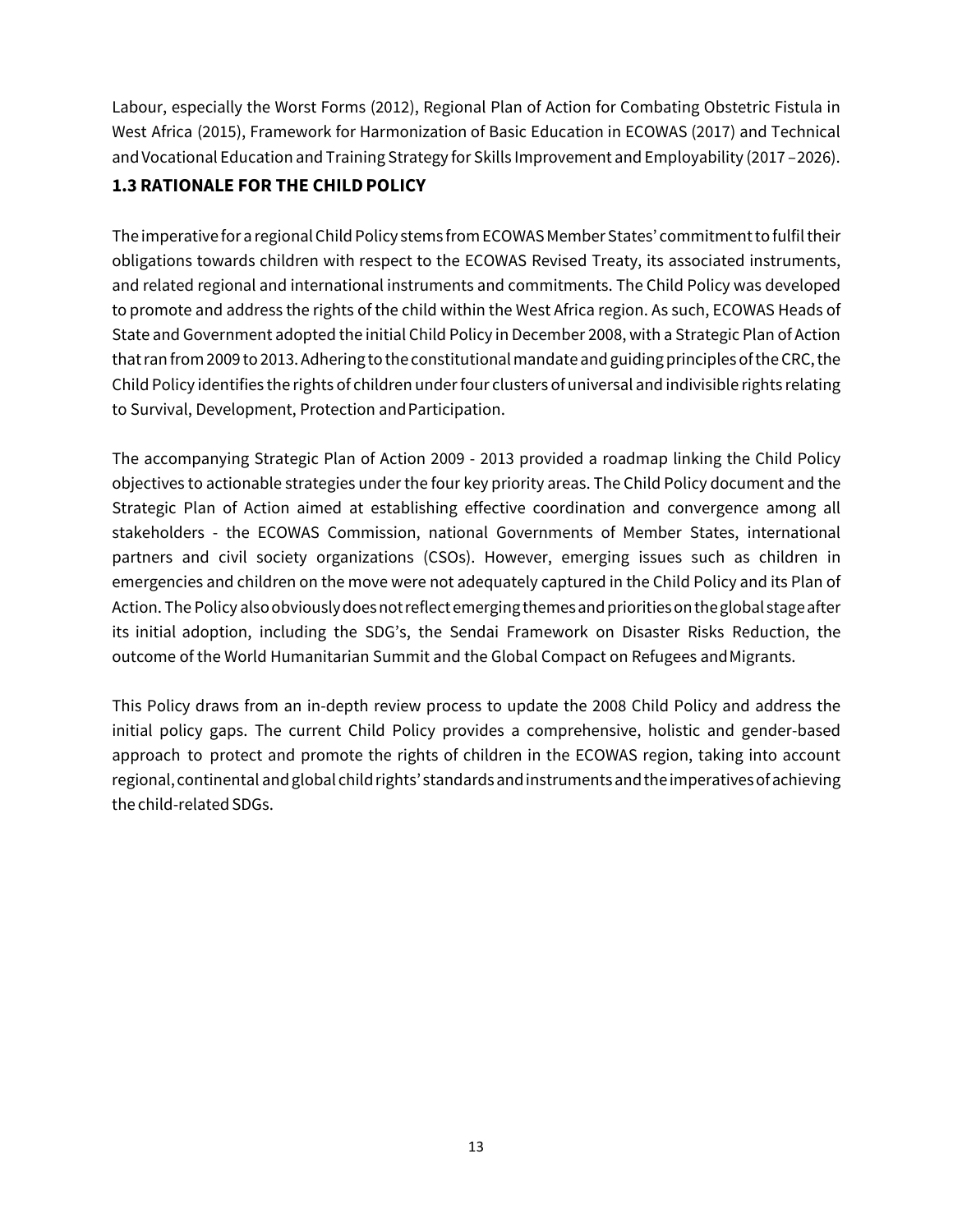Labour, especially the Worst Forms (2012), Regional Plan of Action for Combating Obstetric Fistula in West Africa (2015), Framework for Harmonization of Basic Education in ECOWAS (2017) and Technical and Vocational Education and Training Strategy for Skills Improvement and Employability (2017 –2026).

## 1.3 RATIONALE FOR THE CHILD POLICY

The imperative for a regional Child Policy stems from ECOWAS Member States' commitment to fulfil their obligations towards children with respect to the ECOWAS Revised Treaty, its associated instruments, and related regional and international instruments and commitments. The Child Policy was developed to promote and address the rights of the child within the West Africa region. As such, ECOWAS Heads of State and Government adopted the initial Child Policy in December 2008, with a Strategic Plan of Action that ran from 2009 to 2013. Adhering to the constitutional mandate and guiding principles of the CRC, the Child Policy identifies the rights of children under four clusters of universal and indivisible rights relating to Survival, Development, Protection and Participation.

The accompanying Strategic Plan of Action 2009 - 2013 provided a roadmap linking the Child Policy objectives to actionable strategies under the four key priority areas. The Child Policy document and the Strategic Plan of Action aimed at establishing effective coordination and convergence among all stakeholders - the ECOWAS Commission, national Governments of Member States, international partners and civil society organizations (CSOs). However, emerging issues such as children in emergencies and children on the move were not adequately captured in the Child Policy and its Plan of Action. The Policy also obviously does not reflect emerging themes and priorities on the global stage after its initial adoption, including the SDG's, the Sendai Framework on Disaster Risks Reduction, the outcome of the World Humanitarian Summit and the Global Compact on Refugees and Migrants.

This Policy draws from an in-depth review process to update the 2008 Child Policy and address the initial policy gaps. The current Child Policy provides a comprehensive, holistic and gender-based approach to protect and promote the rights of children in the ECOWAS region, taking into account regional, continental and global child rights' standards and instruments and the imperatives of achieving the child-related SDGs.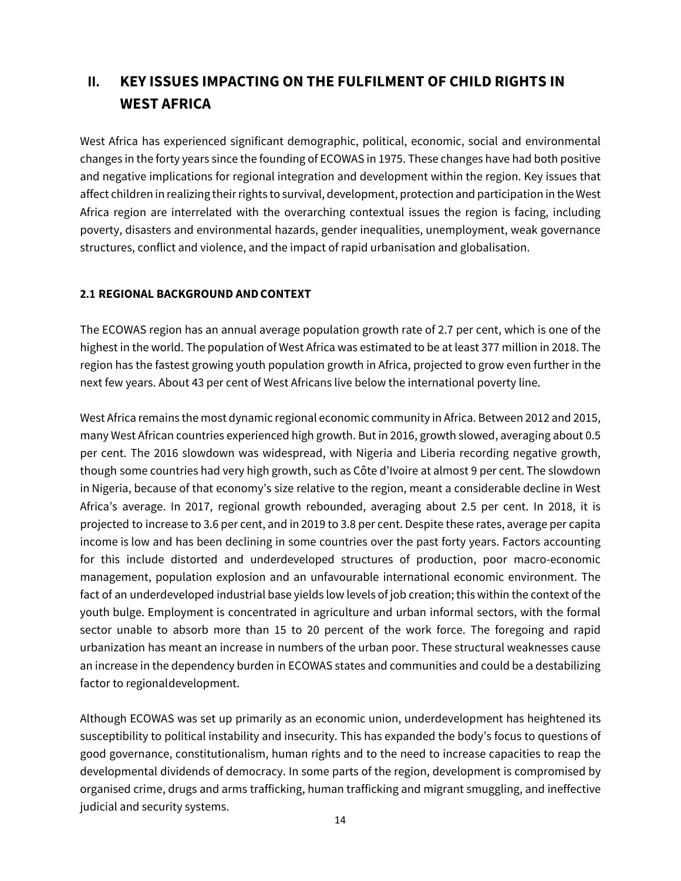# II. KEY ISSUES IMPACTING ON THE FULFILMENT OF CHILD RIGHTS IN WEST AFRICA

West Africa has experienced significant demographic, political, economic, social and environmental changes in the forty years since the founding of ECOWAS in 1975. These changes have had both positive and negative implications for regional integration and development within the region. Key issues that affect children in realizing their rights to survival, development, protection and participation in the West Africa region are interrelated with the overarching contextual issues the region is facing, including poverty, disasters and environmental hazards, gender inequalities, unemployment, weak governance structures, conflict and violence, and the impact of rapid urbanisation and globalisation.

### 2.1 REGIONAL BACKGROUND AND CONTEXT

The ECOWAS region has an annual average population growth rate of 2.7 per cent, which is one of the highest in the world. The population of West Africa was estimated to be at least 377 million in 2018. The region has the fastest growing youth population growth in Africa, projected to grow even further in the next few years. About 43 per cent of West Africans live below the international poverty line.

West Africa remains the most dynamic regional economic community in Africa. Between 2012 and 2015, many West African countries experienced high growth. But in 2016, growth slowed, averaging about 0.5 per cent. The 2016 slowdown was widespread, with Nigeria and Liberia recording negative growth, though some countries had very high growth, such as Côte d'Ivoire at almost 9 per cent. The slowdown in Nigeria, because of that economy's size relative to the region, meant a considerable decline in West Africa's average. In 2017, regional growth rebounded, averaging about 2.5 per cent. In 2018, it is projected to increase to 3.6 per cent, and in 2019 to 3.8 per cent. Despite these rates, average per capita income is low and has been declining in some countries over the past forty years. Factors accounting for this include distorted and underdeveloped structures of production, poor macro-economic management, population explosion and an unfavourable international economic environment. The fact of an underdeveloped industrial base yields low levels of job creation; this within the context of the youth bulge. Employment is concentrated in agriculture and urban informal sectors, with the formal sector unable to absorb more than 15 to 20 percent of the work force. The foregoing and rapid urbanization has meant an increase in numbers of the urban poor. These structural weaknesses cause an increase in the dependency burden in ECOWAS states and communities and could be a destabilizing factor to regional development.

Although ECOWAS was set up primarily as an economic union, underdevelopment has heightened its susceptibility to political instability and insecurity. This has expanded the body's focus to questions of good governance, constitutionalism, human rights and to the need to increase capacities to reap the developmental dividends of democracy. In some parts of the region, development is compromised by organised crime, drugs and arms trafficking, human trafficking and migrant smuggling, and ineffective judicial and security systems.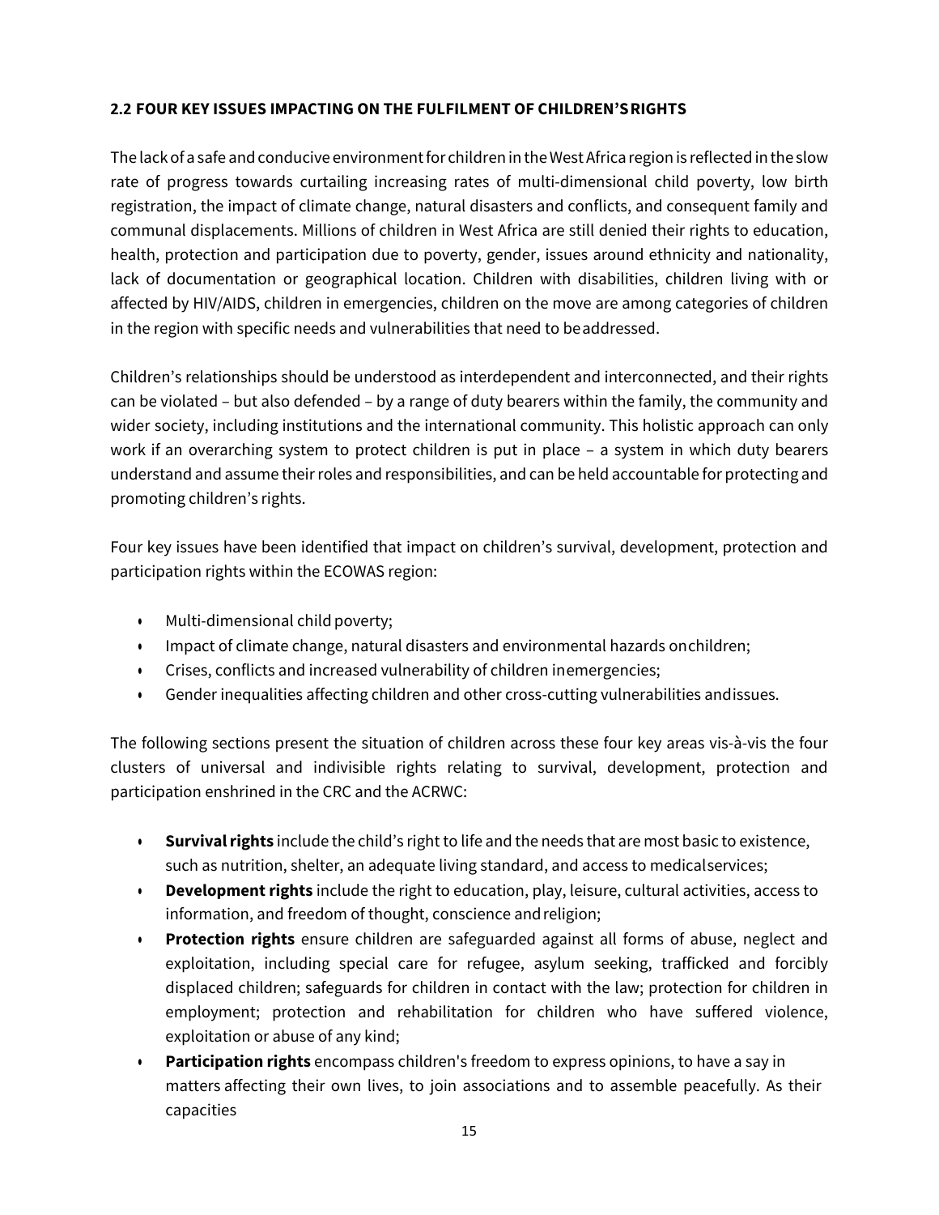## 2.2 FOUR KEY ISSUES IMPACTING ON THE FULFILMENT OF CHILDREN'S RIGHTS

The lack of a safe and conducive environment for children in the West Africa region is reflected in the slow rate of progress towards curtailing increasing rates of multi-dimensional child poverty, low birth registration, the impact of climate change, natural disasters and conflicts, and consequent family and communal displacements. Millions of children in West Africa are still denied their rights to education, health, protection and participation due to poverty, gender, issues around ethnicity and nationality, lack of documentation or geographical location. Children with disabilities, children living with or affected by HIV/AIDS, children in emergencies, children on the move are among categories of children in the region with specific needs and vulnerabilities that need to be addressed.

Children's relationships should be understood as interdependent and interconnected, and their rights can be violated – but also defended – by a range of duty bearers within the family, the community and wider society, including institutions and the international community. This holistic approach can only work if an overarching system to protect children is put in place – a system in which duty bearers understand and assume their roles and responsibilities, and can be held accountable for protecting and promoting children's rights.

Four key issues have been identified that impact on children's survival, development, protection and participation rights within the ECOWAS region:

- Multi-dimensional child poverty;
- Impact of climate change, natural disasters and environmental hazards on children;
- Crises, conflicts and increased vulnerability of children in emergencies;
- Gender inequalities affecting children and other cross-cutting vulnerabilities and issues.

The following sections present the situation of children across these four key areas vis-à-vis the four clusters of universal and indivisible rights relating to survival, development, protection and participation enshrined in the CRC and the ACRWC:

- **Survival rights** include the child's right to life and the needs that are most basic to existence, such as nutrition, shelter, an adequate living standard, and access to medical services;
- **Development rights** include the right to education, play, leisure, cultural activities, access to information, and freedom of thought, conscience and religion;
- **Protection rights** ensure children are safeguarded against all forms of abuse, neglect and exploitation, including special care for refugee, asylum seeking, trafficked and forcibly displaced children; safeguards for children in contact with the law; protection for children in employment; protection and rehabilitation for children who have suffered violence, exploitation or abuse of any kind;
- **Participation rights** encompass children's freedom to express opinions, to have a say in matters affecting their own lives, to join associations and to assemble peacefully. As their capacities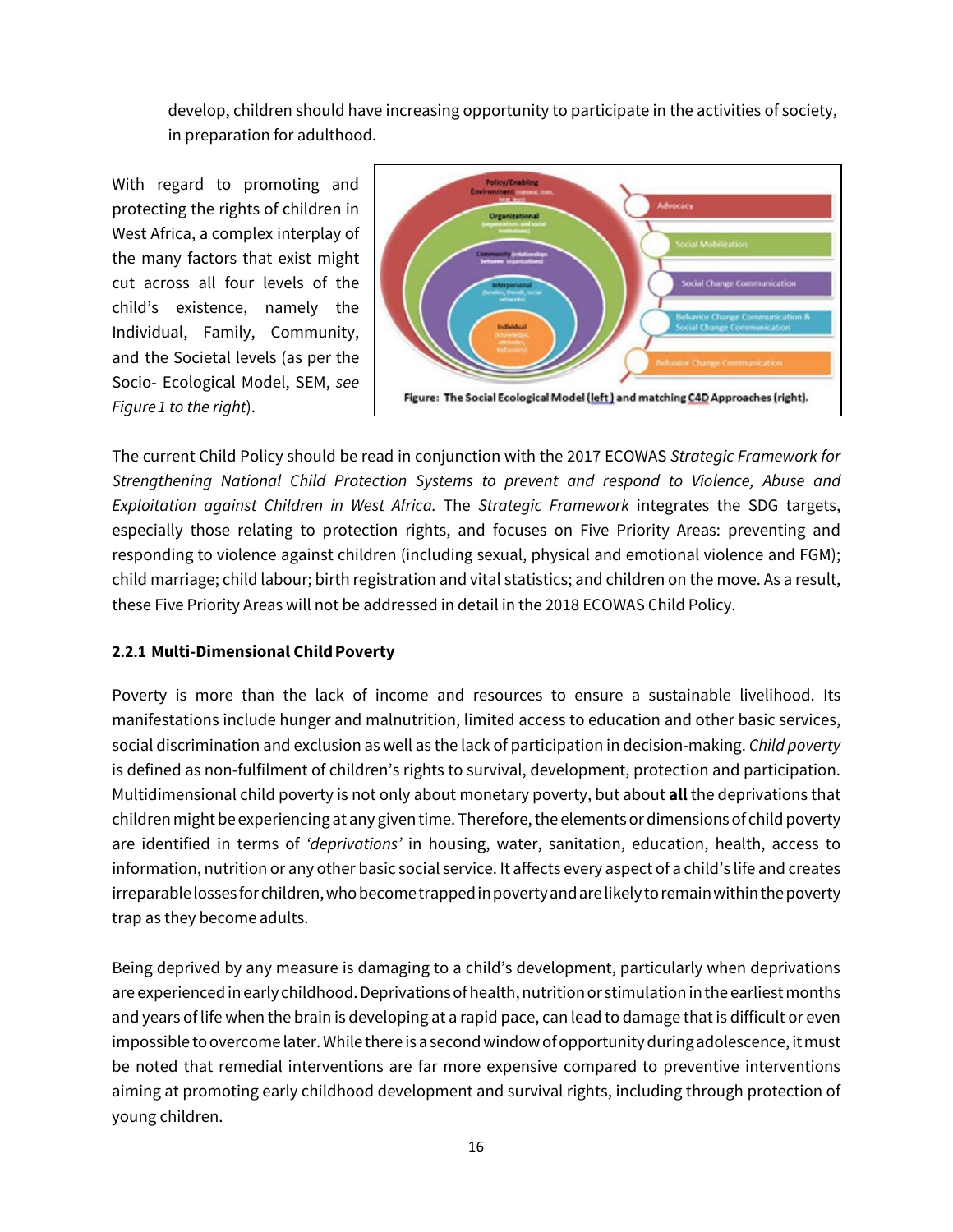develop, children should have increasing opportunity to participate in the activities of society, in preparation for adulthood.

With regard to promoting and protecting the rights of children in West Africa, a complex interplay of the many factors that exist might cut across all four levels of the child's existence, namely the Individual, Family, Community, and the Societal levels (as per the Socio- Ecological Model, SEM, *see Figure 1 to the right*).

Figure: The Social Ecological Model (left) and matching C4D Approaches (right).

The current Child Policy should be read in conjunction with the 2017 ECOWAS *Strategic Framework for Strengthening National Child Protection Systems to prevent and respond to Violence, Abuse and Exploitation against Children in West Africa.* The *Strategic Framework* integrates the SDG targets, especially those relating to protection rights, and focuses on Five Priority Areas: preventing and responding to violence against children (including sexual, physical and emotional violence and FGM); child marriage; child labour; birth registration and vital statistics; and children on the move. As a result, these Five Priority Areas will not be addressed in detail in the 2018 ECOWAS Child Policy.

### 2.2.1 Multi-Dimensional Child Poverty

Poverty is more than the lack of income and resources to ensure a sustainable livelihood. Its manifestations include hunger and malnutrition, limited access to education and other basic services, social discrimination and exclusion as well as the lack of participation in decision-making. *Child poverty* is defined as non-fulfilment of children's rights to survival, development, protection and participation. Multidimensional child poverty is not only about monetary poverty, but about **all** the deprivations that children might be experiencing at any given time. Therefore, the elements or dimensions of child poverty are identified in terms of *'deprivations'* in housing, water, sanitation, education, health, access to information, nutrition or any other basic social service. It affects every aspect of a child's life and creates irreparable losses for children, who become trapped in poverty and are likely to remain within the poverty trap as they become adults.

Being deprived by any measure is damaging to a child's development, particularly when deprivations are experienced in early childhood. Deprivations of health, nutrition or stimulation in the earliest months and years of life when the brain is developing at a rapid pace, can lead to damage that is difficult or even impossible to overcome later. While there is a second window of opportunity during adolescence, it must be noted that remedial interventions are far more expensive compared to preventive interventions aiming at promoting early childhood development and survival rights, including through protection of young children.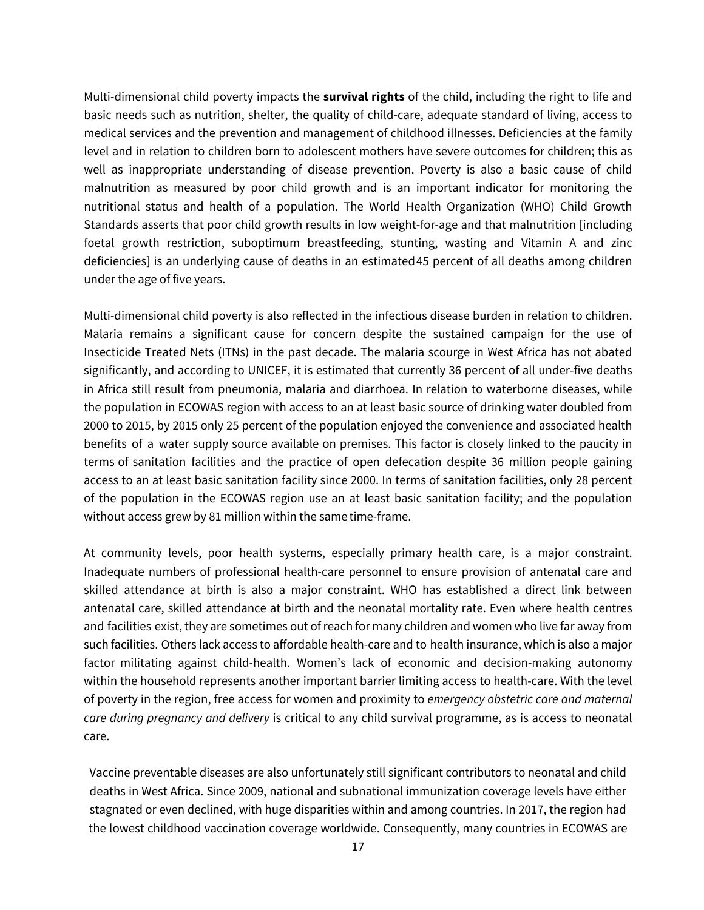Multi-dimensional child poverty impacts the **survival rights** of the child, including the right to life and basic needs such as nutrition, shelter, the quality of child-care, adequate standard of living, access to medical services and the prevention and management of childhood illnesses. Deficiencies at the family level and in relation to children born to adolescent mothers have severe outcomes for children; this as well as inappropriate understanding of disease prevention. Poverty is also a basic cause of child malnutrition as measured by poor child growth and is an important indicator for monitoring the nutritional status and health of a population. The World Health Organization (WHO) Child Growth Standards asserts that poor child growth results in low weight-for-age and that malnutrition [including foetal growth restriction, suboptimum breastfeeding, stunting, wasting and Vitamin A and zinc deficiencies] is an underlying cause of deaths in an estimated 45 percent of all deaths among children under the age of five years.

Multi-dimensional child poverty is also reflected in the infectious disease burden in relation to children. Malaria remains a significant cause for concern despite the sustained campaign for the use of Insecticide Treated Nets (ITNs) in the past decade. The malaria scourge in West Africa has not abated significantly, and according to UNICEF, it is estimated that currently 36 percent of all under-five deaths in Africa still result from pneumonia, malaria and diarrhoea. In relation to waterborne diseases, while the population in ECOWAS region with access to an at least basic source of drinking water doubled from 2000 to 2015, by 2015 only 25 percent of the population enjoyed the convenience and associated health benefits of a water supply source available on premises. This factor is closely linked to the paucity in terms of sanitation facilities and the practice of open defecation despite 36 million people gaining access to an at least basic sanitation facility since 2000. In terms of sanitation facilities, only 28 percent of the population in the ECOWAS region use an at least basic sanitation facility; and the population without access grew by 81 million within the same time-frame.

At community levels, poor health systems, especially primary health care, is a major constraint. Inadequate numbers of professional health-care personnel to ensure provision of antenatal care and skilled attendance at birth is also a major constraint. WHO has established a direct link between antenatal care, skilled attendance at birth and the neonatal mortality rate. Even where health centres and facilities exist, they are sometimes out of reach for many children and women who live far away from such facilities. Others lack access to affordable health-care and to health insurance, which is also a major factor militating against child-health. Women's lack of economic and decision-making autonomy within the household represents another important barrier limiting access to health-care. With the level of poverty in the region, free access for women and proximity to *emergency obstetric care and maternal care during pregnancy and delivery* is critical to any child survival programme, as is access to neonatal care.

Vaccine preventable diseases are also unfortunately still significant contributors to neonatal and child deaths in West Africa. Since 2009, national and subnational immunization coverage levels have either stagnated or even declined, with huge disparities within and among countries. In 2017, the region had the lowest childhood vaccination coverage worldwide. Consequently, many countries in ECOWAS are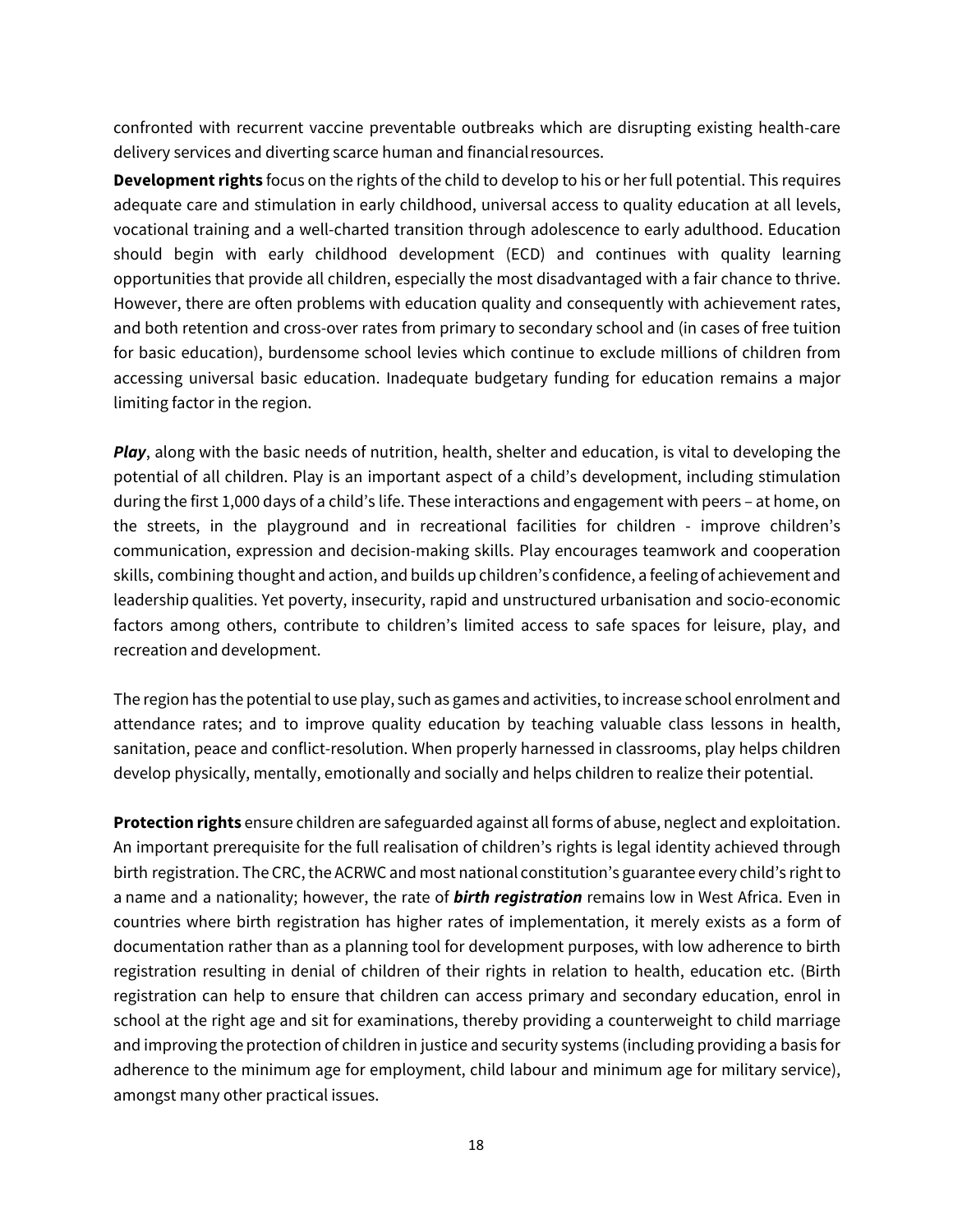confronted with recurrent vaccine preventable outbreaks which are disrupting existing health-care delivery services and diverting scarce human and financial resources.

**Development rights** focus on the rights of the child to develop to his or her full potential. This requires adequate care and stimulation in early childhood, universal access to quality education at all levels, vocational training and a well-charted transition through adolescence to early adulthood. Education should begin with early childhood development (ECD) and continues with quality learning opportunities that provide all children, especially the most disadvantaged with a fair chance to thrive. However, there are often problems with education quality and consequently with achievement rates, and both retention and cross-over rates from primary to secondary school and (in cases of free tuition for basic education), burdensome school levies which continue to exclude millions of children from accessing universal basic education. Inadequate budgetary funding for education remains a major limiting factor in the region.

***Play***, along with the basic needs of nutrition, health, shelter and education, is vital to developing the potential of all children. Play is an important aspect of a child's development, including stimulation during the first 1,000 days of a child's life. These interactions and engagement with peers – at home, on the streets, in the playground and in recreational facilities for children - improve children's communication, expression and decision-making skills. Play encourages teamwork and cooperation skills, combining thought and action, and builds up children's confidence, a feeling of achievement and leadership qualities. Yet poverty, insecurity, rapid and unstructured urbanisation and socio-economic factors among others, contribute to children's limited access to safe spaces for leisure, play, and recreation and development.

The region has the potential to use play, such as games and activities, to increase school enrolment and attendance rates; and to improve quality education by teaching valuable class lessons in health, sanitation, peace and conflict-resolution. When properly harnessed in classrooms, play helps children develop physically, mentally, emotionally and socially and helps children to realize their potential.

**Protection rights** ensure children are safeguarded against all forms of abuse, neglect and exploitation. An important prerequisite for the full realisation of children's rights is legal identity achieved through birth registration. The CRC, the ACRWC and most national constitution's guarantee every child's right to a name and a nationality; however, the rate of ***birth registration*** remains low in West Africa. Even in countries where birth registration has higher rates of implementation, it merely exists as a form of documentation rather than as a planning tool for development purposes, with low adherence to birth registration resulting in denial of children of their rights in relation to health, education etc. (Birth registration can help to ensure that children can access primary and secondary education, enrol in school at the right age and sit for examinations, thereby providing a counterweight to child marriage and improving the protection of children in justice and security systems (including providing a basis for adherence to the minimum age for employment, child labour and minimum age for military service), amongst many other practical issues.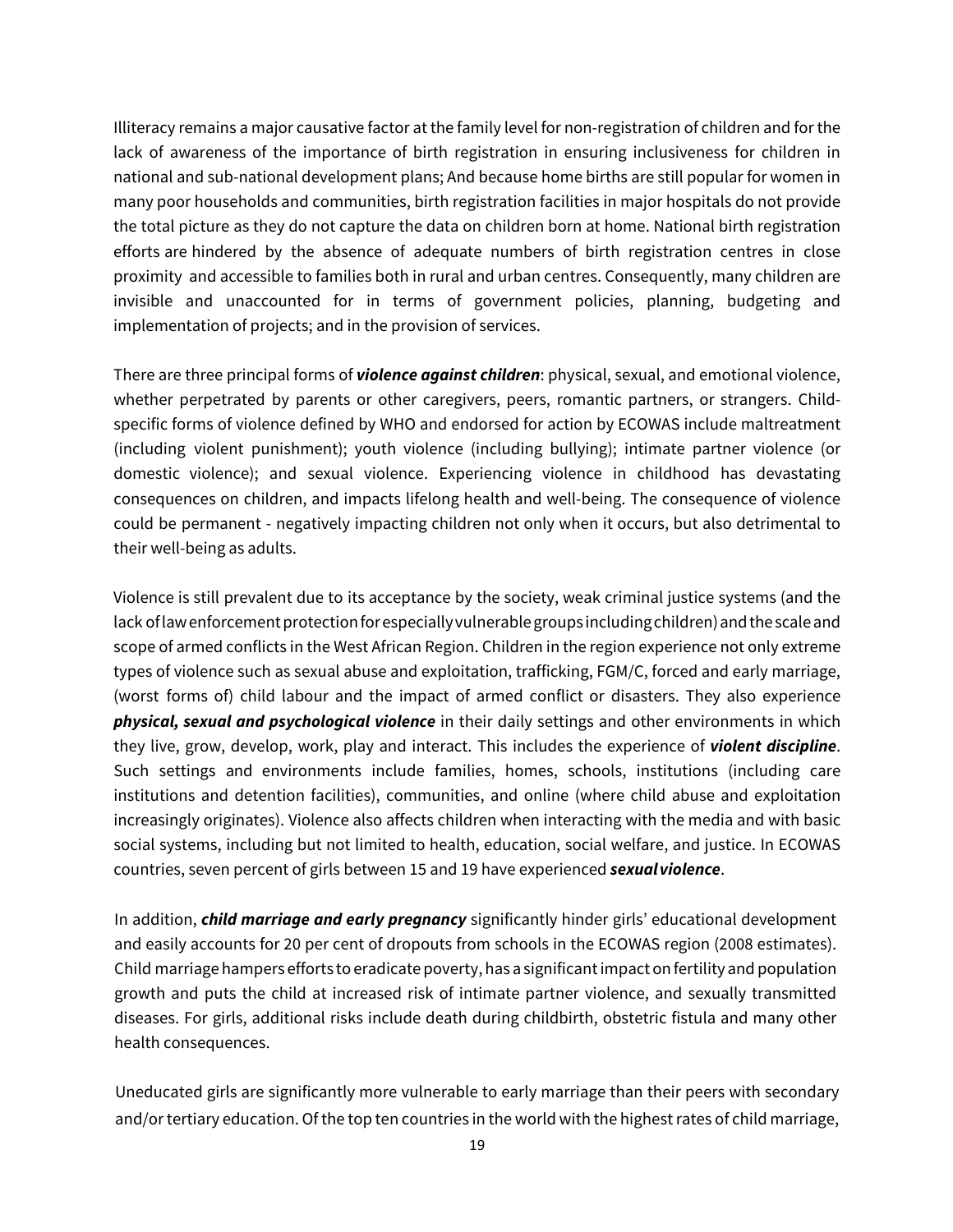Illiteracy remains a major causative factor at the family level for non-registration of children and for the lack of awareness of the importance of birth registration in ensuring inclusiveness for children in national and sub-national development plans; And because home births are still popular for women in many poor households and communities, birth registration facilities in major hospitals do not provide the total picture as they do not capture the data on children born at home. National birth registration efforts are hindered by the absence of adequate numbers of birth registration centres in close proximity and accessible to families both in rural and urban centres. Consequently, many children are invisible and unaccounted for in terms of government policies, planning, budgeting and implementation of projects; and in the provision of services.

There are three principal forms of ***violence against children***: physical, sexual, and emotional violence, whether perpetrated by parents or other caregivers, peers, romantic partners, or strangers. Child-specific forms of violence defined by WHO and endorsed for action by ECOWAS include maltreatment (including violent punishment); youth violence (including bullying); intimate partner violence (or domestic violence); and sexual violence. Experiencing violence in childhood has devastating consequences on children, and impacts lifelong health and well-being. The consequence of violence could be permanent - negatively impacting children not only when it occurs, but also detrimental to their well-being as adults.

Violence is still prevalent due to its acceptance by the society, weak criminal justice systems (and the lack of law enforcement protection for especially vulnerable groups including children) and the scale and scope of armed conflicts in the West African Region. Children in the region experience not only extreme types of violence such as sexual abuse and exploitation, trafficking, FGM/C, forced and early marriage, (worst forms of) child labour and the impact of armed conflict or disasters. They also experience ***physical, sexual and psychological violence*** in their daily settings and other environments in which they live, grow, develop, work, play and interact. This includes the experience of ***violent discipline***. Such settings and environments include families, homes, schools, institutions (including care institutions and detention facilities), communities, and online (where child abuse and exploitation increasingly originates). Violence also affects children when interacting with the media and with basic social systems, including but not limited to health, education, social welfare, and justice. In ECOWAS countries, seven percent of girls between 15 and 19 have experienced ***sexual violence***.

In addition, ***child marriage and early pregnancy*** significantly hinder girls' educational development and easily accounts for 20 per cent of dropouts from schools in the ECOWAS region (2008 estimates). Child marriage hampers efforts to eradicate poverty, has a significant impact on fertility and population growth and puts the child at increased risk of intimate partner violence, and sexually transmitted diseases. For girls, additional risks include death during childbirth, obstetric fistula and many other health consequences.

Uneducated girls are significantly more vulnerable to early marriage than their peers with secondary and/or tertiary education. Of the top ten countries in the world with the highest rates of child marriage,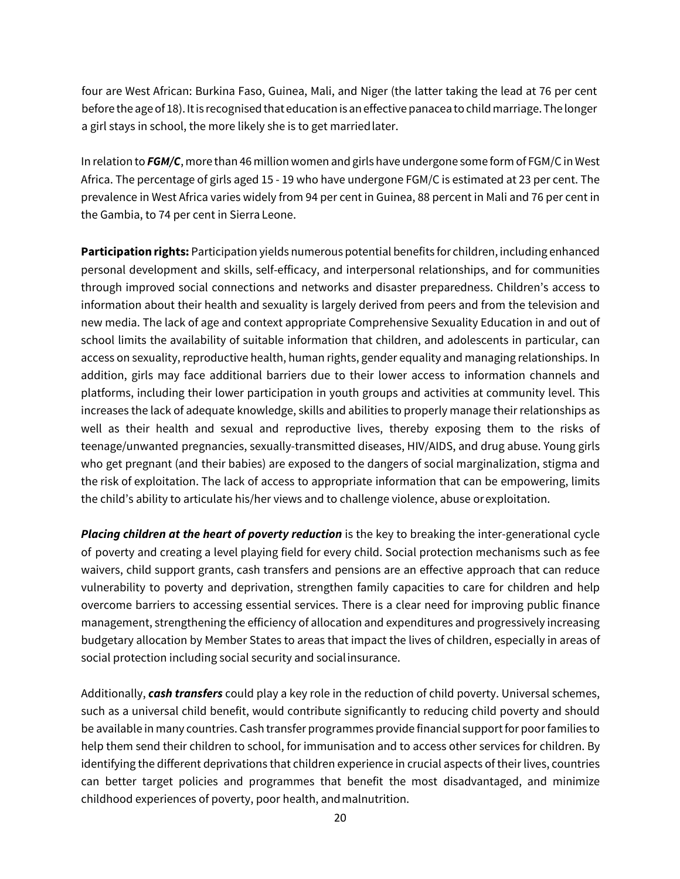four are West African: Burkina Faso, Guinea, Mali, and Niger (the latter taking the lead at 76 per cent before the age of 18). It is recognised that education is an effective panacea to child marriage. The longer a girl stays in school, the more likely she is to get married later.

In relation to ***FGM/C***, more than 46 million women and girls have undergone some form of FGM/C in West Africa. The percentage of girls aged 15 - 19 who have undergone FGM/C is estimated at 23 per cent. The prevalence in West Africa varies widely from 94 per cent in Guinea, 88 percent in Mali and 76 per cent in the Gambia, to 74 per cent in Sierra Leone.

**Participation rights:** Participation yields numerous potential benefits for children, including enhanced personal development and skills, self-efficacy, and interpersonal relationships, and for communities through improved social connections and networks and disaster preparedness. Children's access to information about their health and sexuality is largely derived from peers and from the television and new media. The lack of age and context appropriate Comprehensive Sexuality Education in and out of school limits the availability of suitable information that children, and adolescents in particular, can access on sexuality, reproductive health, human rights, gender equality and managing relationships. In addition, girls may face additional barriers due to their lower access to information channels and platforms, including their lower participation in youth groups and activities at community level. This increases the lack of adequate knowledge, skills and abilities to properly manage their relationships as well as their health and sexual and reproductive lives, thereby exposing them to the risks of teenage/unwanted pregnancies, sexually-transmitted diseases, HIV/AIDS, and drug abuse. Young girls who get pregnant (and their babies) are exposed to the dangers of social marginalization, stigma and the risk of exploitation. The lack of access to appropriate information that can be empowering, limits the child's ability to articulate his/her views and to challenge violence, abuse or exploitation.

***Placing children at the heart of poverty reduction*** is the key to breaking the inter-generational cycle of poverty and creating a level playing field for every child. Social protection mechanisms such as fee waivers, child support grants, cash transfers and pensions are an effective approach that can reduce vulnerability to poverty and deprivation, strengthen family capacities to care for children and help overcome barriers to accessing essential services. There is a clear need for improving public finance management, strengthening the efficiency of allocation and expenditures and progressively increasing budgetary allocation by Member States to areas that impact the lives of children, especially in areas of social protection including social security and social insurance.

Additionally, ***cash transfers*** could play a key role in the reduction of child poverty. Universal schemes, such as a universal child benefit, would contribute significantly to reducing child poverty and should be available in many countries. Cash transfer programmes provide financial support for poor families to help them send their children to school, for immunisation and to access other services for children. By identifying the different deprivations that children experience in crucial aspects of their lives, countries can better target policies and programmes that benefit the most disadvantaged, and minimize childhood experiences of poverty, poor health, and malnutrition.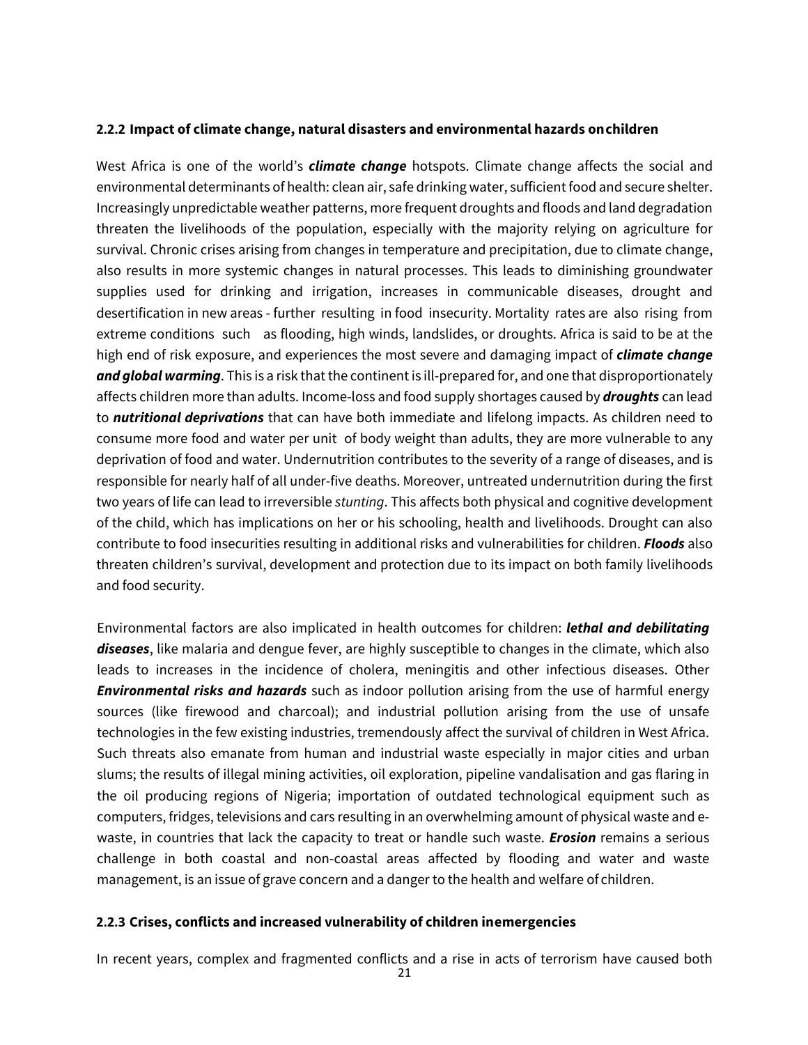### 2.2.2 Impact of climate change, natural disasters and environmental hazards on children

West Africa is one of the world's ***climate change*** hotspots. Climate change affects the social and environmental determinants of health: clean air, safe drinking water, sufficient food and secure shelter. Increasingly unpredictable weather patterns, more frequent droughts and floods and land degradation threaten the livelihoods of the population, especially with the majority relying on agriculture for survival. Chronic crises arising from changes in temperature and precipitation, due to climate change, also results in more systemic changes in natural processes. This leads to diminishing groundwater supplies used for drinking and irrigation, increases in communicable diseases, drought and desertification in new areas - further resulting in food insecurity. Mortality rates are also rising from extreme conditions such as flooding, high winds, landslides, or droughts. Africa is said to be at the high end of risk exposure, and experiences the most severe and damaging impact of ***climate change and global warming***. This is a risk that the continent is ill-prepared for, and one that disproportionately affects children more than adults. Income-loss and food supply shortages caused by ***droughts*** can lead to ***nutritional deprivations*** that can have both immediate and lifelong impacts. As children need to consume more food and water per unit of body weight than adults, they are more vulnerable to any deprivation of food and water. Undernutrition contributes to the severity of a range of diseases, and is responsible for nearly half of all under-five deaths. Moreover, untreated undernutrition during the first two years of life can lead to irreversible *stunting*. This affects both physical and cognitive development of the child, which has implications on her or his schooling, health and livelihoods. Drought can also contribute to food insecurities resulting in additional risks and vulnerabilities for children. ***Floods*** also threaten children's survival, development and protection due to its impact on both family livelihoods and food security.

Environmental factors are also implicated in health outcomes for children: ***lethal and debilitating diseases***, like malaria and dengue fever, are highly susceptible to changes in the climate, which also leads to increases in the incidence of cholera, meningitis and other infectious diseases. Other ***Environmental risks and hazards*** such as indoor pollution arising from the use of harmful energy sources (like firewood and charcoal); and industrial pollution arising from the use of unsafe technologies in the few existing industries, tremendously affect the survival of children in West Africa. Such threats also emanate from human and industrial waste especially in major cities and urban slums; the results of illegal mining activities, oil exploration, pipeline vandalisation and gas flaring in the oil producing regions of Nigeria; importation of outdated technological equipment such as computers, fridges, televisions and cars resulting in an overwhelming amount of physical waste and e-waste, in countries that lack the capacity to treat or handle such waste. ***Erosion*** remains a serious challenge in both coastal and non-coastal areas affected by flooding and water and waste management, is an issue of grave concern and a danger to the health and welfare of children.

### 2.2.3 Crises, conflicts and increased vulnerability of children in emergencies

In recent years, complex and fragmented conflicts and a rise in acts of terrorism have caused both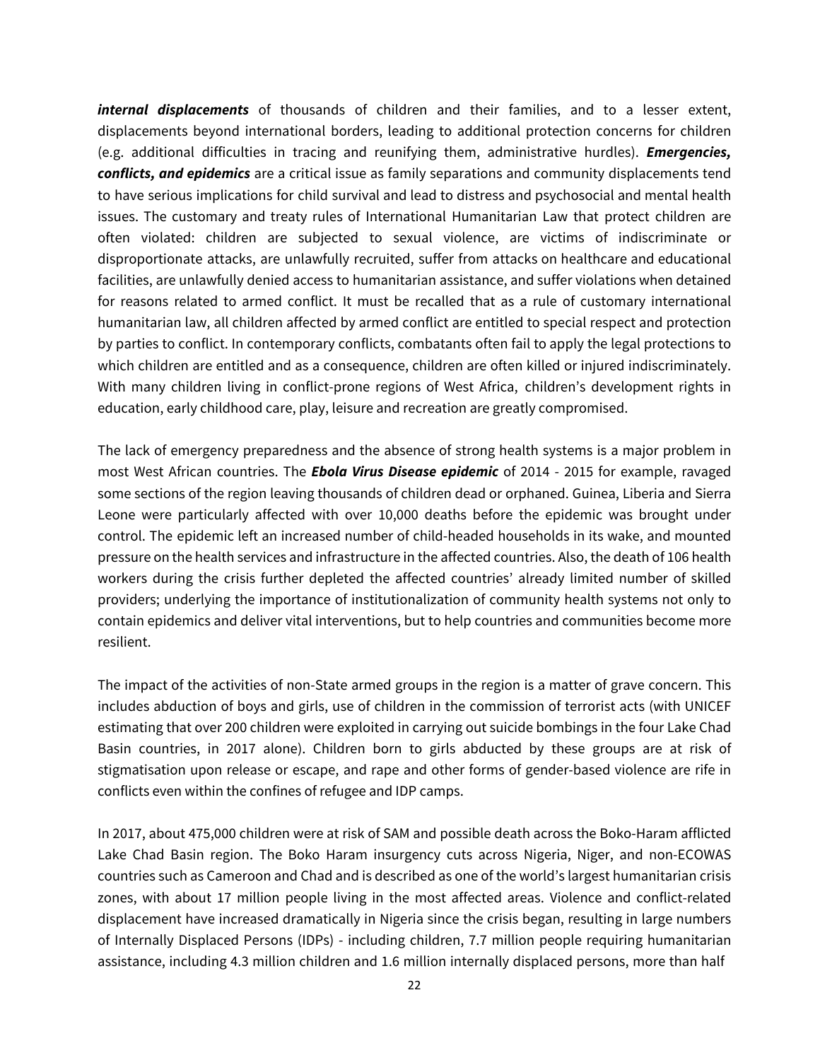***internal displacements*** of thousands of children and their families, and to a lesser extent, displacements beyond international borders, leading to additional protection concerns for children (e.g. additional difficulties in tracing and reunifying them, administrative hurdles). ***Emergencies, conflicts, and epidemics*** are a critical issue as family separations and community displacements tend to have serious implications for child survival and lead to distress and psychosocial and mental health issues. The customary and treaty rules of International Humanitarian Law that protect children are often violated: children are subjected to sexual violence, are victims of indiscriminate or disproportionate attacks, are unlawfully recruited, suffer from attacks on healthcare and educational facilities, are unlawfully denied access to humanitarian assistance, and suffer violations when detained for reasons related to armed conflict. It must be recalled that as a rule of customary international humanitarian law, all children affected by armed conflict are entitled to special respect and protection by parties to conflict. In contemporary conflicts, combatants often fail to apply the legal protections to which children are entitled and as a consequence, children are often killed or injured indiscriminately. With many children living in conflict-prone regions of West Africa, children's development rights in education, early childhood care, play, leisure and recreation are greatly compromised.

The lack of emergency preparedness and the absence of strong health systems is a major problem in most West African countries. The ***Ebola Virus Disease epidemic*** of 2014 - 2015 for example, ravaged some sections of the region leaving thousands of children dead or orphaned. Guinea, Liberia and Sierra Leone were particularly affected with over 10,000 deaths before the epidemic was brought under control. The epidemic left an increased number of child-headed households in its wake, and mounted pressure on the health services and infrastructure in the affected countries. Also, the death of 106 health workers during the crisis further depleted the affected countries' already limited number of skilled providers; underlying the importance of institutionalization of community health systems not only to contain epidemics and deliver vital interventions, but to help countries and communities become more resilient.

The impact of the activities of non-State armed groups in the region is a matter of grave concern. This includes abduction of boys and girls, use of children in the commission of terrorist acts (with UNICEF estimating that over 200 children were exploited in carrying out suicide bombings in the four Lake Chad Basin countries, in 2017 alone). Children born to girls abducted by these groups are at risk of stigmatisation upon release or escape, and rape and other forms of gender-based violence are rife in conflicts even within the confines of refugee and IDP camps.

In 2017, about 475,000 children were at risk of SAM and possible death across the Boko-Haram afflicted Lake Chad Basin region. The Boko Haram insurgency cuts across Nigeria, Niger, and non-ECOWAS countries such as Cameroon and Chad and is described as one of the world's largest humanitarian crisis zones, with about 17 million people living in the most affected areas. Violence and conflict-related displacement have increased dramatically in Nigeria since the crisis began, resulting in large numbers of Internally Displaced Persons (IDPs) - including children, 7.7 million people requiring humanitarian assistance, including 4.3 million children and 1.6 million internally displaced persons, more than half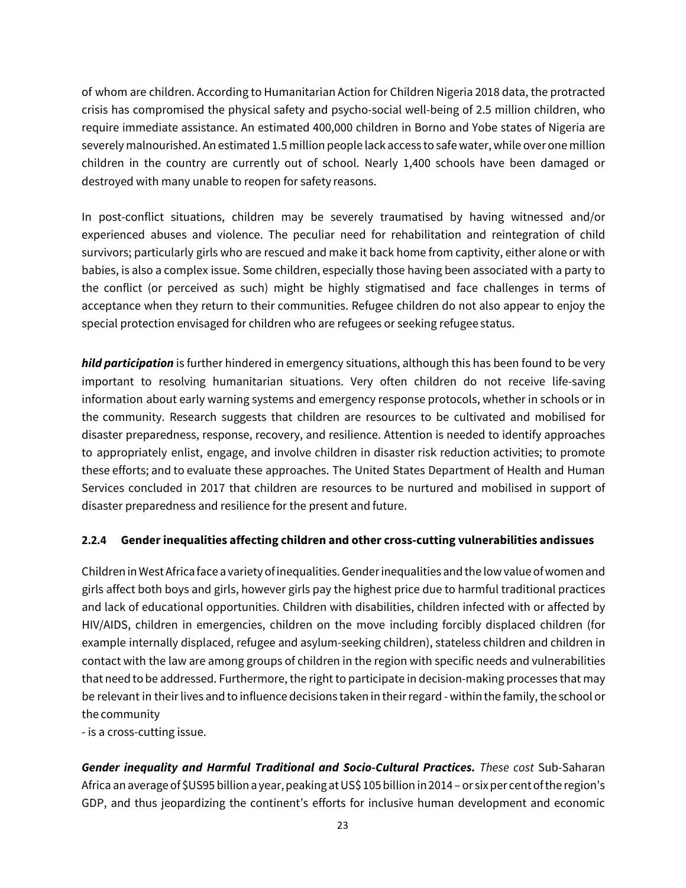of whom are children. According to Humanitarian Action for Children Nigeria 2018 data, the protracted crisis has compromised the physical safety and psycho-social well-being of 2.5 million children, who require immediate assistance. An estimated 400,000 children in Borno and Yobe states of Nigeria are severely malnourished. An estimated 1.5 million people lack access to safe water, while over one million children in the country are currently out of school. Nearly 1,400 schools have been damaged or destroyed with many unable to reopen for safety reasons.

In post-conflict situations, children may be severely traumatised by having witnessed and/or experienced abuses and violence. The peculiar need for rehabilitation and reintegration of child survivors; particularly girls who are rescued and make it back home from captivity, either alone or with babies, is also a complex issue. Some children, especially those having been associated with a party to the conflict (or perceived as such) might be highly stigmatised and face challenges in terms of acceptance when they return to their communities. Refugee children do not also appear to enjoy the special protection envisaged for children who are refugees or seeking refugee status.

***hild participation*** is further hindered in emergency situations, although this has been found to be very important to resolving humanitarian situations. Very often children do not receive life-saving information about early warning systems and emergency response protocols, whether in schools or in the community. Research suggests that children are resources to be cultivated and mobilised for disaster preparedness, response, recovery, and resilience. Attention is needed to identify approaches to appropriately enlist, engage, and involve children in disaster risk reduction activities; to promote these efforts; and to evaluate these approaches. The United States Department of Health and Human Services concluded in 2017 that children are resources to be nurtured and mobilised in support of disaster preparedness and resilience for the present and future.

#### 2.2.4 Gender inequalities affecting children and other cross-cutting vulnerabilities andissues

Children in West Africa face a variety of inequalities. Gender inequalities and the low value of women and girls affect both boys and girls, however girls pay the highest price due to harmful traditional practices and lack of educational opportunities. Children with disabilities, children infected with or affected by HIV/AIDS, children in emergencies, children on the move including forcibly displaced children (for example internally displaced, refugee and asylum-seeking children), stateless children and children in contact with the law are among groups of children in the region with specific needs and vulnerabilities that need to be addressed. Furthermore, the right to participate in decision-making processes that may be relevant in their lives and to influence decisions taken in their regard - within the family, the school or the community

- is a cross-cutting issue.

***Gender inequality and Harmful Traditional and Socio-Cultural Practices.*** *These cost* Sub-Saharan Africa an average of $US95 billion a year, peaking at US$ 105 billion in 2014 – or six per cent of the region's GDP, and thus jeopardizing the continent's efforts for inclusive human development and economic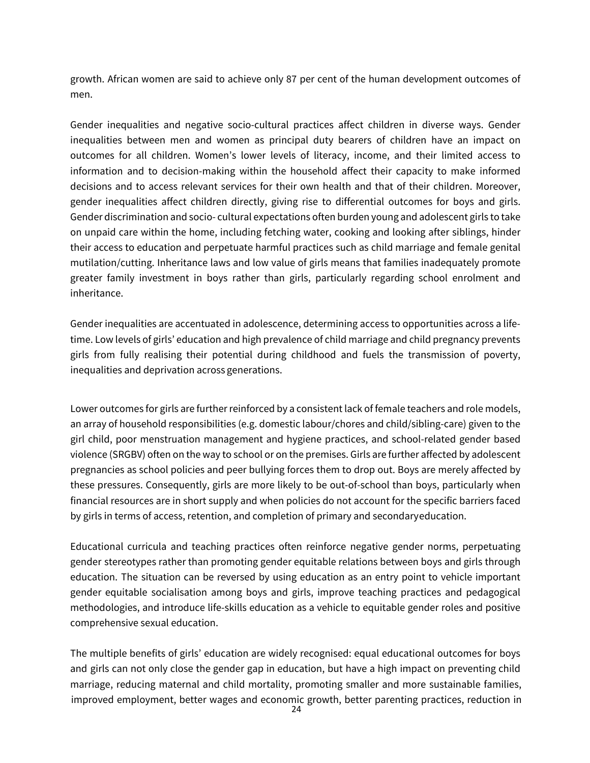growth. African women are said to achieve only 87 per cent of the human development outcomes of men.

Gender inequalities and negative socio-cultural practices affect children in diverse ways. Gender inequalities between men and women as principal duty bearers of children have an impact on outcomes for all children. Women's lower levels of literacy, income, and their limited access to information and to decision-making within the household affect their capacity to make informed decisions and to access relevant services for their own health and that of their children. Moreover, gender inequalities affect children directly, giving rise to differential outcomes for boys and girls. Gender discrimination and socio- cultural expectations often burden young and adolescent girls to take on unpaid care within the home, including fetching water, cooking and looking after siblings, hinder their access to education and perpetuate harmful practices such as child marriage and female genital mutilation/cutting. Inheritance laws and low value of girls means that families inadequately promote greater family investment in boys rather than girls, particularly regarding school enrolment and inheritance.

Gender inequalities are accentuated in adolescence, determining access to opportunities across a life-time. Low levels of girls' education and high prevalence of child marriage and child pregnancy prevents girls from fully realising their potential during childhood and fuels the transmission of poverty, inequalities and deprivation across generations.

Lower outcomes for girls are further reinforced by a consistent lack of female teachers and role models, an array of household responsibilities (e.g. domestic labour/chores and child/sibling-care) given to the girl child, poor menstruation management and hygiene practices, and school-related gender based violence (SRGBV) often on the way to school or on the premises. Girls are further affected by adolescent pregnancies as school policies and peer bullying forces them to drop out. Boys are merely affected by these pressures. Consequently, girls are more likely to be out-of-school than boys, particularly when financial resources are in short supply and when policies do not account for the specific barriers faced by girls in terms of access, retention, and completion of primary and secondary education.

Educational curricula and teaching practices often reinforce negative gender norms, perpetuating gender stereotypes rather than promoting gender equitable relations between boys and girls through education. The situation can be reversed by using education as an entry point to vehicle important gender equitable socialisation among boys and girls, improve teaching practices and pedagogical methodologies, and introduce life-skills education as a vehicle to equitable gender roles and positive comprehensive sexual education.

The multiple benefits of girls' education are widely recognised: equal educational outcomes for boys and girls can not only close the gender gap in education, but have a high impact on preventing child marriage, reducing maternal and child mortality, promoting smaller and more sustainable families, improved employment, better wages and economic growth, better parenting practices, reduction in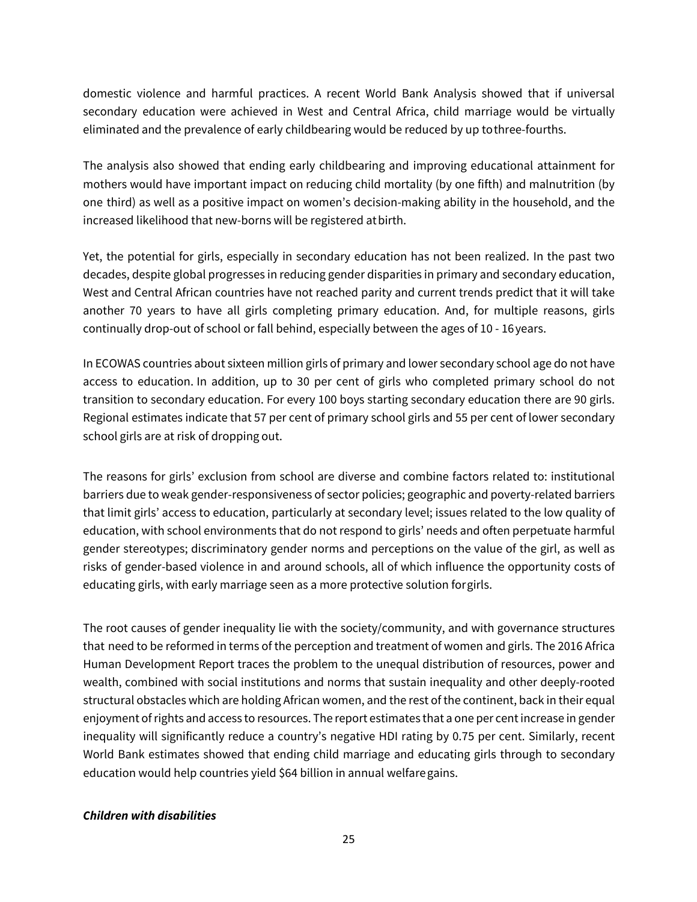domestic violence and harmful practices. A recent World Bank Analysis showed that if universal secondary education were achieved in West and Central Africa, child marriage would be virtually eliminated and the prevalence of early childbearing would be reduced by up to three-fourths.

The analysis also showed that ending early childbearing and improving educational attainment for mothers would have important impact on reducing child mortality (by one fifth) and malnutrition (by one third) as well as a positive impact on women's decision-making ability in the household, and the increased likelihood that new-borns will be registered at birth.

Yet, the potential for girls, especially in secondary education has not been realized. In the past two decades, despite global progresses in reducing gender disparities in primary and secondary education, West and Central African countries have not reached parity and current trends predict that it will take another 70 years to have all girls completing primary education. And, for multiple reasons, girls continually drop-out of school or fall behind, especially between the ages of 10 - 16 years.

In ECOWAS countries about sixteen million girls of primary and lower secondary school age do not have access to education. In addition, up to 30 per cent of girls who completed primary school do not transition to secondary education. For every 100 boys starting secondary education there are 90 girls. Regional estimates indicate that 57 per cent of primary school girls and 55 per cent of lower secondary school girls are at risk of dropping out.

The reasons for girls' exclusion from school are diverse and combine factors related to: institutional barriers due to weak gender-responsiveness of sector policies; geographic and poverty-related barriers that limit girls' access to education, particularly at secondary level; issues related to the low quality of education, with school environments that do not respond to girls' needs and often perpetuate harmful gender stereotypes; discriminatory gender norms and perceptions on the value of the girl, as well as risks of gender-based violence in and around schools, all of which influence the opportunity costs of educating girls, with early marriage seen as a more protective solution for girls.

The root causes of gender inequality lie with the society/community, and with governance structures that need to be reformed in terms of the perception and treatment of women and girls. The 2016 Africa Human Development Report traces the problem to the unequal distribution of resources, power and wealth, combined with social institutions and norms that sustain inequality and other deeply-rooted structural obstacles which are holding African women, and the rest of the continent, back in their equal enjoyment of rights and access to resources. The report estimates that a one per cent increase in gender inequality will significantly reduce a country's negative HDI rating by 0.75 per cent. Similarly, recent World Bank estimates showed that ending child marriage and educating girls through to secondary education would help countries yield $64 billion in annual welfare gains.

***Children with disabilities***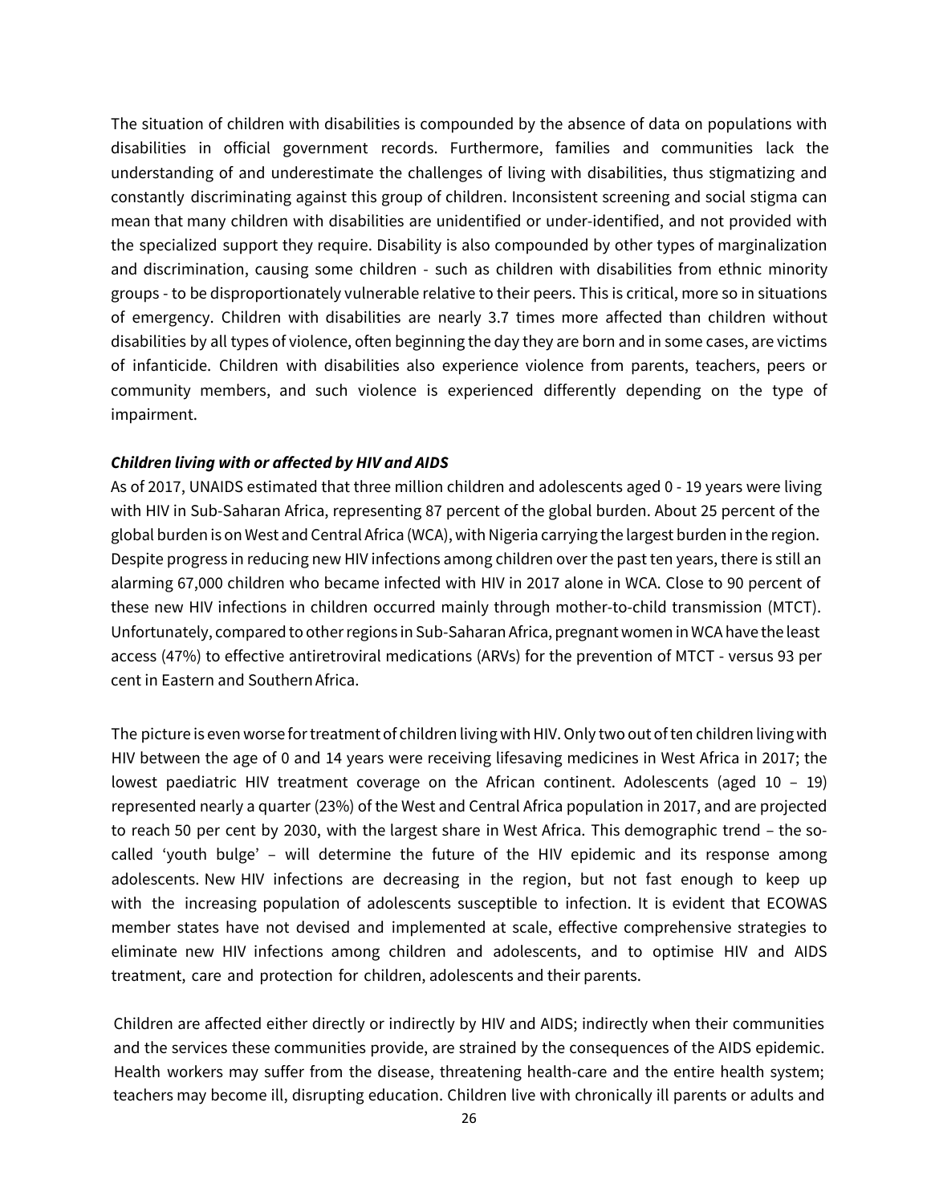The situation of children with disabilities is compounded by the absence of data on populations with disabilities in official government records. Furthermore, families and communities lack the understanding of and underestimate the challenges of living with disabilities, thus stigmatizing and constantly discriminating against this group of children. Inconsistent screening and social stigma can mean that many children with disabilities are unidentified or under-identified, and not provided with the specialized support they require. Disability is also compounded by other types of marginalization and discrimination, causing some children - such as children with disabilities from ethnic minority groups - to be disproportionately vulnerable relative to their peers. This is critical, more so in situations of emergency. Children with disabilities are nearly 3.7 times more affected than children without disabilities by all types of violence, often beginning the day they are born and in some cases, are victims of infanticide. Children with disabilities also experience violence from parents, teachers, peers or community members, and such violence is experienced differently depending on the type of impairment.

***Children living with or affected by HIV and AIDS***

As of 2017, UNAIDS estimated that three million children and adolescents aged 0 - 19 years were living with HIV in Sub-Saharan Africa, representing 87 percent of the global burden. About 25 percent of the global burden is on West and Central Africa (WCA), with Nigeria carrying the largest burden in the region. Despite progress in reducing new HIV infections among children over the past ten years, there is still an alarming 67,000 children who became infected with HIV in 2017 alone in WCA. Close to 90 percent of these new HIV infections in children occurred mainly through mother-to-child transmission (MTCT). Unfortunately, compared to other regions in Sub-Saharan Africa, pregnant women in WCA have the least access (47%) to effective antiretroviral medications (ARVs) for the prevention of MTCT - versus 93 per cent in Eastern and Southern Africa.

The picture is even worse for treatment of children living with HIV. Only two out of ten children living with HIV between the age of 0 and 14 years were receiving lifesaving medicines in West Africa in 2017; the lowest paediatric HIV treatment coverage on the African continent. Adolescents (aged 10 – 19) represented nearly a quarter (23%) of the West and Central Africa population in 2017, and are projected to reach 50 per cent by 2030, with the largest share in West Africa. This demographic trend – the so-called 'youth bulge' – will determine the future of the HIV epidemic and its response among adolescents. New HIV infections are decreasing in the region, but not fast enough to keep up with the increasing population of adolescents susceptible to infection. It is evident that ECOWAS member states have not devised and implemented at scale, effective comprehensive strategies to eliminate new HIV infections among children and adolescents, and to optimise HIV and AIDS treatment, care and protection for children, adolescents and their parents.

Children are affected either directly or indirectly by HIV and AIDS; indirectly when their communities and the services these communities provide, are strained by the consequences of the AIDS epidemic. Health workers may suffer from the disease, threatening health-care and the entire health system; teachers may become ill, disrupting education. Children live with chronically ill parents or adults and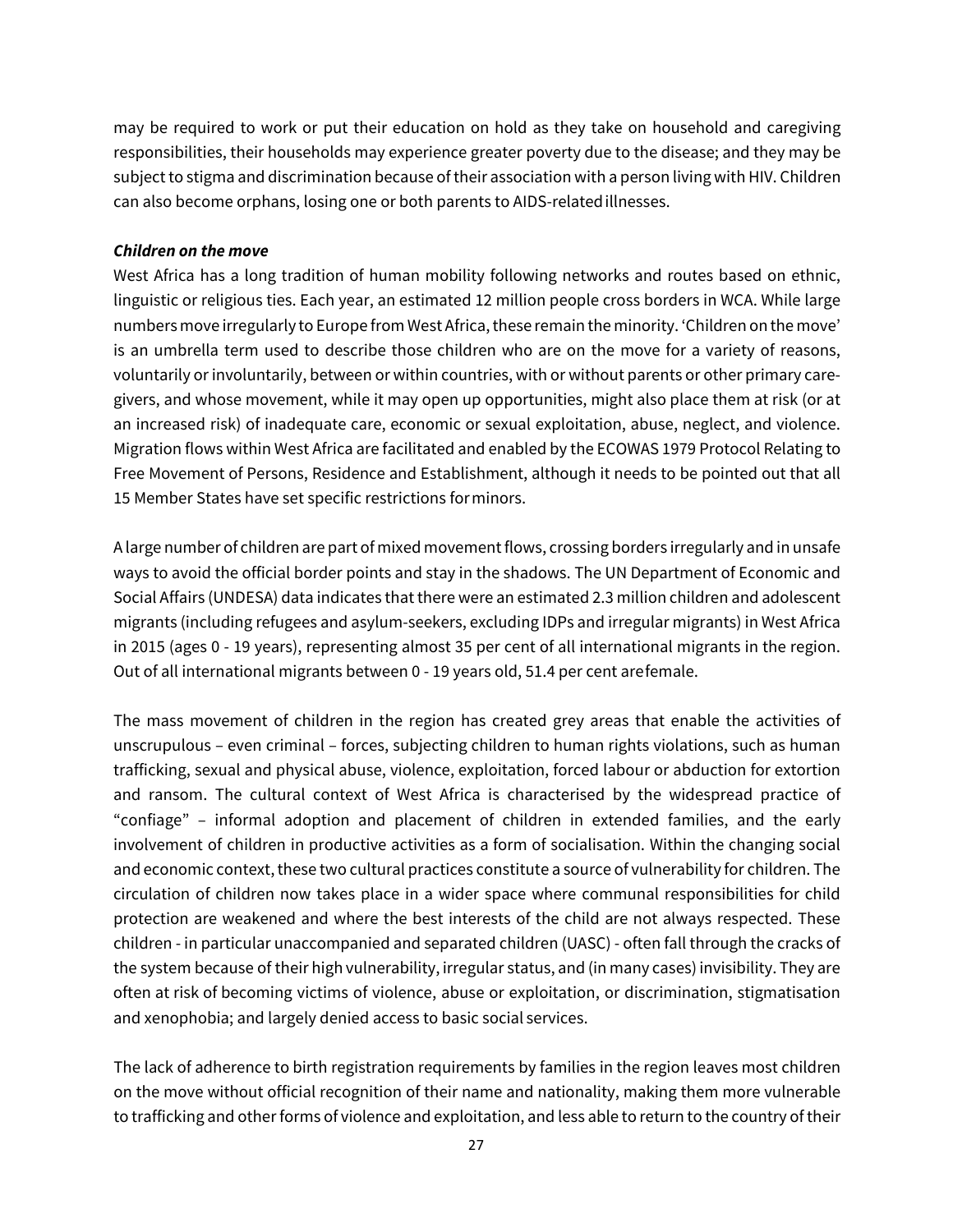may be required to work or put their education on hold as they take on household and caregiving responsibilities, their households may experience greater poverty due to the disease; and they may be subject to stigma and discrimination because of their association with a person living with HIV. Children can also become orphans, losing one or both parents to AIDS-related illnesses.

***Children on the move***

West Africa has a long tradition of human mobility following networks and routes based on ethnic, linguistic or religious ties. Each year, an estimated 12 million people cross borders in WCA. While large numbers move irregularly to Europe from West Africa, these remain the minority. 'Children on the move' is an umbrella term used to describe those children who are on the move for a variety of reasons, voluntarily or involuntarily, between or within countries, with or without parents or other primary care-givers, and whose movement, while it may open up opportunities, might also place them at risk (or at an increased risk) of inadequate care, economic or sexual exploitation, abuse, neglect, and violence. Migration flows within West Africa are facilitated and enabled by the ECOWAS 1979 Protocol Relating to Free Movement of Persons, Residence and Establishment, although it needs to be pointed out that all 15 Member States have set specific restrictions for minors.

A large number of children are part of mixed movement flows, crossing borders irregularly and in unsafe ways to avoid the official border points and stay in the shadows. The UN Department of Economic and Social Affairs (UNDESA) data indicates that there were an estimated 2.3 million children and adolescent migrants (including refugees and asylum-seekers, excluding IDPs and irregular migrants) in West Africa in 2015 (ages 0 - 19 years), representing almost 35 per cent of all international migrants in the region. Out of all international migrants between 0 - 19 years old, 51.4 per cent are female.

The mass movement of children in the region has created grey areas that enable the activities of unscrupulous – even criminal – forces, subjecting children to human rights violations, such as human trafficking, sexual and physical abuse, violence, exploitation, forced labour or abduction for extortion and ransom. The cultural context of West Africa is characterised by the widespread practice of "confiage" – informal adoption and placement of children in extended families, and the early involvement of children in productive activities as a form of socialisation. Within the changing social and economic context, these two cultural practices constitute a source of vulnerability for children. The circulation of children now takes place in a wider space where communal responsibilities for child protection are weakened and where the best interests of the child are not always respected. These children - in particular unaccompanied and separated children (UASC) - often fall through the cracks of the system because of their high vulnerability, irregular status, and (in many cases) invisibility. They are often at risk of becoming victims of violence, abuse or exploitation, or discrimination, stigmatisation and xenophobia; and largely denied access to basic social services.

The lack of adherence to birth registration requirements by families in the region leaves most children on the move without official recognition of their name and nationality, making them more vulnerable to trafficking and other forms of violence and exploitation, and less able to return to the country of their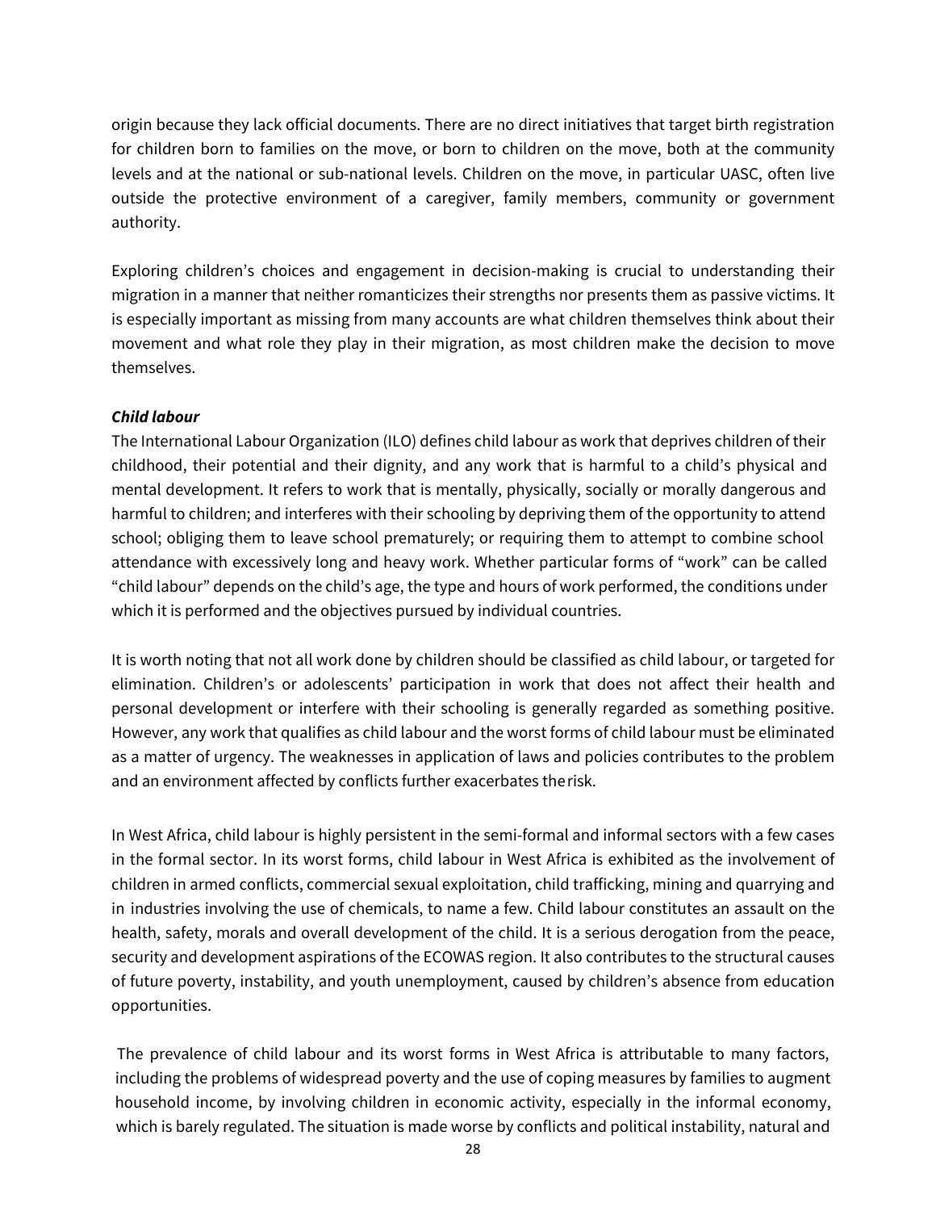origin because they lack official documents. There are no direct initiatives that target birth registration for children born to families on the move, or born to children on the move, both at the community levels and at the national or sub-national levels. Children on the move, in particular UASC, often live outside the protective environment of a caregiver, family members, community or government authority.

Exploring children's choices and engagement in decision-making is crucial to understanding their migration in a manner that neither romanticizes their strengths nor presents them as passive victims. It is especially important as missing from many accounts are what children themselves think about their movement and what role they play in their migration, as most children make the decision to move themselves.

***Child labour***

The International Labour Organization (ILO) defines child labour as work that deprives children of their childhood, their potential and their dignity, and any work that is harmful to a child's physical and mental development. It refers to work that is mentally, physically, socially or morally dangerous and harmful to children; and interferes with their schooling by depriving them of the opportunity to attend school; obliging them to leave school prematurely; or requiring them to attempt to combine school attendance with excessively long and heavy work. Whether particular forms of "work" can be called "child labour" depends on the child's age, the type and hours of work performed, the conditions under which it is performed and the objectives pursued by individual countries.

It is worth noting that not all work done by children should be classified as child labour, or targeted for elimination. Children's or adolescents' participation in work that does not affect their health and personal development or interfere with their schooling is generally regarded as something positive. However, any work that qualifies as child labour and the worst forms of child labour must be eliminated as a matter of urgency. The weaknesses in application of laws and policies contributes to the problem and an environment affected by conflicts further exacerbates the risk.

In West Africa, child labour is highly persistent in the semi-formal and informal sectors with a few cases in the formal sector. In its worst forms, child labour in West Africa is exhibited as the involvement of children in armed conflicts, commercial sexual exploitation, child trafficking, mining and quarrying and in industries involving the use of chemicals, to name a few. Child labour constitutes an assault on the health, safety, morals and overall development of the child. It is a serious derogation from the peace, security and development aspirations of the ECOWAS region. It also contributes to the structural causes of future poverty, instability, and youth unemployment, caused by children's absence from education opportunities.

The prevalence of child labour and its worst forms in West Africa is attributable to many factors, including the problems of widespread poverty and the use of coping measures by families to augment household income, by involving children in economic activity, especially in the informal economy, which is barely regulated. The situation is made worse by conflicts and political instability, natural and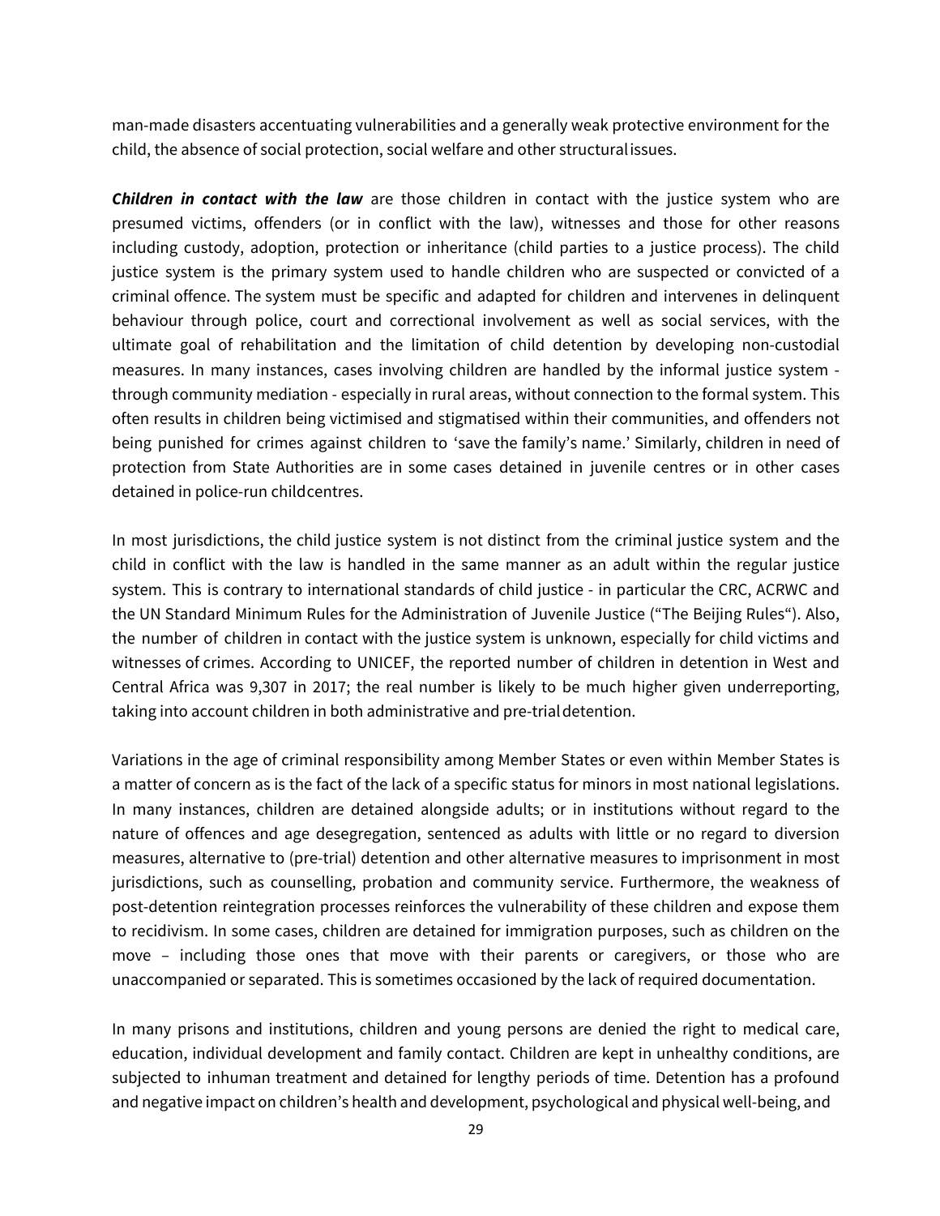man-made disasters accentuating vulnerabilities and a generally weak protective environment for the child, the absence of social protection, social welfare and other structural issues.

***Children in contact with the law*** are those children in contact with the justice system who are presumed victims, offenders (or in conflict with the law), witnesses and those for other reasons including custody, adoption, protection or inheritance (child parties to a justice process). The child justice system is the primary system used to handle children who are suspected or convicted of a criminal offence. The system must be specific and adapted for children and intervenes in delinquent behaviour through police, court and correctional involvement as well as social services, with the ultimate goal of rehabilitation and the limitation of child detention by developing non-custodial measures. In many instances, cases involving children are handled by the informal justice system - through community mediation - especially in rural areas, without connection to the formal system. This often results in children being victimised and stigmatised within their communities, and offenders not being punished for crimes against children to 'save the family's name.' Similarly, children in need of protection from State Authorities are in some cases detained in juvenile centres or in other cases detained in police-run child centres.

In most jurisdictions, the child justice system is not distinct from the criminal justice system and the child in conflict with the law is handled in the same manner as an adult within the regular justice system. This is contrary to international standards of child justice - in particular the CRC, ACRWC and the UN Standard Minimum Rules for the Administration of Juvenile Justice ("The Beijing Rules"). Also, the number of children in contact with the justice system is unknown, especially for child victims and witnesses of crimes. According to UNICEF, the reported number of children in detention in West and Central Africa was 9,307 in 2017; the real number is likely to be much higher given underreporting, taking into account children in both administrative and pre-trial detention.

Variations in the age of criminal responsibility among Member States or even within Member States is a matter of concern as is the fact of the lack of a specific status for minors in most national legislations. In many instances, children are detained alongside adults; or in institutions without regard to the nature of offences and age desegregation, sentenced as adults with little or no regard to diversion measures, alternative to (pre-trial) detention and other alternative measures to imprisonment in most jurisdictions, such as counselling, probation and community service. Furthermore, the weakness of post-detention reintegration processes reinforces the vulnerability of these children and expose them to recidivism. In some cases, children are detained for immigration purposes, such as children on the move – including those ones that move with their parents or caregivers, or those who are unaccompanied or separated. This is sometimes occasioned by the lack of required documentation.

In many prisons and institutions, children and young persons are denied the right to medical care, education, individual development and family contact. Children are kept in unhealthy conditions, are subjected to inhuman treatment and detained for lengthy periods of time. Detention has a profound and negative impact on children's health and development, psychological and physical well-being, and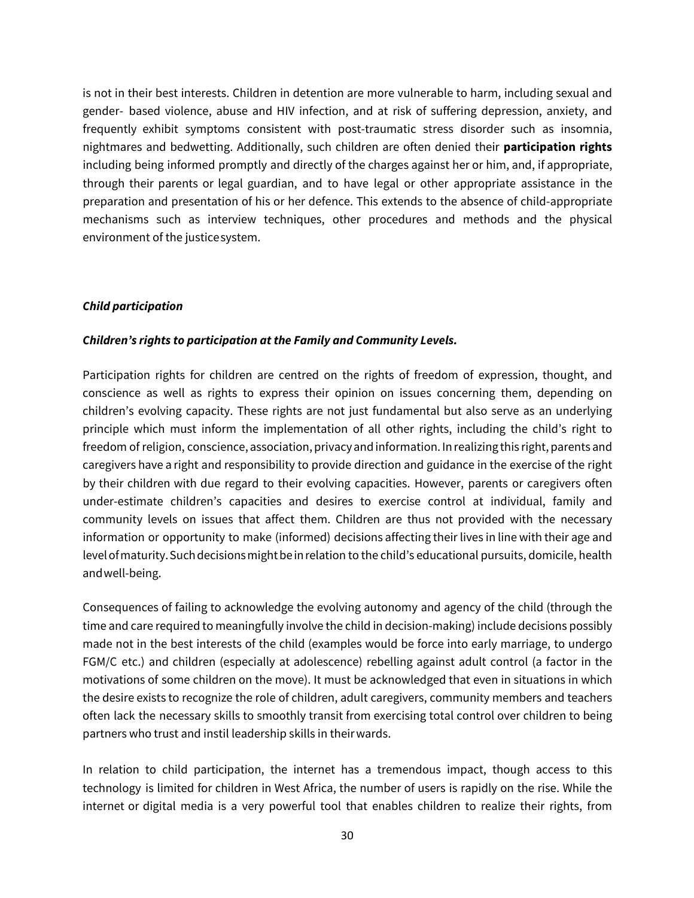is not in their best interests. Children in detention are more vulnerable to harm, including sexual and gender- based violence, abuse and HIV infection, and at risk of suffering depression, anxiety, and frequently exhibit symptoms consistent with post-traumatic stress disorder such as insomnia, nightmares and bedwetting. Additionally, such children are often denied their **participation rights** including being informed promptly and directly of the charges against her or him, and, if appropriate, through their parents or legal guardian, and to have legal or other appropriate assistance in the preparation and presentation of his or her defence. This extends to the absence of child-appropriate mechanisms such as interview techniques, other procedures and methods and the physical environment of the justice system.

***Child participation***

***Children's rights to participation at the Family and Community Levels.***

Participation rights for children are centred on the rights of freedom of expression, thought, and conscience as well as rights to express their opinion on issues concerning them, depending on children's evolving capacity. These rights are not just fundamental but also serve as an underlying principle which must inform the implementation of all other rights, including the child's right to freedom of religion, conscience, association, privacy and information. In realizing this right, parents and caregivers have a right and responsibility to provide direction and guidance in the exercise of the right by their children with due regard to their evolving capacities. However, parents or caregivers often under-estimate children's capacities and desires to exercise control at individual, family and community levels on issues that affect them. Children are thus not provided with the necessary information or opportunity to make (informed) decisions affecting their lives in line with their age and level of maturity. Such decisions might be in relation to the child's educational pursuits, domicile, health and well-being.

Consequences of failing to acknowledge the evolving autonomy and agency of the child (through the time and care required to meaningfully involve the child in decision-making) include decisions possibly made not in the best interests of the child (examples would be force into early marriage, to undergo FGM/C etc.) and children (especially at adolescence) rebelling against adult control (a factor in the motivations of some children on the move). It must be acknowledged that even in situations in which the desire exists to recognize the role of children, adult caregivers, community members and teachers often lack the necessary skills to smoothly transit from exercising total control over children to being partners who trust and instil leadership skills in their wards.

In relation to child participation, the internet has a tremendous impact, though access to this technology is limited for children in West Africa, the number of users is rapidly on the rise. While the internet or digital media is a very powerful tool that enables children to realize their rights, from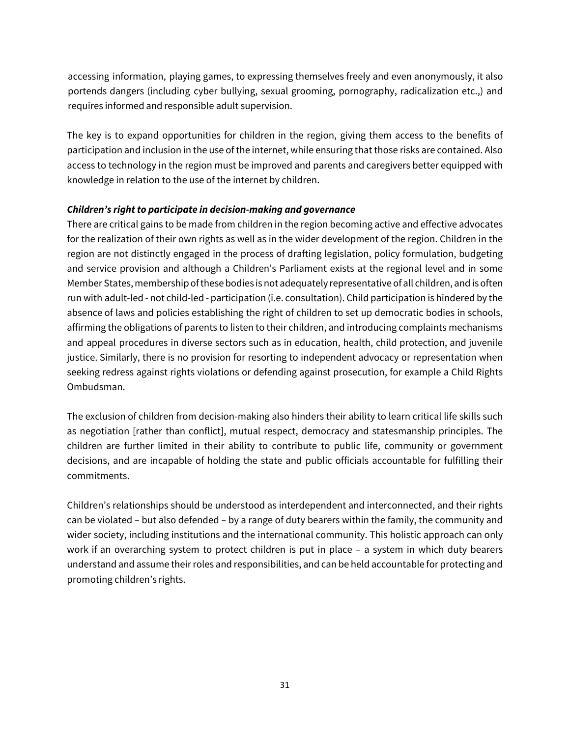accessing information, playing games, to expressing themselves freely and even anonymously, it also portends dangers (including cyber bullying, sexual grooming, pornography, radicalization etc.,) and requires informed and responsible adult supervision.

The key is to expand opportunities for children in the region, giving them access to the benefits of participation and inclusion in the use of the internet, while ensuring that those risks are contained. Also access to technology in the region must be improved and parents and caregivers better equipped with knowledge in relation to the use of the internet by children.

***Children's right to participate in decision-making and governance***

There are critical gains to be made from children in the region becoming active and effective advocates for the realization of their own rights as well as in the wider development of the region. Children in the region are not distinctly engaged in the process of drafting legislation, policy formulation, budgeting and service provision and although a Children's Parliament exists at the regional level and in some Member States, membership of these bodies is not adequately representative of all children, and is often run with adult-led - not child-led - participation (i.e. consultation). Child participation is hindered by the absence of laws and policies establishing the right of children to set up democratic bodies in schools, affirming the obligations of parents to listen to their children, and introducing complaints mechanisms and appeal procedures in diverse sectors such as in education, health, child protection, and juvenile justice. Similarly, there is no provision for resorting to independent advocacy or representation when seeking redress against rights violations or defending against prosecution, for example a Child Rights Ombudsman.

The exclusion of children from decision-making also hinders their ability to learn critical life skills such as negotiation [rather than conflict], mutual respect, democracy and statesmanship principles. The children are further limited in their ability to contribute to public life, community or government decisions, and are incapable of holding the state and public officials accountable for fulfilling their commitments.

Children's relationships should be understood as interdependent and interconnected, and their rights can be violated – but also defended – by a range of duty bearers within the family, the community and wider society, including institutions and the international community. This holistic approach can only work if an overarching system to protect children is put in place – a system in which duty bearers understand and assume their roles and responsibilities, and can be held accountable for protecting and promoting children's rights.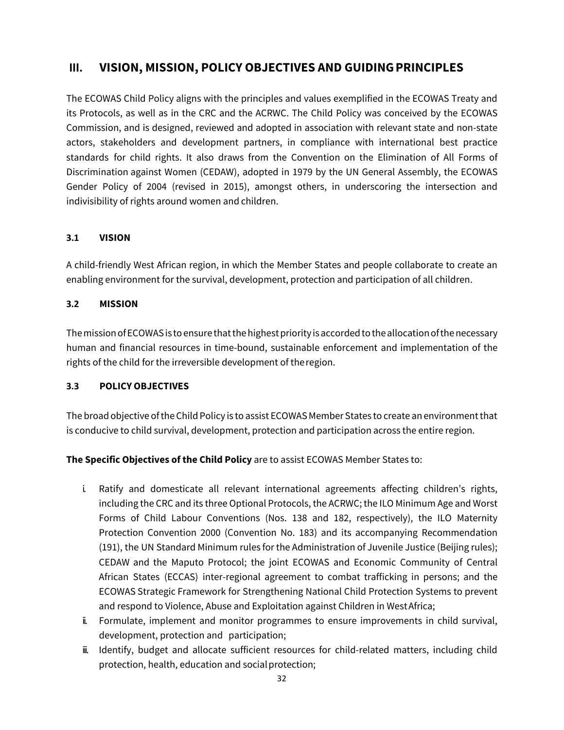# III. VISION, MISSION, POLICY OBJECTIVES AND GUIDING PRINCIPLES

The ECOWAS Child Policy aligns with the principles and values exemplified in the ECOWAS Treaty and its Protocols, as well as in the CRC and the ACRWC. The Child Policy was conceived by the ECOWAS Commission, and is designed, reviewed and adopted in association with relevant state and non-state actors, stakeholders and development partners, in compliance with international best practice standards for child rights. It also draws from the Convention on the Elimination of All Forms of Discrimination against Women (CEDAW), adopted in 1979 by the UN General Assembly, the ECOWAS Gender Policy of 2004 (revised in 2015), amongst others, in underscoring the intersection and indivisibility of rights around women and children.

## 3.1 VISION

A child-friendly West African region, in which the Member States and people collaborate to create an enabling environment for the survival, development, protection and participation of all children.

## 3.2 MISSION

The mission of ECOWAS is to ensure that the highest priority is accorded to the allocation of the necessary human and financial resources in time-bound, sustainable enforcement and implementation of the rights of the child for the irreversible development of the region.

## 3.3 POLICY OBJECTIVES

The broad objective of the Child Policy is to assist ECOWAS Member States to create an environment that is conducive to child survival, development, protection and participation across the entire region.

**The Specific Objectives of the Child Policy** are to assist ECOWAS Member States to:

i. Ratify and domesticate all relevant international agreements affecting children's rights, including the CRC and its three Optional Protocols, the ACRWC; the ILO Minimum Age and Worst Forms of Child Labour Conventions (Nos. 138 and 182, respectively), the ILO Maternity Protection Convention 2000 (Convention No. 183) and its accompanying Recommendation (191), the UN Standard Minimum rules for the Administration of Juvenile Justice (Beijing rules); CEDAW and the Maputo Protocol; the joint ECOWAS and Economic Community of Central African States (ECCAS) inter-regional agreement to combat trafficking in persons; and the ECOWAS Strategic Framework for Strengthening National Child Protection Systems to prevent and respond to Violence, Abuse and Exploitation against Children in West Africa;

ii. Formulate, implement and monitor programmes to ensure improvements in child survival, development, protection and participation;

iii. Identify, budget and allocate sufficient resources for child-related matters, including child protection, health, education and social protection;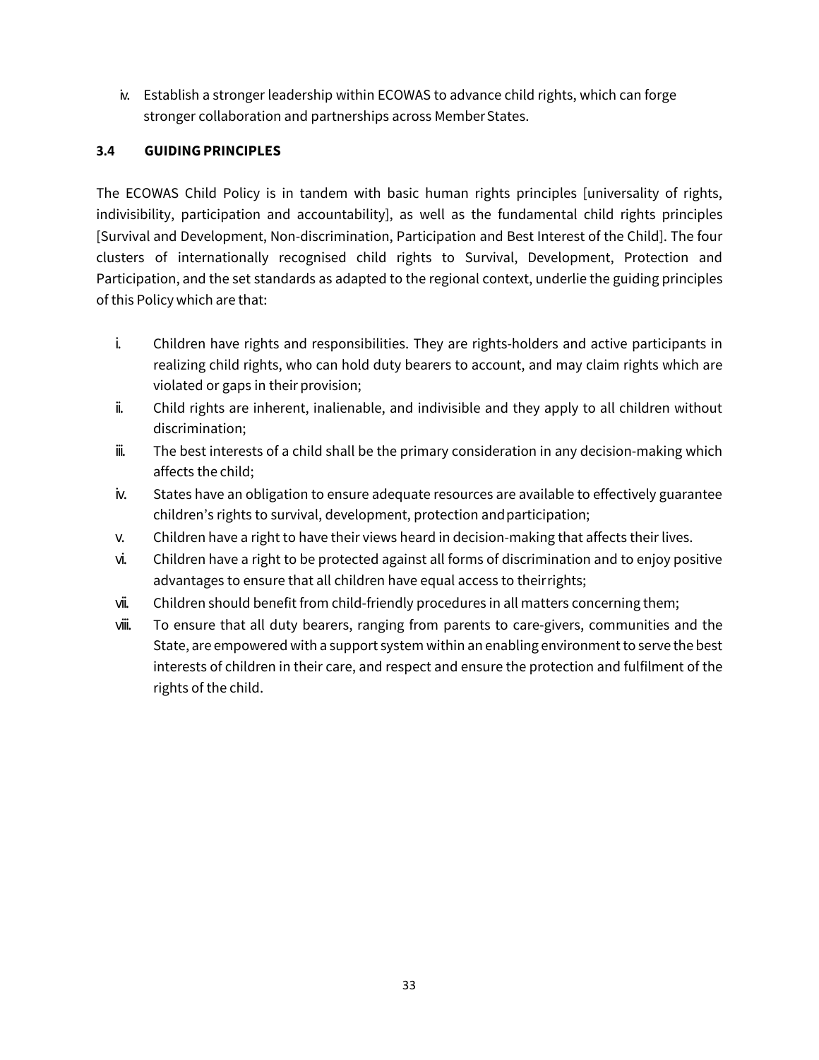iv. Establish a stronger leadership within ECOWAS to advance child rights, which can forge stronger collaboration and partnerships across Member States.

### 3.4 GUIDING PRINCIPLES

The ECOWAS Child Policy is in tandem with basic human rights principles [universality of rights, indivisibility, participation and accountability], as well as the fundamental child rights principles [Survival and Development, Non-discrimination, Participation and Best Interest of the Child]. The four clusters of internationally recognised child rights to Survival, Development, Protection and Participation, and the set standards as adapted to the regional context, underlie the guiding principles of this Policy which are that:

i. Children have rights and responsibilities. They are rights-holders and active participants in realizing child rights, who can hold duty bearers to account, and may claim rights which are violated or gaps in their provision;

ii. Child rights are inherent, inalienable, and indivisible and they apply to all children without discrimination;

iii. The best interests of a child shall be the primary consideration in any decision-making which affects the child;

iv. States have an obligation to ensure adequate resources are available to effectively guarantee children's rights to survival, development, protection and participation;

v. Children have a right to have their views heard in decision-making that affects their lives.

vi. Children have a right to be protected against all forms of discrimination and to enjoy positive advantages to ensure that all children have equal access to their rights;

vii. Children should benefit from child-friendly procedures in all matters concerning them;

viii. To ensure that all duty bearers, ranging from parents to care-givers, communities and the State, are empowered with a support system within an enabling environment to serve the best interests of children in their care, and respect and ensure the protection and fulfilment of the rights of the child.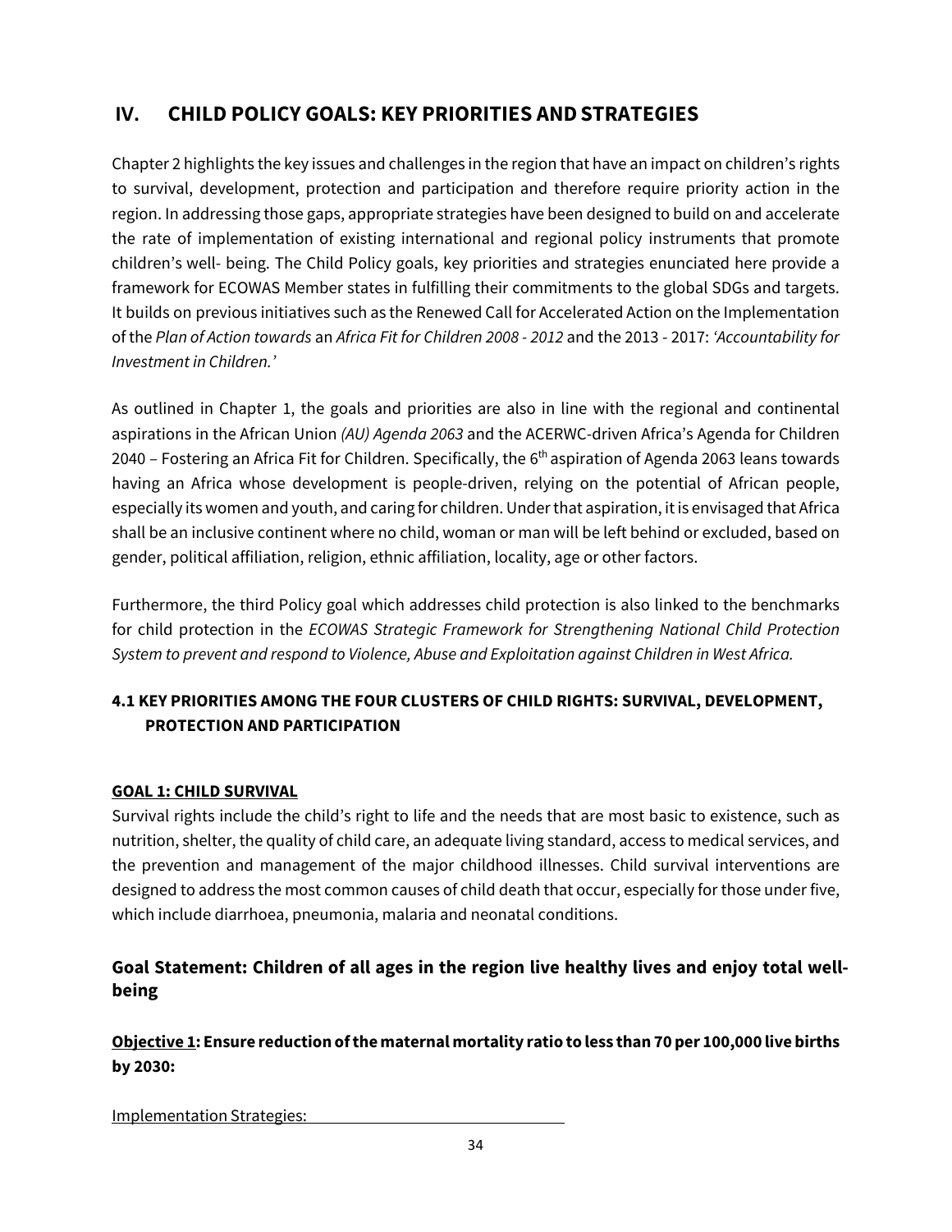# IV. CHILD POLICY GOALS: KEY PRIORITIES AND STRATEGIES

Chapter 2 highlights the key issues and challenges in the region that have an impact on children's rights to survival, development, protection and participation and therefore require priority action in the region. In addressing those gaps, appropriate strategies have been designed to build on and accelerate the rate of implementation of existing international and regional policy instruments that promote children's well- being. The Child Policy goals, key priorities and strategies enunciated here provide a framework for ECOWAS Member states in fulfilling their commitments to the global SDGs and targets. It builds on previous initiatives such as the Renewed Call for Accelerated Action on the Implementation of the *Plan of Action towards* an *Africa Fit for Children 2008 - 2012* and the 2013 - 2017: *'Accountability for Investment in Children.'*

As outlined in Chapter 1, the goals and priorities are also in line with the regional and continental aspirations in the African Union *(AU) Agenda 2063* and the ACERWC-driven Africa's Agenda for Children 2040 – Fostering an Africa Fit for Children. Specifically, the 6th aspiration of Agenda 2063 leans towards having an Africa whose development is people-driven, relying on the potential of African people, especially its women and youth, and caring for children. Under that aspiration, it is envisaged that Africa shall be an inclusive continent where no child, woman or man will be left behind or excluded, based on gender, political affiliation, religion, ethnic affiliation, locality, age or other factors.

Furthermore, the third Policy goal which addresses child protection is also linked to the benchmarks for child protection in the *ECOWAS Strategic Framework for Strengthening National Child Protection System to prevent and respond to Violence, Abuse and Exploitation against Children in West Africa.*

## 4.1 KEY PRIORITIES AMONG THE FOUR CLUSTERS OF CHILD RIGHTS: SURVIVAL, DEVELOPMENT, PROTECTION AND PARTICIPATION

### GOAL 1: CHILD SURVIVAL

Survival rights include the child's right to life and the needs that are most basic to existence, such as nutrition, shelter, the quality of child care, an adequate living standard, access to medical services, and the prevention and management of the major childhood illnesses. Child survival interventions are designed to address the most common causes of child death that occur, especially for those under five, which include diarrhoea, pneumonia, malaria and neonatal conditions.

### Goal Statement: Children of all ages in the region live healthy lives and enjoy total well-being

**Objective 1: Ensure reduction of the maternal mortality ratio to less than 70 per 100,000 live births by 2030:**

Implementation Strategies: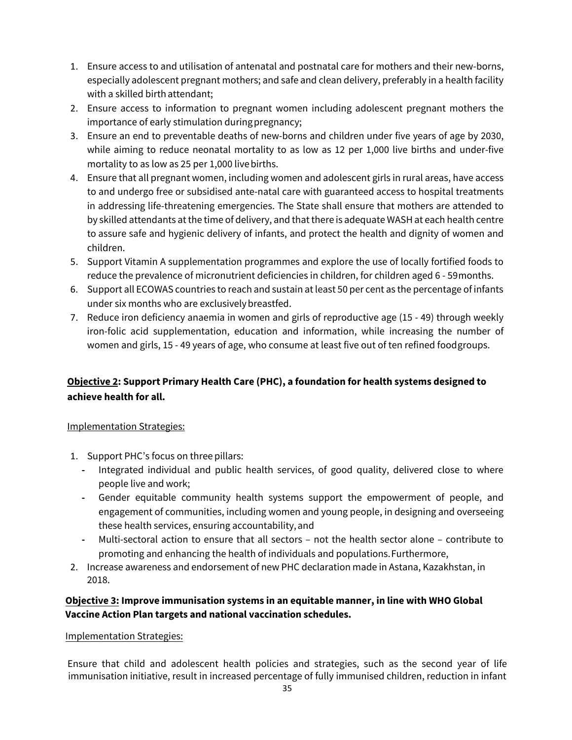1. Ensure access to and utilisation of antenatal and postnatal care for mothers and their new-borns, especially adolescent pregnant mothers; and safe and clean delivery, preferably in a health facility with a skilled birth attendant;
2. Ensure access to information to pregnant women including adolescent pregnant mothers the importance of early stimulation during pregnancy;
3. Ensure an end to preventable deaths of new-borns and children under five years of age by 2030, while aiming to reduce neonatal mortality to as low as 12 per 1,000 live births and under-five mortality to as low as 25 per 1,000 live births.
4. Ensure that all pregnant women, including women and adolescent girls in rural areas, have access to and undergo free or subsidised ante-natal care with guaranteed access to hospital treatments in addressing life-threatening emergencies. The State shall ensure that mothers are attended to by skilled attendants at the time of delivery, and that there is adequate WASH at each health centre to assure safe and hygienic delivery of infants, and protect the health and dignity of women and children.
5. Support Vitamin A supplementation programmes and explore the use of locally fortified foods to reduce the prevalence of micronutrient deficiencies in children, for children aged 6 - 59 months.
6. Support all ECOWAS countries to reach and sustain at least 50 per cent as the percentage of infants under six months who are exclusively breastfed.
7. Reduce iron deficiency anaemia in women and girls of reproductive age (15 - 49) through weekly iron-folic acid supplementation, education and information, while increasing the number of women and girls, 15 - 49 years of age, who consume at least five out of ten refined food groups.

**Objective 2: Support Primary Health Care (PHC), a foundation for health systems designed to achieve health for all.**

Implementation Strategies:

1. Support PHC's focus on three pillars:
   - Integrated individual and public health services, of good quality, delivered close to where people live and work;
   - Gender equitable community health systems support the empowerment of people, and engagement of communities, including women and young people, in designing and overseeing these health services, ensuring accountability, and
   - Multi-sectoral action to ensure that all sectors – not the health sector alone – contribute to promoting and enhancing the health of individuals and populations. Furthermore,
2. Increase awareness and endorsement of new PHC declaration made in Astana, Kazakhstan, in 2018.

**Objective 3: Improve immunisation systems in an equitable manner, in line with WHO Global Vaccine Action Plan targets and national vaccination schedules.**

Implementation Strategies:

Ensure that child and adolescent health policies and strategies, such as the second year of life immunisation initiative, result in increased percentage of fully immunised children, reduction in infant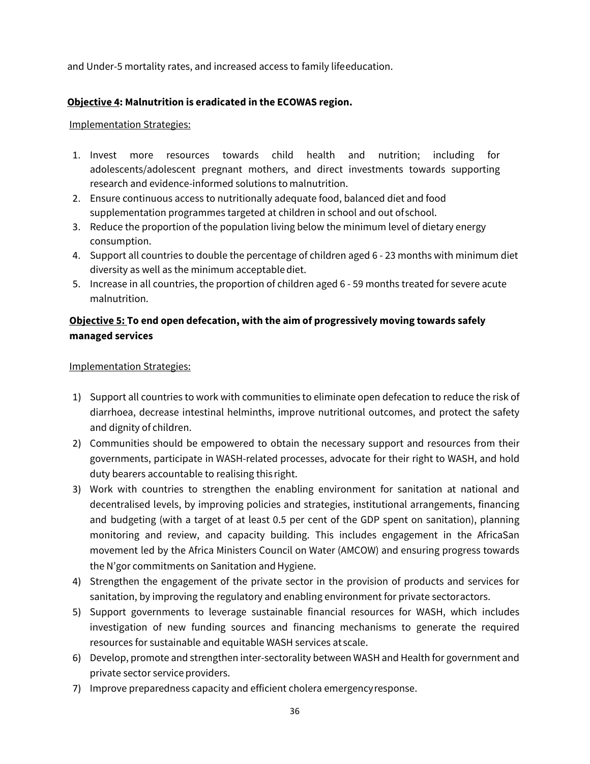and Under-5 mortality rates, and increased access to family life education.

**<u>Objective 4</u>: Malnutrition is eradicated in the ECOWAS region.**

<u>Implementation Strategies:</u>

1. Invest more resources towards child health and nutrition; including for adolescents/adolescent pregnant mothers, and direct investments towards supporting research and evidence-informed solutions to malnutrition.
2. Ensure continuous access to nutritionally adequate food, balanced diet and food supplementation programmes targeted at children in school and out of school.
3. Reduce the proportion of the population living below the minimum level of dietary energy consumption.
4. Support all countries to double the percentage of children aged 6 - 23 months with minimum diet diversity as well as the minimum acceptable diet.
5. Increase in all countries, the proportion of children aged 6 - 59 months treated for severe acute malnutrition.

**<u>Objective 5:</u> To end open defecation, with the aim of progressively moving towards safely managed services**

<u>Implementation Strategies:</u>

1) Support all countries to work with communities to eliminate open defecation to reduce the risk of diarrhoea, decrease intestinal helminths, improve nutritional outcomes, and protect the safety and dignity of children.
2) Communities should be empowered to obtain the necessary support and resources from their governments, participate in WASH-related processes, advocate for their right to WASH, and hold duty bearers accountable to realising this right.
3) Work with countries to strengthen the enabling environment for sanitation at national and decentralised levels, by improving policies and strategies, institutional arrangements, financing and budgeting (with a target of at least 0.5 per cent of the GDP spent on sanitation), planning monitoring and review, and capacity building. This includes engagement in the AfricaSan movement led by the Africa Ministers Council on Water (AMCOW) and ensuring progress towards the N'gor commitments on Sanitation and Hygiene.
4) Strengthen the engagement of the private sector in the provision of products and services for sanitation, by improving the regulatory and enabling environment for private sector actors.
5) Support governments to leverage sustainable financial resources for WASH, which includes investigation of new funding sources and financing mechanisms to generate the required resources for sustainable and equitable WASH services at scale.
6) Develop, promote and strengthen inter-sectorality between WASH and Health for government and private sector service providers.
7) Improve preparedness capacity and efficient cholera emergency response.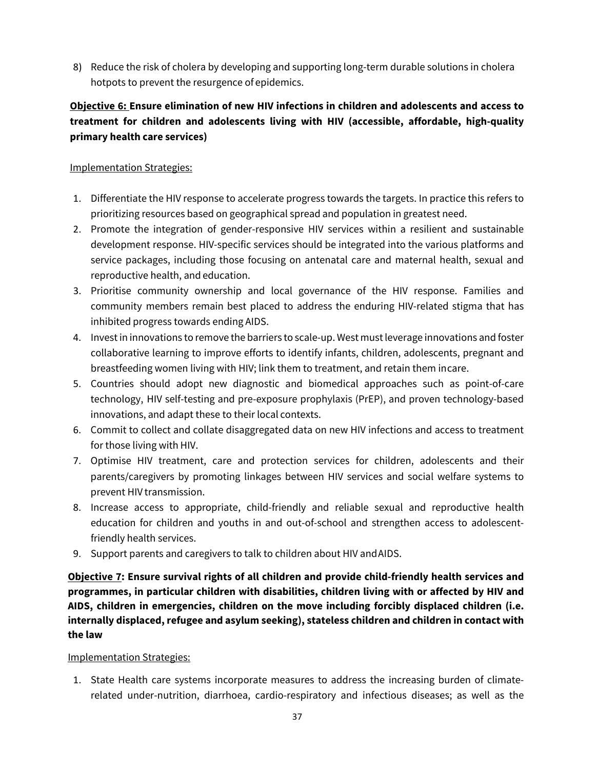8) Reduce the risk of cholera by developing and supporting long-term durable solutions in cholera hotpots to prevent the resurgence of epidemics.

**<u>Objective 6:</u> Ensure elimination of new HIV infections in children and adolescents and access to treatment for children and adolescents living with HIV (accessible, affordable, high-quality primary health care services)**

<u>Implementation Strategies:</u>

1. Differentiate the HIV response to accelerate progress towards the targets. In practice this refers to prioritizing resources based on geographical spread and population in greatest need.
2. Promote the integration of gender-responsive HIV services within a resilient and sustainable development response. HIV-specific services should be integrated into the various platforms and service packages, including those focusing on antenatal care and maternal health, sexual and reproductive health, and education.
3. Prioritise community ownership and local governance of the HIV response. Families and community members remain best placed to address the enduring HIV-related stigma that has inhibited progress towards ending AIDS.
4. Invest in innovations to remove the barriers to scale-up. West must leverage innovations and foster collaborative learning to improve efforts to identify infants, children, adolescents, pregnant and breastfeeding women living with HIV; link them to treatment, and retain them in care.
5. Countries should adopt new diagnostic and biomedical approaches such as point-of-care technology, HIV self-testing and pre-exposure prophylaxis (PrEP), and proven technology-based innovations, and adapt these to their local contexts.
6. Commit to collect and collate disaggregated data on new HIV infections and access to treatment for those living with HIV.
7. Optimise HIV treatment, care and protection services for children, adolescents and their parents/caregivers by promoting linkages between HIV services and social welfare systems to prevent HIV transmission.
8. Increase access to appropriate, child-friendly and reliable sexual and reproductive health education for children and youths in and out-of-school and strengthen access to adolescent-friendly health services.
9. Support parents and caregivers to talk to children about HIV and AIDS.

**<u>Objective 7</u>: Ensure survival rights of all children and provide child-friendly health services and programmes, in particular children with disabilities, children living with or affected by HIV and AIDS, children in emergencies, children on the move including forcibly displaced children (i.e. internally displaced, refugee and asylum seeking), stateless children and children in contact with the law**

<u>Implementation Strategies:</u>

1. State Health care systems incorporate measures to address the increasing burden of climate-related under-nutrition, diarrhoea, cardio-respiratory and infectious diseases; as well as the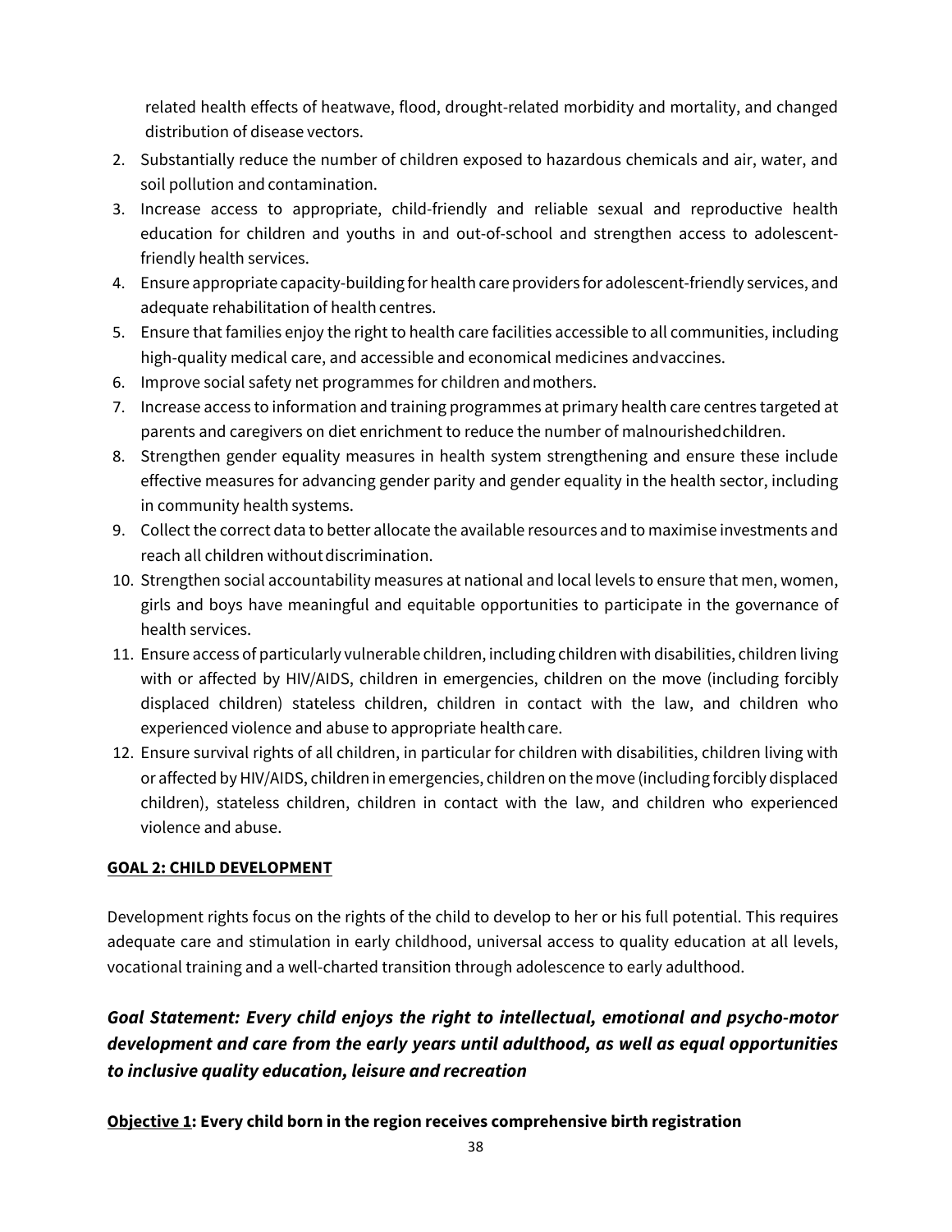related health effects of heatwave, flood, drought-related morbidity and mortality, and changed distribution of disease vectors.

2. Substantially reduce the number of children exposed to hazardous chemicals and air, water, and soil pollution and contamination.
3. Increase access to appropriate, child-friendly and reliable sexual and reproductive health education for children and youths in and out-of-school and strengthen access to adolescent-friendly health services.
4. Ensure appropriate capacity-building for health care providers for adolescent-friendly services, and adequate rehabilitation of health centres.
5. Ensure that families enjoy the right to health care facilities accessible to all communities, including high-quality medical care, and accessible and economical medicines and vaccines.
6. Improve social safety net programmes for children and mothers.
7. Increase access to information and training programmes at primary health care centres targeted at parents and caregivers on diet enrichment to reduce the number of malnourished children.
8. Strengthen gender equality measures in health system strengthening and ensure these include effective measures for advancing gender parity and gender equality in the health sector, including in community health systems.
9. Collect the correct data to better allocate the available resources and to maximise investments and reach all children without discrimination.
10. Strengthen social accountability measures at national and local levels to ensure that men, women, girls and boys have meaningful and equitable opportunities to participate in the governance of health services.
11. Ensure access of particularly vulnerable children, including children with disabilities, children living with or affected by HIV/AIDS, children in emergencies, children on the move (including forcibly displaced children) stateless children, children in contact with the law, and children who experienced violence and abuse to appropriate health care.
12. Ensure survival rights of all children, in particular for children with disabilities, children living with or affected by HIV/AIDS, children in emergencies, children on the move (including forcibly displaced children), stateless children, children in contact with the law, and children who experienced violence and abuse.

## GOAL 2: CHILD DEVELOPMENT

Development rights focus on the rights of the child to develop to her or his full potential. This requires adequate care and stimulation in early childhood, universal access to quality education at all levels, vocational training and a well-charted transition through adolescence to early adulthood.

***Goal Statement: Every child enjoys the right to intellectual, emotional and psycho-motor development and care from the early years until adulthood, as well as equal opportunities to inclusive quality education, leisure and recreation***

**Objective 1: Every child born in the region receives comprehensive birth registration**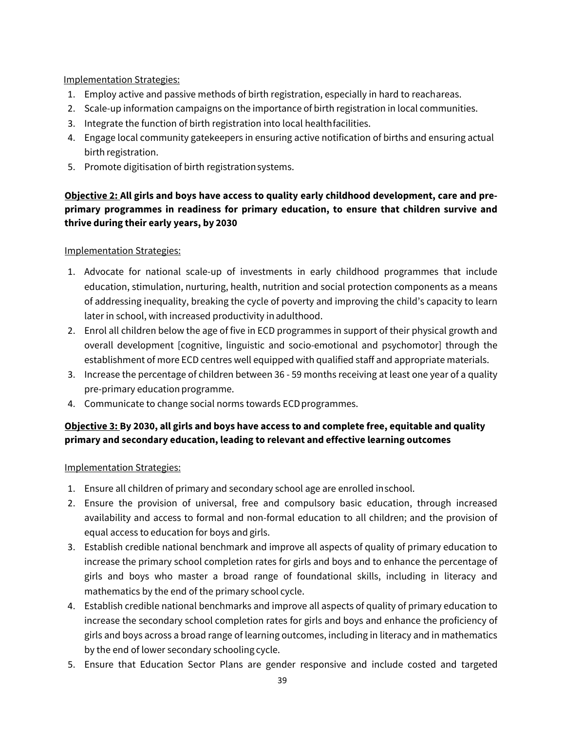Implementation Strategies:

1. Employ active and passive methods of birth registration, especially in hard to reach areas.
2. Scale-up information campaigns on the importance of birth registration in local communities.
3. Integrate the function of birth registration into local health facilities.
4. Engage local community gatekeepers in ensuring active notification of births and ensuring actual birth registration.
5. Promote digitisation of birth registration systems.

**Objective 2: All girls and boys have access to quality early childhood development, care and pre-primary programmes in readiness for primary education, to ensure that children survive and thrive during their early years, by 2030**

Implementation Strategies:

1. Advocate for national scale-up of investments in early childhood programmes that include education, stimulation, nurturing, health, nutrition and social protection components as a means of addressing inequality, breaking the cycle of poverty and improving the child's capacity to learn later in school, with increased productivity in adulthood.
2. Enrol all children below the age of five in ECD programmes in support of their physical growth and overall development [cognitive, linguistic and socio-emotional and psychomotor] through the establishment of more ECD centres well equipped with qualified staff and appropriate materials.
3. Increase the percentage of children between 36 - 59 months receiving at least one year of a quality pre-primary education programme.
4. Communicate to change social norms towards ECD programmes.

**Objective 3: By 2030, all girls and boys have access to and complete free, equitable and quality primary and secondary education, leading to relevant and effective learning outcomes**

Implementation Strategies:

1. Ensure all children of primary and secondary school age are enrolled in school.
2. Ensure the provision of universal, free and compulsory basic education, through increased availability and access to formal and non-formal education to all children; and the provision of equal access to education for boys and girls.
3. Establish credible national benchmark and improve all aspects of quality of primary education to increase the primary school completion rates for girls and boys and to enhance the percentage of girls and boys who master a broad range of foundational skills, including in literacy and mathematics by the end of the primary school cycle.
4. Establish credible national benchmarks and improve all aspects of quality of primary education to increase the secondary school completion rates for girls and boys and enhance the proficiency of girls and boys across a broad range of learning outcomes, including in literacy and in mathematics by the end of lower secondary schooling cycle.
5. Ensure that Education Sector Plans are gender responsive and include costed and targeted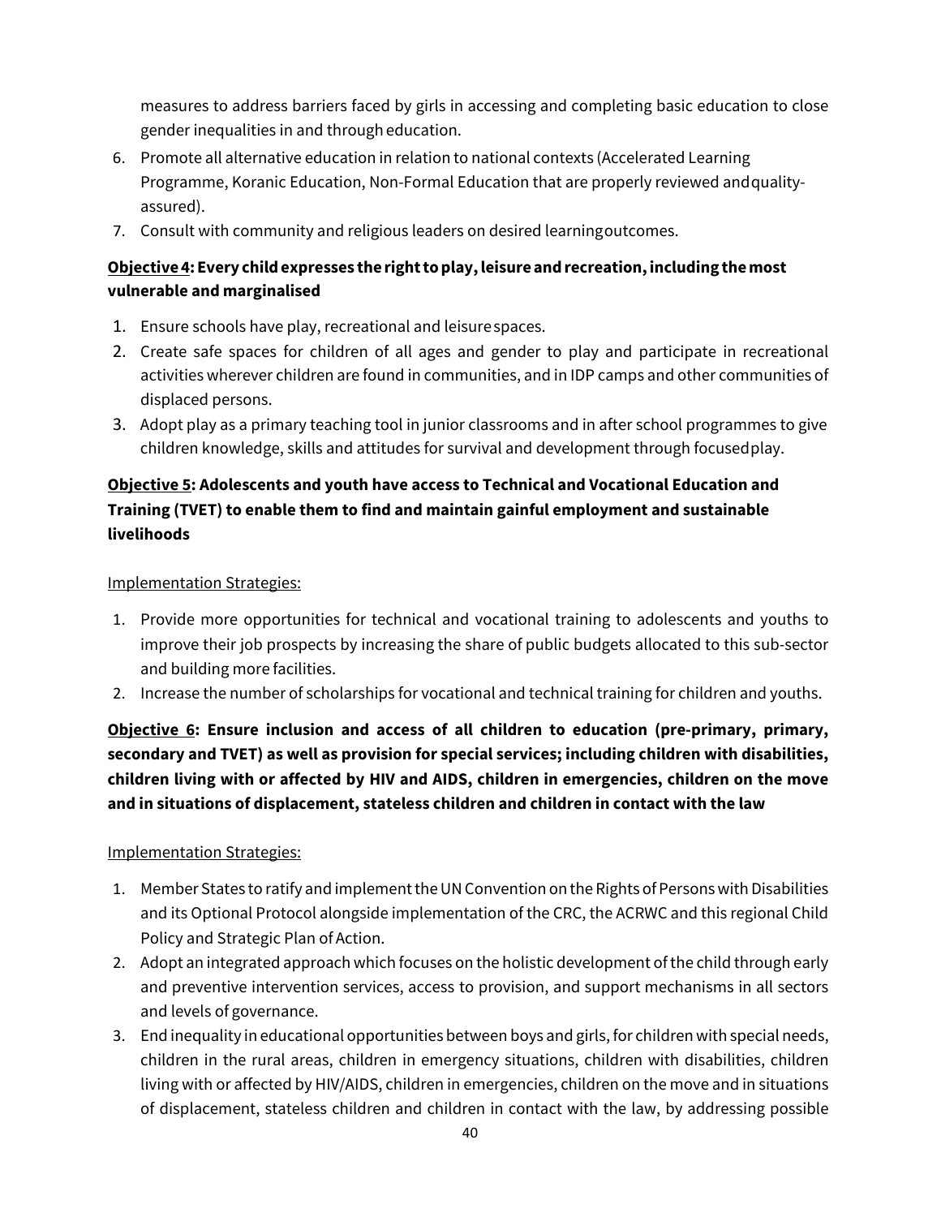measures to address barriers faced by girls in accessing and completing basic education to close gender inequalities in and through education.

6. Promote all alternative education in relation to national contexts (Accelerated Learning Programme, Koranic Education, Non-Formal Education that are properly reviewed and quality-assured).
7. Consult with community and religious leaders on desired learning outcomes.

**Objective 4: Every child expresses the right to play, leisure and recreation, including the most vulnerable and marginalised**

1. Ensure schools have play, recreational and leisure spaces.
2. Create safe spaces for children of all ages and gender to play and participate in recreational activities wherever children are found in communities, and in IDP camps and other communities of displaced persons.
3. Adopt play as a primary teaching tool in junior classrooms and in after school programmes to give children knowledge, skills and attitudes for survival and development through focused play.

**Objective 5: Adolescents and youth have access to Technical and Vocational Education and Training (TVET) to enable them to find and maintain gainful employment and sustainable livelihoods**

Implementation Strategies:

1. Provide more opportunities for technical and vocational training to adolescents and youths to improve their job prospects by increasing the share of public budgets allocated to this sub-sector and building more facilities.
2. Increase the number of scholarships for vocational and technical training for children and youths.

**Objective 6: Ensure inclusion and access of all children to education (pre-primary, primary, secondary and TVET) as well as provision for special services; including children with disabilities, children living with or affected by HIV and AIDS, children in emergencies, children on the move and in situations of displacement, stateless children and children in contact with the law**

Implementation Strategies:

1. Member States to ratify and implement the UN Convention on the Rights of Persons with Disabilities and its Optional Protocol alongside implementation of the CRC, the ACRWC and this regional Child Policy and Strategic Plan of Action.
2. Adopt an integrated approach which focuses on the holistic development of the child through early and preventive intervention services, access to provision, and support mechanisms in all sectors and levels of governance.
3. End inequality in educational opportunities between boys and girls, for children with special needs, children in the rural areas, children in emergency situations, children with disabilities, children living with or affected by HIV/AIDS, children in emergencies, children on the move and in situations of displacement, stateless children and children in contact with the law, by addressing possible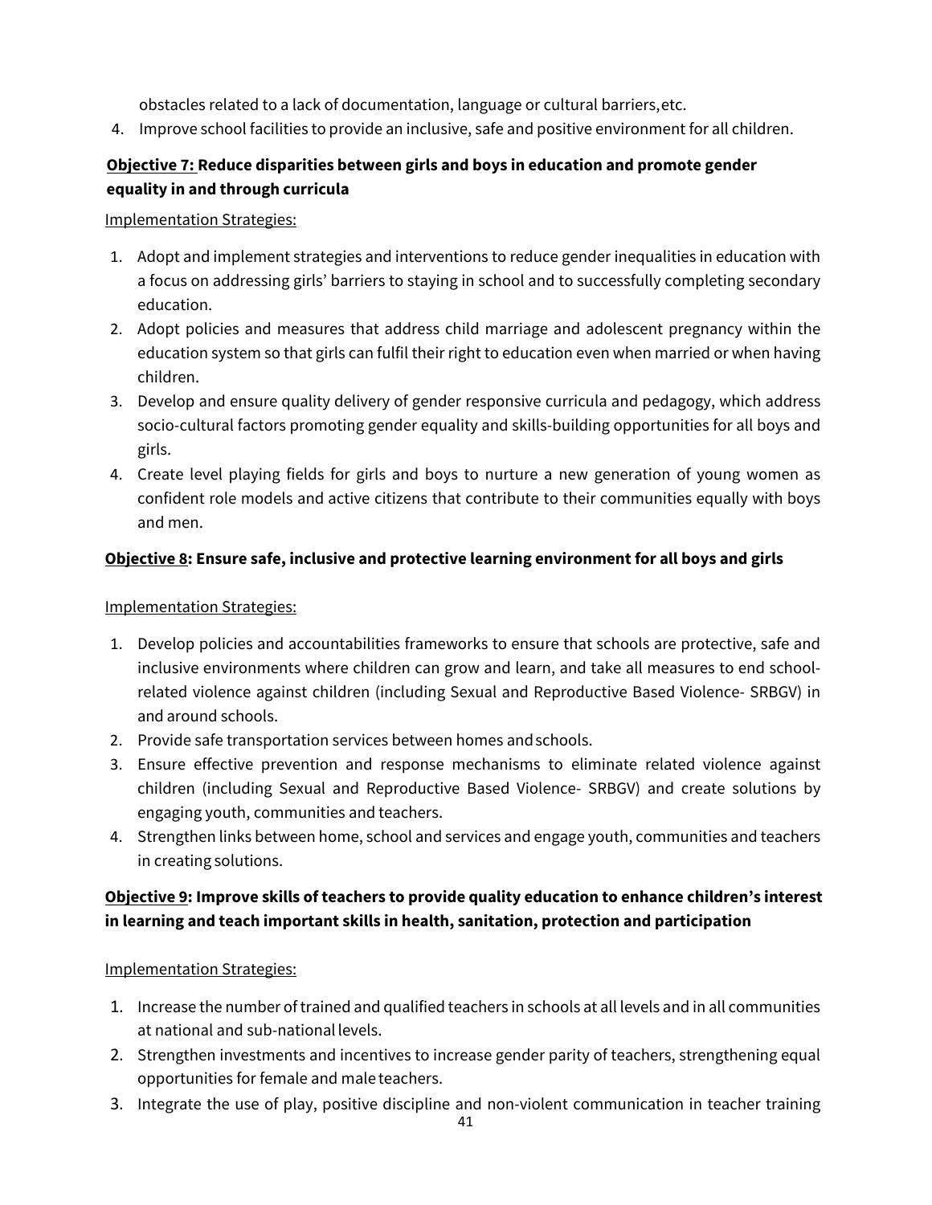obstacles related to a lack of documentation, language or cultural barriers, etc.

4. Improve school facilities to provide an inclusive, safe and positive environment for all children.

**<u>Objective 7:</u> Reduce disparities between girls and boys in education and promote gender equality in and through curricula**

<u>Implementation Strategies:</u>

1. Adopt and implement strategies and interventions to reduce gender inequalities in education with a focus on addressing girls' barriers to staying in school and to successfully completing secondary education.
2. Adopt policies and measures that address child marriage and adolescent pregnancy within the education system so that girls can fulfil their right to education even when married or when having children.
3. Develop and ensure quality delivery of gender responsive curricula and pedagogy, which address socio-cultural factors promoting gender equality and skills-building opportunities for all boys and girls.
4. Create level playing fields for girls and boys to nurture a new generation of young women as confident role models and active citizens that contribute to their communities equally with boys and men.

**<u>Objective 8</u>: Ensure safe, inclusive and protective learning environment for all boys and girls**

<u>Implementation Strategies:</u>

1. Develop policies and accountabilities frameworks to ensure that schools are protective, safe and inclusive environments where children can grow and learn, and take all measures to end school-related violence against children (including Sexual and Reproductive Based Violence- SRBGV) in and around schools.
2. Provide safe transportation services between homes and schools.
3. Ensure effective prevention and response mechanisms to eliminate related violence against children (including Sexual and Reproductive Based Violence- SRBGV) and create solutions by engaging youth, communities and teachers.
4. Strengthen links between home, school and services and engage youth, communities and teachers in creating solutions.

**<u>Objective 9</u>: Improve skills of teachers to provide quality education to enhance children's interest in learning and teach important skills in health, sanitation, protection and participation**

<u>Implementation Strategies:</u>

1. Increase the number of trained and qualified teachers in schools at all levels and in all communities at national and sub-national levels.
2. Strengthen investments and incentives to increase gender parity of teachers, strengthening equal opportunities for female and male teachers.
3. Integrate the use of play, positive discipline and non-violent communication in teacher training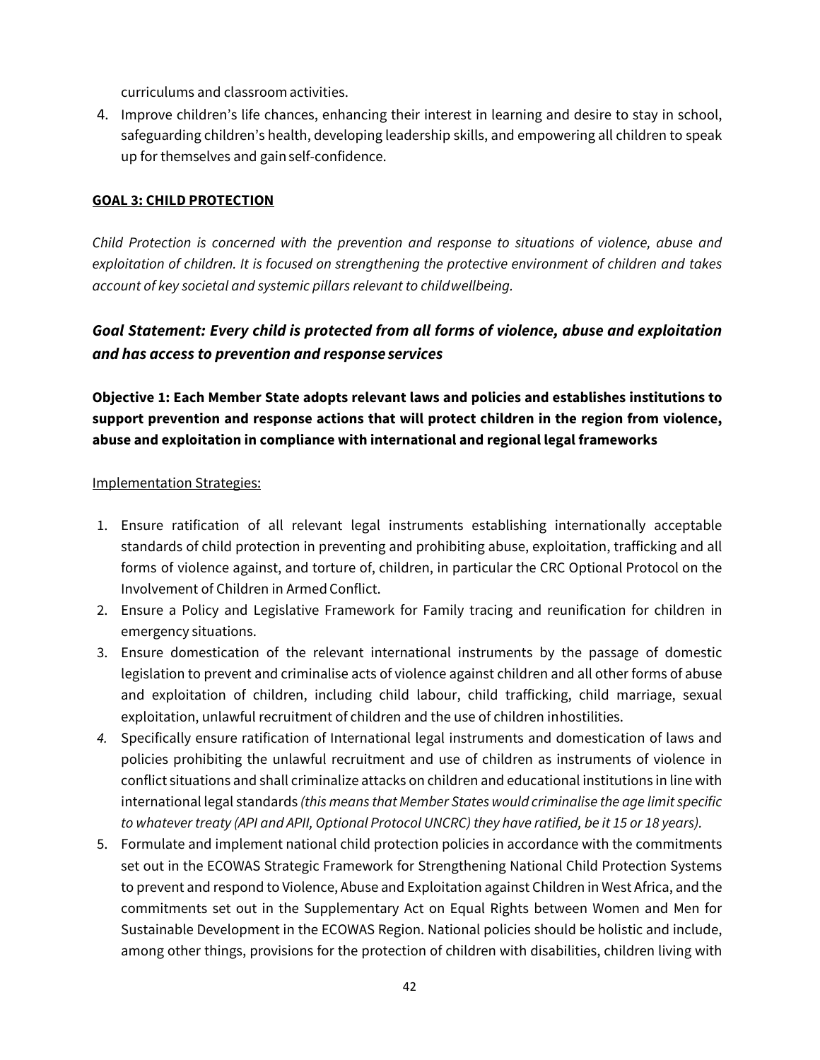curriculums and classroom activities.

4. Improve children's life chances, enhancing their interest in learning and desire to stay in school, safeguarding children's health, developing leadership skills, and empowering all children to speak up for themselves and gain self-confidence.

**GOAL 3: CHILD PROTECTION**

*Child Protection is concerned with the prevention and response to situations of violence, abuse and exploitation of children. It is focused on strengthening the protective environment of children and takes account of key societal and systemic pillars relevant to child wellbeing.*

### *Goal Statement: Every child is protected from all forms of violence, abuse and exploitation and has access to prevention and response services*

**Objective 1: Each Member State adopts relevant laws and policies and establishes institutions to support prevention and response actions that will protect children in the region from violence, abuse and exploitation in compliance with international and regional legal frameworks**

Implementation Strategies:

1. Ensure ratification of all relevant legal instruments establishing internationally acceptable standards of child protection in preventing and prohibiting abuse, exploitation, trafficking and all forms of violence against, and torture of, children, in particular the CRC Optional Protocol on the Involvement of Children in Armed Conflict.
2. Ensure a Policy and Legislative Framework for Family tracing and reunification for children in emergency situations.
3. Ensure domestication of the relevant international instruments by the passage of domestic legislation to prevent and criminalise acts of violence against children and all other forms of abuse and exploitation of children, including child labour, child trafficking, child marriage, sexual exploitation, unlawful recruitment of children and the use of children in hostilities.
4. Specifically ensure ratification of International legal instruments and domestication of laws and policies prohibiting the unlawful recruitment and use of children as instruments of violence in conflict situations and shall criminalize attacks on children and educational institutions in line with international legal standards *(this means that Member States would criminalise the age limit specific to whatever treaty (API and APII, Optional Protocol UNCRC) they have ratified, be it 15 or 18 years).*
5. Formulate and implement national child protection policies in accordance with the commitments set out in the ECOWAS Strategic Framework for Strengthening National Child Protection Systems to prevent and respond to Violence, Abuse and Exploitation against Children in West Africa, and the commitments set out in the Supplementary Act on Equal Rights between Women and Men for Sustainable Development in the ECOWAS Region. National policies should be holistic and include, among other things, provisions for the protection of children with disabilities, children living with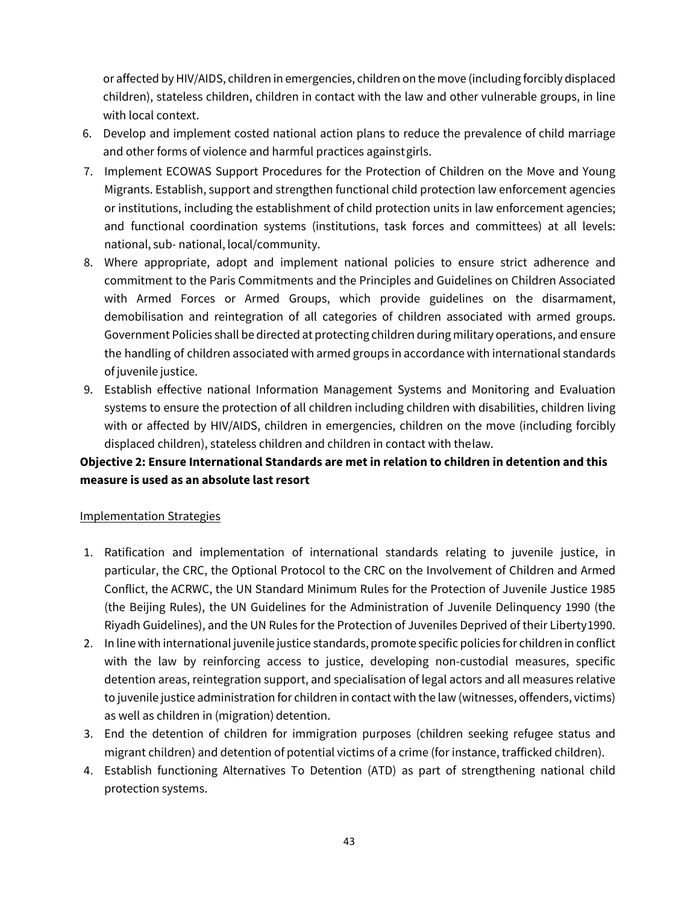or affected by HIV/AIDS, children in emergencies, children on the move (including forcibly displaced children), stateless children, children in contact with the law and other vulnerable groups, in line with local context.

6. Develop and implement costed national action plans to reduce the prevalence of child marriage and other forms of violence and harmful practices against girls.
7. Implement ECOWAS Support Procedures for the Protection of Children on the Move and Young Migrants. Establish, support and strengthen functional child protection law enforcement agencies or institutions, including the establishment of child protection units in law enforcement agencies; and functional coordination systems (institutions, task forces and committees) at all levels: national, sub- national, local/community.
8. Where appropriate, adopt and implement national policies to ensure strict adherence and commitment to the Paris Commitments and the Principles and Guidelines on Children Associated with Armed Forces or Armed Groups, which provide guidelines on the disarmament, demobilisation and reintegration of all categories of children associated with armed groups. Government Policies shall be directed at protecting children during military operations, and ensure the handling of children associated with armed groups in accordance with international standards of juvenile justice.
9. Establish effective national Information Management Systems and Monitoring and Evaluation systems to ensure the protection of all children including children with disabilities, children living with or affected by HIV/AIDS, children in emergencies, children on the move (including forcibly displaced children), stateless children and children in contact with the law.

**Objective 2: Ensure International Standards are met in relation to children in detention and this measure is used as an absolute last resort**

Implementation Strategies

1. Ratification and implementation of international standards relating to juvenile justice, in particular, the CRC, the Optional Protocol to the CRC on the Involvement of Children and Armed Conflict, the ACRWC, the UN Standard Minimum Rules for the Protection of Juvenile Justice 1985 (the Beijing Rules), the UN Guidelines for the Administration of Juvenile Delinquency 1990 (the Riyadh Guidelines), and the UN Rules for the Protection of Juveniles Deprived of their Liberty 1990.
2. In line with international juvenile justice standards, promote specific policies for children in conflict with the law by reinforcing access to justice, developing non-custodial measures, specific detention areas, reintegration support, and specialisation of legal actors and all measures relative to juvenile justice administration for children in contact with the law (witnesses, offenders, victims) as well as children in (migration) detention.
3. End the detention of children for immigration purposes (children seeking refugee status and migrant children) and detention of potential victims of a crime (for instance, trafficked children).
4. Establish functioning Alternatives To Detention (ATD) as part of strengthening national child protection systems.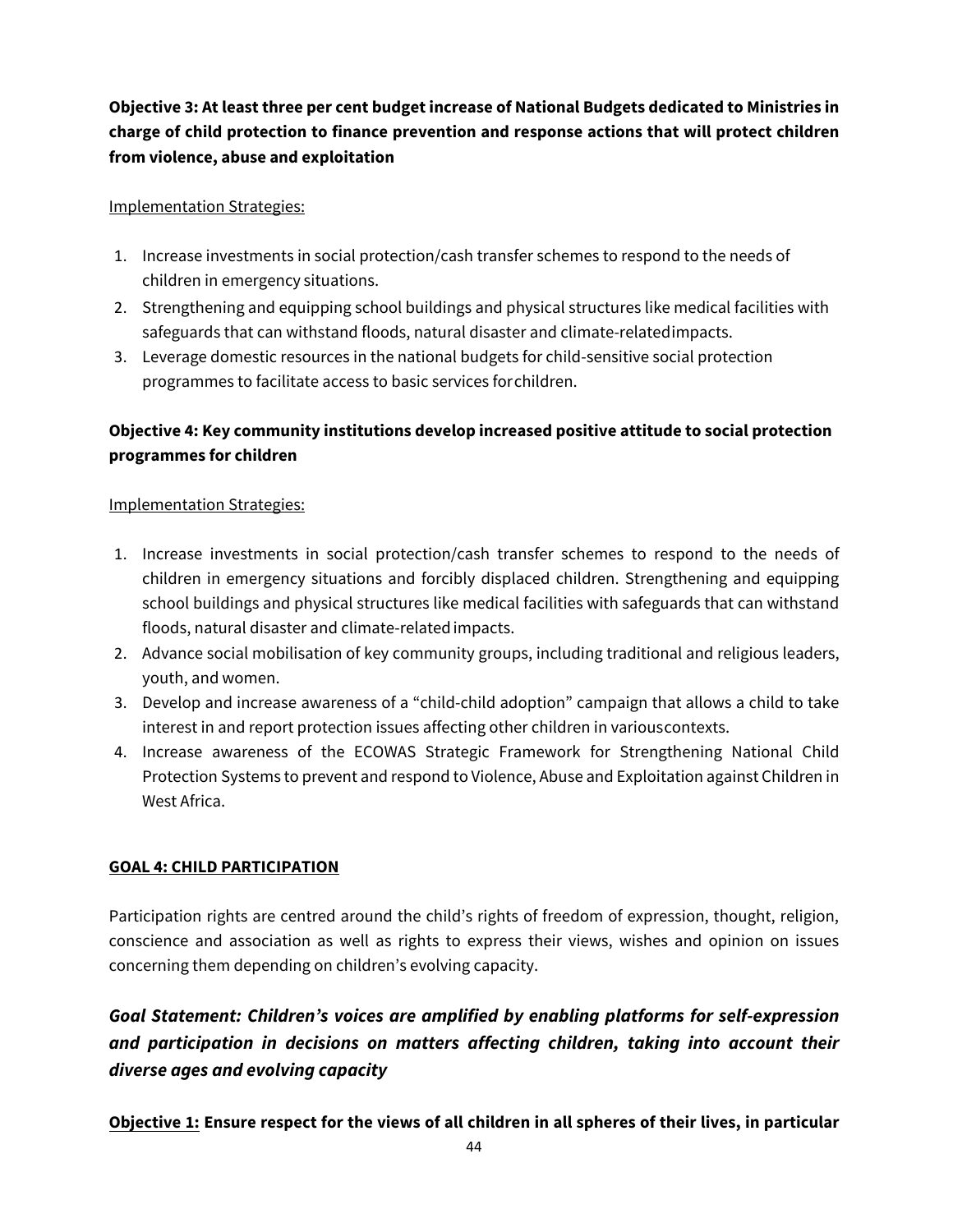**Objective 3: At least three per cent budget increase of National Budgets dedicated to Ministries in charge of child protection to finance prevention and response actions that will protect children from violence, abuse and exploitation**

Implementation Strategies:

1. Increase investments in social protection/cash transfer schemes to respond to the needs of children in emergency situations.
2. Strengthening and equipping school buildings and physical structures like medical facilities with safeguards that can withstand floods, natural disaster and climate-related impacts.
3. Leverage domestic resources in the national budgets for child-sensitive social protection programmes to facilitate access to basic services for children.

**Objective 4: Key community institutions develop increased positive attitude to social protection programmes for children**

Implementation Strategies:

1. Increase investments in social protection/cash transfer schemes to respond to the needs of children in emergency situations and forcibly displaced children. Strengthening and equipping school buildings and physical structures like medical facilities with safeguards that can withstand floods, natural disaster and climate-related impacts.
2. Advance social mobilisation of key community groups, including traditional and religious leaders, youth, and women.
3. Develop and increase awareness of a "child-child adoption" campaign that allows a child to take interest in and report protection issues affecting other children in various contexts.
4. Increase awareness of the ECOWAS Strategic Framework for Strengthening National Child Protection Systems to prevent and respond to Violence, Abuse and Exploitation against Children in West Africa.

## GOAL 4: CHILD PARTICIPATION

Participation rights are centred around the child's rights of freedom of expression, thought, religion, conscience and association as well as rights to express their views, wishes and opinion on issues concerning them depending on children's evolving capacity.

***Goal Statement: Children's voices are amplified by enabling platforms for self-expression and participation in decisions on matters affecting children, taking into account their diverse ages and evolving capacity***

**Objective 1: Ensure respect for the views of all children in all spheres of their lives, in particular**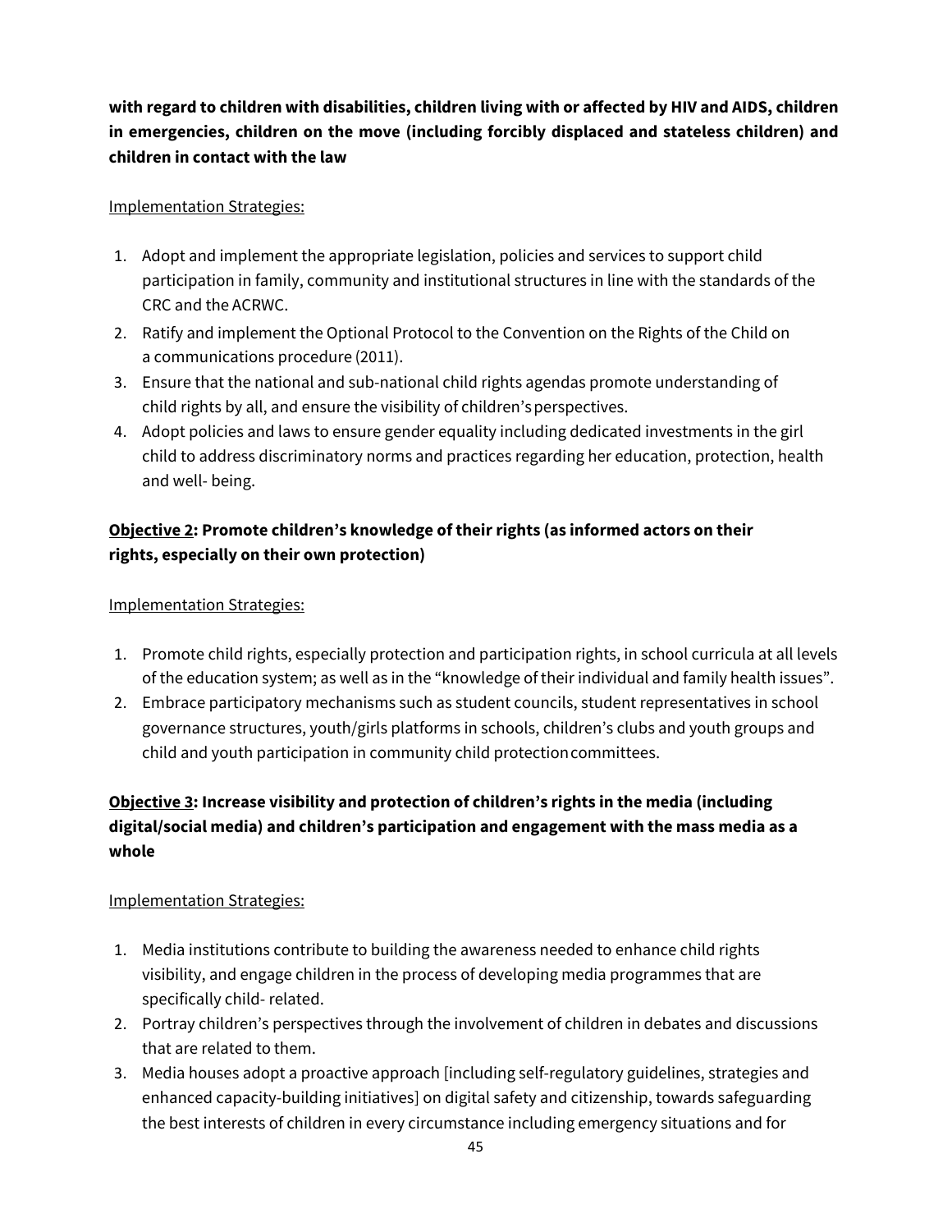**with regard to children with disabilities, children living with or affected by HIV and AIDS, children in emergencies, children on the move (including forcibly displaced and stateless children) and children in contact with the law**

Implementation Strategies:

1. Adopt and implement the appropriate legislation, policies and services to support child participation in family, community and institutional structures in line with the standards of the CRC and the ACRWC.
2. Ratify and implement the Optional Protocol to the Convention on the Rights of the Child on a communications procedure (2011).
3. Ensure that the national and sub-national child rights agendas promote understanding of child rights by all, and ensure the visibility of children's perspectives.
4. Adopt policies and laws to ensure gender equality including dedicated investments in the girl child to address discriminatory norms and practices regarding her education, protection, health and well- being.

**Objective 2: Promote children's knowledge of their rights (as informed actors on their rights, especially on their own protection)**

Implementation Strategies:

1. Promote child rights, especially protection and participation rights, in school curricula at all levels of the education system; as well as in the "knowledge of their individual and family health issues".
2. Embrace participatory mechanisms such as student councils, student representatives in school governance structures, youth/girls platforms in schools, children's clubs and youth groups and child and youth participation in community child protection committees.

**Objective 3: Increase visibility and protection of children's rights in the media (including digital/social media) and children's participation and engagement with the mass media as a whole**

Implementation Strategies:

1. Media institutions contribute to building the awareness needed to enhance child rights visibility, and engage children in the process of developing media programmes that are specifically child- related.
2. Portray children's perspectives through the involvement of children in debates and discussions that are related to them.
3. Media houses adopt a proactive approach [including self-regulatory guidelines, strategies and enhanced capacity-building initiatives] on digital safety and citizenship, towards safeguarding the best interests of children in every circumstance including emergency situations and for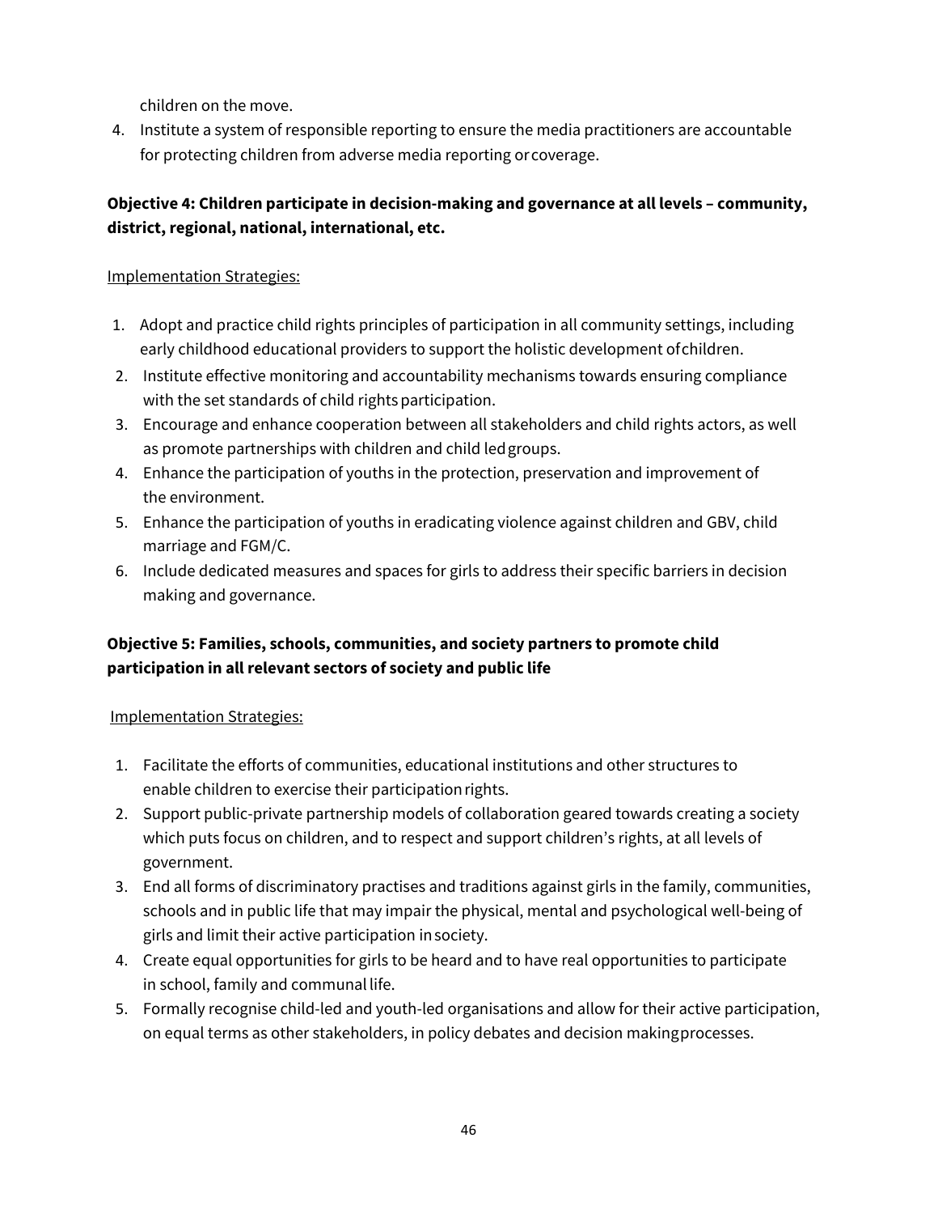children on the move.

4. Institute a system of responsible reporting to ensure the media practitioners are accountable for protecting children from adverse media reporting or coverage.

**Objective 4: Children participate in decision-making and governance at all levels – community, district, regional, national, international, etc.**

Implementation Strategies:

1. Adopt and practice child rights principles of participation in all community settings, including early childhood educational providers to support the holistic development of children.
2. Institute effective monitoring and accountability mechanisms towards ensuring compliance with the set standards of child rights participation.
3. Encourage and enhance cooperation between all stakeholders and child rights actors, as well as promote partnerships with children and child led groups.
4. Enhance the participation of youths in the protection, preservation and improvement of the environment.
5. Enhance the participation of youths in eradicating violence against children and GBV, child marriage and FGM/C.
6. Include dedicated measures and spaces for girls to address their specific barriers in decision making and governance.

**Objective 5: Families, schools, communities, and society partners to promote child participation in all relevant sectors of society and public life**

Implementation Strategies:

1. Facilitate the efforts of communities, educational institutions and other structures to enable children to exercise their participation rights.
2. Support public-private partnership models of collaboration geared towards creating a society which puts focus on children, and to respect and support children's rights, at all levels of government.
3. End all forms of discriminatory practises and traditions against girls in the family, communities, schools and in public life that may impair the physical, mental and psychological well-being of girls and limit their active participation in society.
4. Create equal opportunities for girls to be heard and to have real opportunities to participate in school, family and communal life.
5. Formally recognise child-led and youth-led organisations and allow for their active participation, on equal terms as other stakeholders, in policy debates and decision making processes.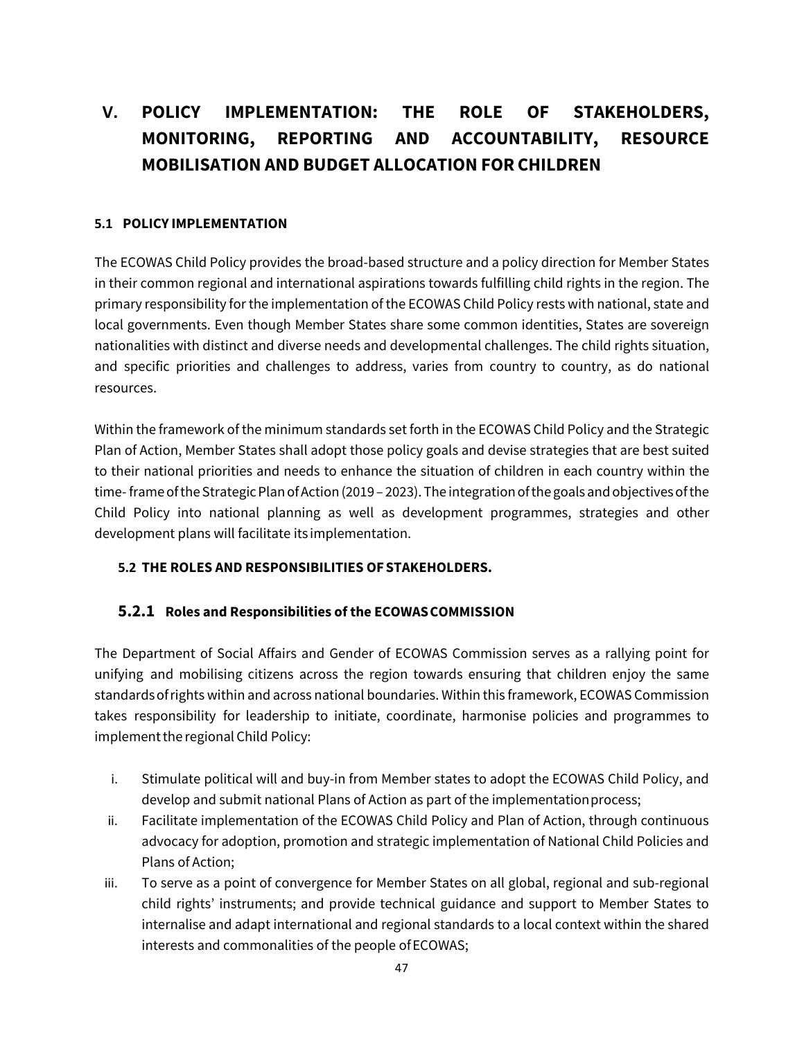# V. POLICY IMPLEMENTATION: THE ROLE OF STAKEHOLDERS, MONITORING, REPORTING AND ACCOUNTABILITY, RESOURCE MOBILISATION AND BUDGET ALLOCATION FOR CHILDREN

## 5.1 POLICY IMPLEMENTATION

The ECOWAS Child Policy provides the broad-based structure and a policy direction for Member States in their common regional and international aspirations towards fulfilling child rights in the region. The primary responsibility for the implementation of the ECOWAS Child Policy rests with national, state and local governments. Even though Member States share some common identities, States are sovereign nationalities with distinct and diverse needs and developmental challenges. The child rights situation, and specific priorities and challenges to address, varies from country to country, as do national resources.

Within the framework of the minimum standards set forth in the ECOWAS Child Policy and the Strategic Plan of Action, Member States shall adopt those policy goals and devise strategies that are best suited to their national priorities and needs to enhance the situation of children in each country within the time- frame of the Strategic Plan of Action (2019 – 2023). The integration of the goals and objectives of the Child Policy into national planning as well as development programmes, strategies and other development plans will facilitate its implementation.

## 5.2 THE ROLES AND RESPONSIBILITIES OF STAKEHOLDERS.

### 5.2.1 Roles and Responsibilities of the ECOWAS COMMISSION

The Department of Social Affairs and Gender of ECOWAS Commission serves as a rallying point for unifying and mobilising citizens across the region towards ensuring that children enjoy the same standards of rights within and across national boundaries. Within this framework, ECOWAS Commission takes responsibility for leadership to initiate, coordinate, harmonise policies and programmes to implement the regional Child Policy:

i. Stimulate political will and buy-in from Member states to adopt the ECOWAS Child Policy, and develop and submit national Plans of Action as part of the implementation process;
ii. Facilitate implementation of the ECOWAS Child Policy and Plan of Action, through continuous advocacy for adoption, promotion and strategic implementation of National Child Policies and Plans of Action;
iii. To serve as a point of convergence for Member States on all global, regional and sub-regional child rights' instruments; and provide technical guidance and support to Member States to internalise and adapt international and regional standards to a local context within the shared interests and commonalities of the people of ECOWAS;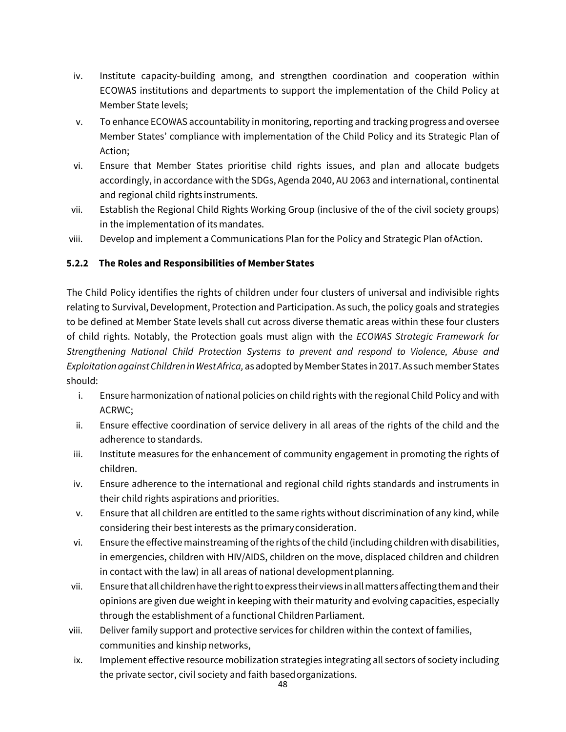iv. Institute capacity-building among, and strengthen coordination and cooperation within ECOWAS institutions and departments to support the implementation of the Child Policy at Member State levels;
v. To enhance ECOWAS accountability in monitoring, reporting and tracking progress and oversee Member States' compliance with implementation of the Child Policy and its Strategic Plan of Action;
vi. Ensure that Member States prioritise child rights issues, and plan and allocate budgets accordingly, in accordance with the SDGs, Agenda 2040, AU 2063 and international, continental and regional child rights instruments.
vii. Establish the Regional Child Rights Working Group (inclusive of the of the civil society groups) in the implementation of its mandates.
viii. Develop and implement a Communications Plan for the Policy and Strategic Plan ofAction.

### 5.2.2 The Roles and Responsibilities of Member States

The Child Policy identifies the rights of children under four clusters of universal and indivisible rights relating to Survival, Development, Protection and Participation. As such, the policy goals and strategies to be defined at Member State levels shall cut across diverse thematic areas within these four clusters of child rights. Notably, the Protection goals must align with the *ECOWAS Strategic Framework for Strengthening National Child Protection Systems to prevent and respond to Violence, Abuse and Exploitation against Children in West Africa,* as adopted by Member States in 2017. As such member States should:

i. Ensure harmonization of national policies on child rights with the regional Child Policy and with ACRWC;
ii. Ensure effective coordination of service delivery in all areas of the rights of the child and the adherence to standards.
iii. Institute measures for the enhancement of community engagement in promoting the rights of children.
iv. Ensure adherence to the international and regional child rights standards and instruments in their child rights aspirations and priorities.
v. Ensure that all children are entitled to the same rights without discrimination of any kind, while considering their best interests as the primary consideration.
vi. Ensure the effective mainstreaming of the rights of the child (including children with disabilities, in emergencies, children with HIV/AIDS, children on the move, displaced children and children in contact with the law) in all areas of national development planning.
vii. Ensure that all children have the right to express their views in all matters affecting them and their opinions are given due weight in keeping with their maturity and evolving capacities, especially through the establishment of a functional Children Parliament.
viii. Deliver family support and protective services for children within the context of families, communities and kinship networks,
ix. Implement effective resource mobilization strategies integrating all sectors of society including the private sector, civil society and faith based organizations.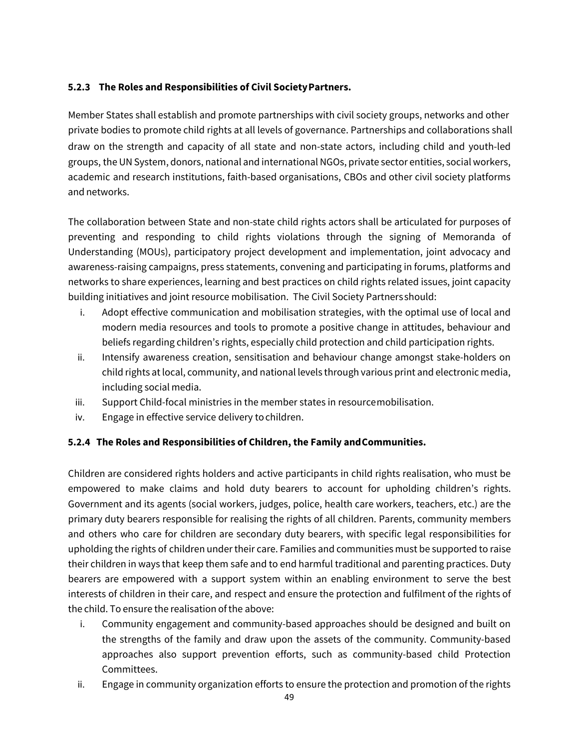### 5.2.3 The Roles and Responsibilities of Civil Society Partners.

Member States shall establish and promote partnerships with civil society groups, networks and other private bodies to promote child rights at all levels of governance. Partnerships and collaborations shall draw on the strength and capacity of all state and non-state actors, including child and youth-led groups, the UN System, donors, national and international NGOs, private sector entities, social workers, academic and research institutions, faith-based organisations, CBOs and other civil society platforms and networks.

The collaboration between State and non-state child rights actors shall be articulated for purposes of preventing and responding to child rights violations through the signing of Memoranda of Understanding (MOUs), participatory project development and implementation, joint advocacy and awareness-raising campaigns, press statements, convening and participating in forums, platforms and networks to share experiences, learning and best practices on child rights related issues, joint capacity building initiatives and joint resource mobilisation. The Civil Society Partners should:

i. Adopt effective communication and mobilisation strategies, with the optimal use of local and modern media resources and tools to promote a positive change in attitudes, behaviour and beliefs regarding children's rights, especially child protection and child participation rights.
ii. Intensify awareness creation, sensitisation and behaviour change amongst stake-holders on child rights at local, community, and national levels through various print and electronic media, including social media.
iii. Support Child-focal ministries in the member states in resource mobilisation.
iv. Engage in effective service delivery to children.

### 5.2.4 The Roles and Responsibilities of Children, the Family and Communities.

Children are considered rights holders and active participants in child rights realisation, who must be empowered to make claims and hold duty bearers to account for upholding children's rights. Government and its agents (social workers, judges, police, health care workers, teachers, etc.) are the primary duty bearers responsible for realising the rights of all children. Parents, community members and others who care for children are secondary duty bearers, with specific legal responsibilities for upholding the rights of children under their care. Families and communities must be supported to raise their children in ways that keep them safe and to end harmful traditional and parenting practices. Duty bearers are empowered with a support system within an enabling environment to serve the best interests of children in their care, and respect and ensure the protection and fulfilment of the rights of the child. To ensure the realisation of the above:

i. Community engagement and community-based approaches should be designed and built on the strengths of the family and draw upon the assets of the community. Community-based approaches also support prevention efforts, such as community-based child Protection Committees.
ii. Engage in community organization efforts to ensure the protection and promotion of the rights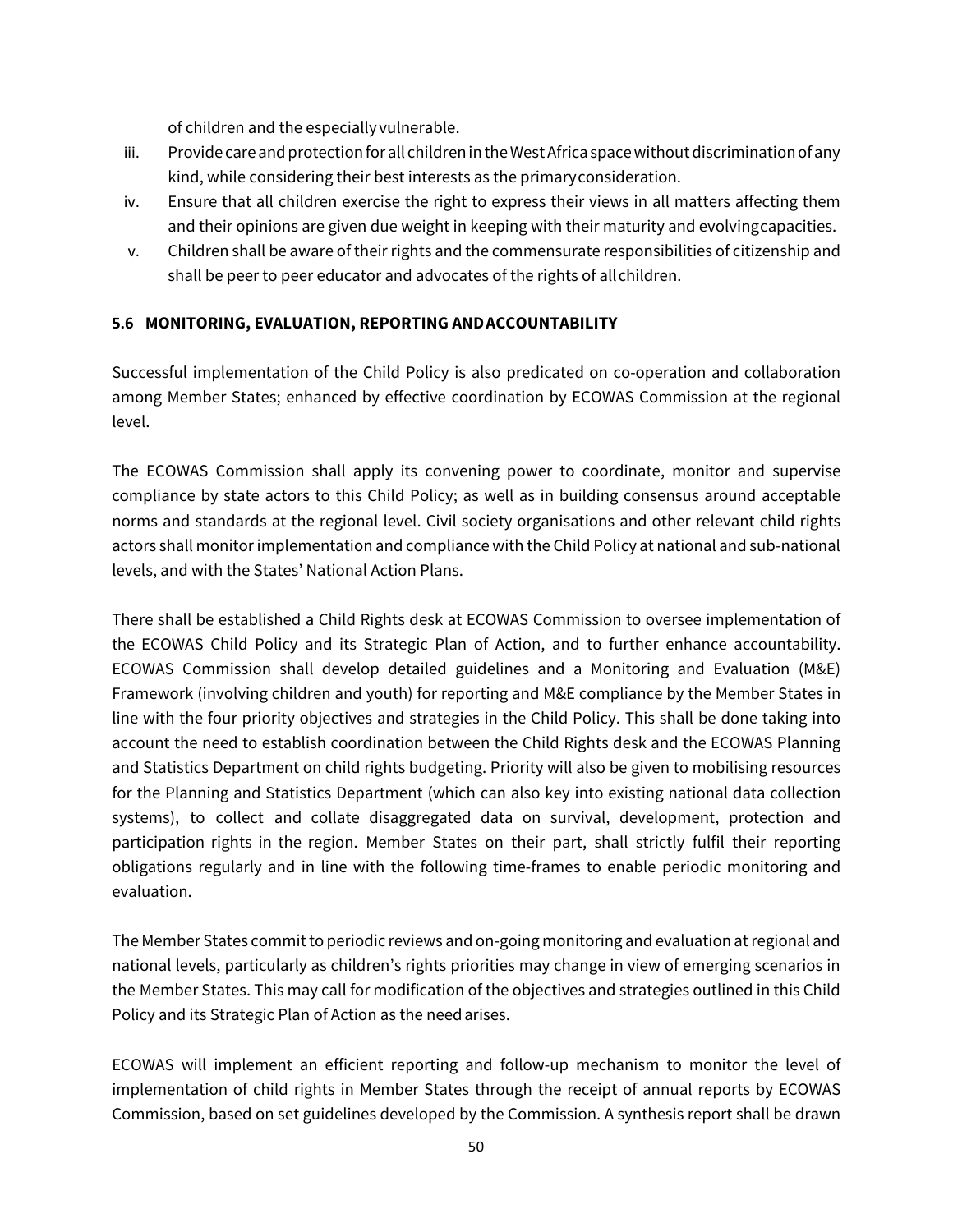of children and the especially vulnerable.

iii. Provide care and protection for all children in the West Africa space without discrimination of any kind, while considering their best interests as the primary consideration.

iv. Ensure that all children exercise the right to express their views in all matters affecting them and their opinions are given due weight in keeping with their maturity and evolving capacities.

v. Children shall be aware of their rights and the commensurate responsibilities of citizenship and shall be peer to peer educator and advocates of the rights of all children.

### 5.6 MONITORING, EVALUATION, REPORTING AND ACCOUNTABILITY

Successful implementation of the Child Policy is also predicated on co-operation and collaboration among Member States; enhanced by effective coordination by ECOWAS Commission at the regional level.

The ECOWAS Commission shall apply its convening power to coordinate, monitor and supervise compliance by state actors to this Child Policy; as well as in building consensus around acceptable norms and standards at the regional level. Civil society organisations and other relevant child rights actors shall monitor implementation and compliance with the Child Policy at national and sub-national levels, and with the States' National Action Plans.

There shall be established a Child Rights desk at ECOWAS Commission to oversee implementation of the ECOWAS Child Policy and its Strategic Plan of Action, and to further enhance accountability. ECOWAS Commission shall develop detailed guidelines and a Monitoring and Evaluation (M&E) Framework (involving children and youth) for reporting and M&E compliance by the Member States in line with the four priority objectives and strategies in the Child Policy. This shall be done taking into account the need to establish coordination between the Child Rights desk and the ECOWAS Planning and Statistics Department on child rights budgeting. Priority will also be given to mobilising resources for the Planning and Statistics Department (which can also key into existing national data collection systems), to collect and collate disaggregated data on survival, development, protection and participation rights in the region. Member States on their part, shall strictly fulfil their reporting obligations regularly and in line with the following time-frames to enable periodic monitoring and evaluation.

The Member States commit to periodic reviews and on-going monitoring and evaluation at regional and national levels, particularly as children's rights priorities may change in view of emerging scenarios in the Member States. This may call for modification of the objectives and strategies outlined in this Child Policy and its Strategic Plan of Action as the need arises.

ECOWAS will implement an efficient reporting and follow-up mechanism to monitor the level of implementation of child rights in Member States through the receipt of annual reports by ECOWAS Commission, based on set guidelines developed by the Commission. A synthesis report shall be drawn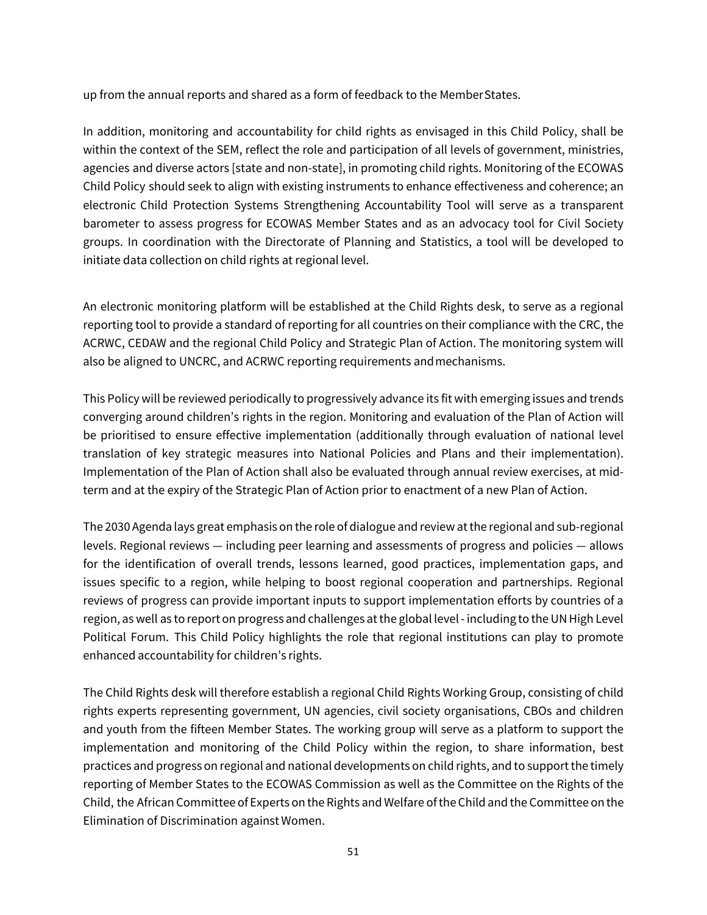up from the annual reports and shared as a form of feedback to the Member States.

In addition, monitoring and accountability for child rights as envisaged in this Child Policy, shall be within the context of the SEM, reflect the role and participation of all levels of government, ministries, agencies and diverse actors [state and non-state], in promoting child rights. Monitoring of the ECOWAS Child Policy should seek to align with existing instruments to enhance effectiveness and coherence; an electronic Child Protection Systems Strengthening Accountability Tool will serve as a transparent barometer to assess progress for ECOWAS Member States and as an advocacy tool for Civil Society groups. In coordination with the Directorate of Planning and Statistics, a tool will be developed to initiate data collection on child rights at regional level.

An electronic monitoring platform will be established at the Child Rights desk, to serve as a regional reporting tool to provide a standard of reporting for all countries on their compliance with the CRC, the ACRWC, CEDAW and the regional Child Policy and Strategic Plan of Action. The monitoring system will also be aligned to UNCRC, and ACRWC reporting requirements and mechanisms.

This Policy will be reviewed periodically to progressively advance its fit with emerging issues and trends converging around children's rights in the region. Monitoring and evaluation of the Plan of Action will be prioritised to ensure effective implementation (additionally through evaluation of national level translation of key strategic measures into National Policies and Plans and their implementation). Implementation of the Plan of Action shall also be evaluated through annual review exercises, at mid-term and at the expiry of the Strategic Plan of Action prior to enactment of a new Plan of Action.

The 2030 Agenda lays great emphasis on the role of dialogue and review at the regional and sub-regional levels. Regional reviews — including peer learning and assessments of progress and policies — allows for the identification of overall trends, lessons learned, good practices, implementation gaps, and issues specific to a region, while helping to boost regional cooperation and partnerships. Regional reviews of progress can provide important inputs to support implementation efforts by countries of a region, as well as to report on progress and challenges at the global level - including to the UN High Level Political Forum. This Child Policy highlights the role that regional institutions can play to promote enhanced accountability for children's rights.

The Child Rights desk will therefore establish a regional Child Rights Working Group, consisting of child rights experts representing government, UN agencies, civil society organisations, CBOs and children and youth from the fifteen Member States. The working group will serve as a platform to support the implementation and monitoring of the Child Policy within the region, to share information, best practices and progress on regional and national developments on child rights, and to support the timely reporting of Member States to the ECOWAS Commission as well as the Committee on the Rights of the Child, the African Committee of Experts on the Rights and Welfare of the Child and the Committee on the Elimination of Discrimination against Women.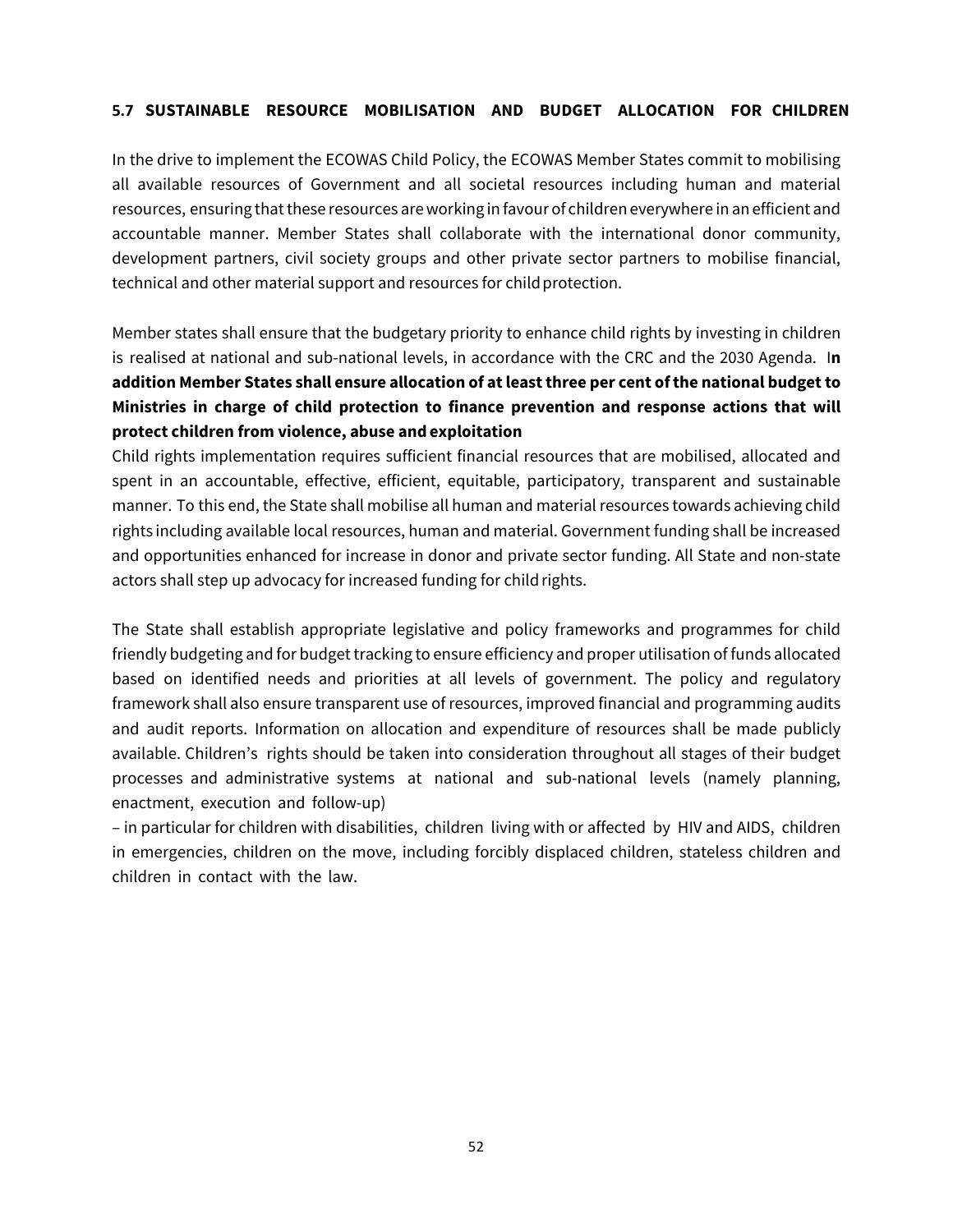### 5.7 SUSTAINABLE RESOURCE MOBILISATION AND BUDGET ALLOCATION FOR CHILDREN

In the drive to implement the ECOWAS Child Policy, the ECOWAS Member States commit to mobilising all available resources of Government and all societal resources including human and material resources, ensuring that these resources are working in favour of children everywhere in an efficient and accountable manner. Member States shall collaborate with the international donor community, development partners, civil society groups and other private sector partners to mobilise financial, technical and other material support and resources for child protection.

Member states shall ensure that the budgetary priority to enhance child rights by investing in children is realised at national and sub-national levels, in accordance with the CRC and the 2030 Agenda. I**n addition Member States shall ensure allocation of at least three per cent of the national budget to Ministries in charge of child protection to finance prevention and response actions that will protect children from violence, abuse and exploitation**

Child rights implementation requires sufficient financial resources that are mobilised, allocated and spent in an accountable, effective, efficient, equitable, participatory, transparent and sustainable manner. To this end, the State shall mobilise all human and material resources towards achieving child rights including available local resources, human and material. Government funding shall be increased and opportunities enhanced for increase in donor and private sector funding. All State and non-state actors shall step up advocacy for increased funding for child rights.

The State shall establish appropriate legislative and policy frameworks and programmes for child friendly budgeting and for budget tracking to ensure efficiency and proper utilisation of funds allocated based on identified needs and priorities at all levels of government. The policy and regulatory framework shall also ensure transparent use of resources, improved financial and programming audits and audit reports. Information on allocation and expenditure of resources shall be made publicly available. Children's rights should be taken into consideration throughout all stages of their budget processes and administrative systems at national and sub-national levels (namely planning, enactment, execution and follow-up)

– in particular for children with disabilities, children living with or affected by HIV and AIDS, children in emergencies, children on the move, including forcibly displaced children, stateless children and children in contact with the law.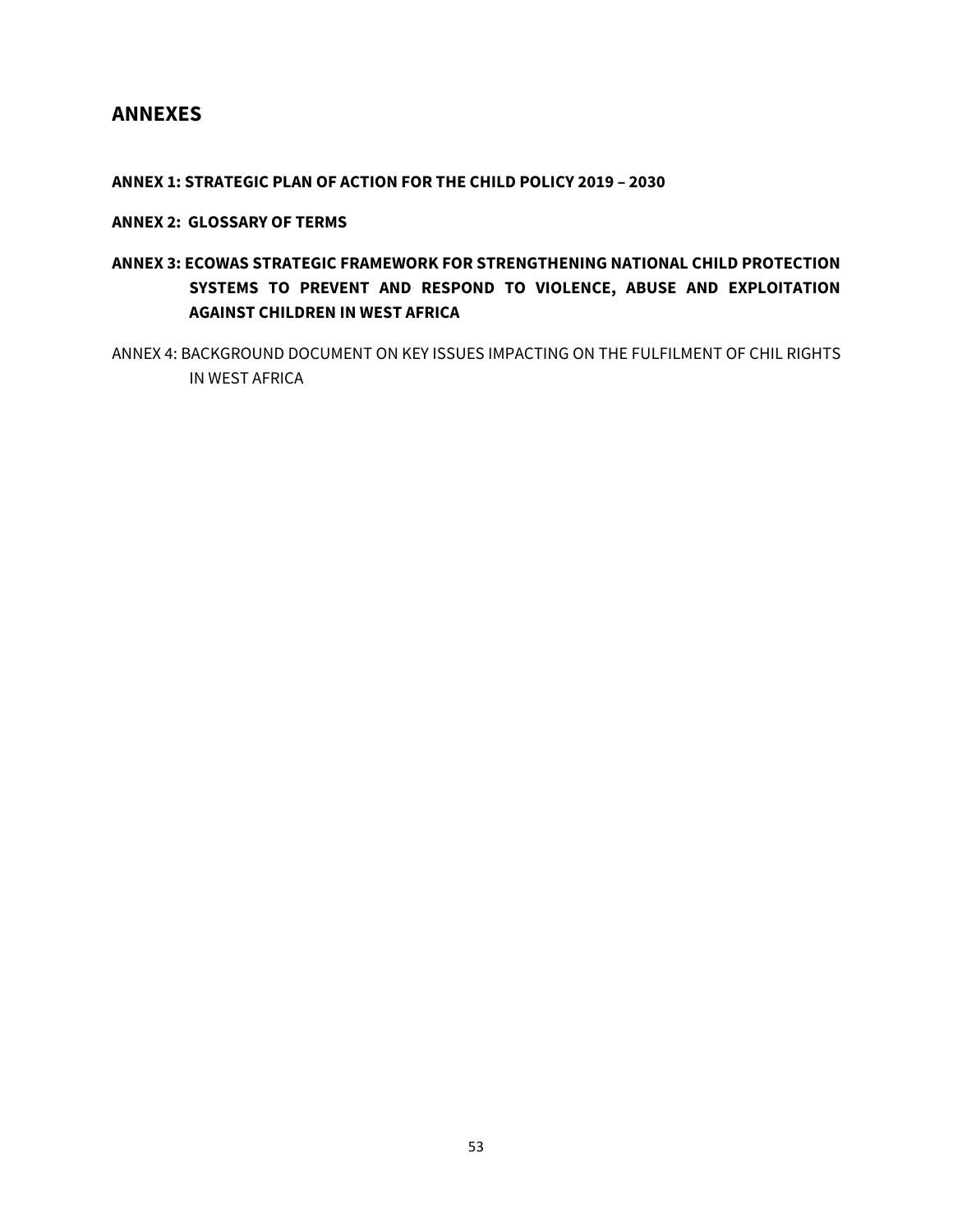## ANNEXES

**ANNEX 1: STRATEGIC PLAN OF ACTION FOR THE CHILD POLICY 2019 – 2030**

**ANNEX 2: GLOSSARY OF TERMS**

**ANNEX 3: ECOWAS STRATEGIC FRAMEWORK FOR STRENGTHENING NATIONAL CHILD PROTECTION SYSTEMS TO PREVENT AND RESPOND TO VIOLENCE, ABUSE AND EXPLOITATION AGAINST CHILDREN IN WEST AFRICA**

ANNEX 4: BACKGROUND DOCUMENT ON KEY ISSUES IMPACTING ON THE FULFILMENT OF CHIL RIGHTS IN WEST AFRICA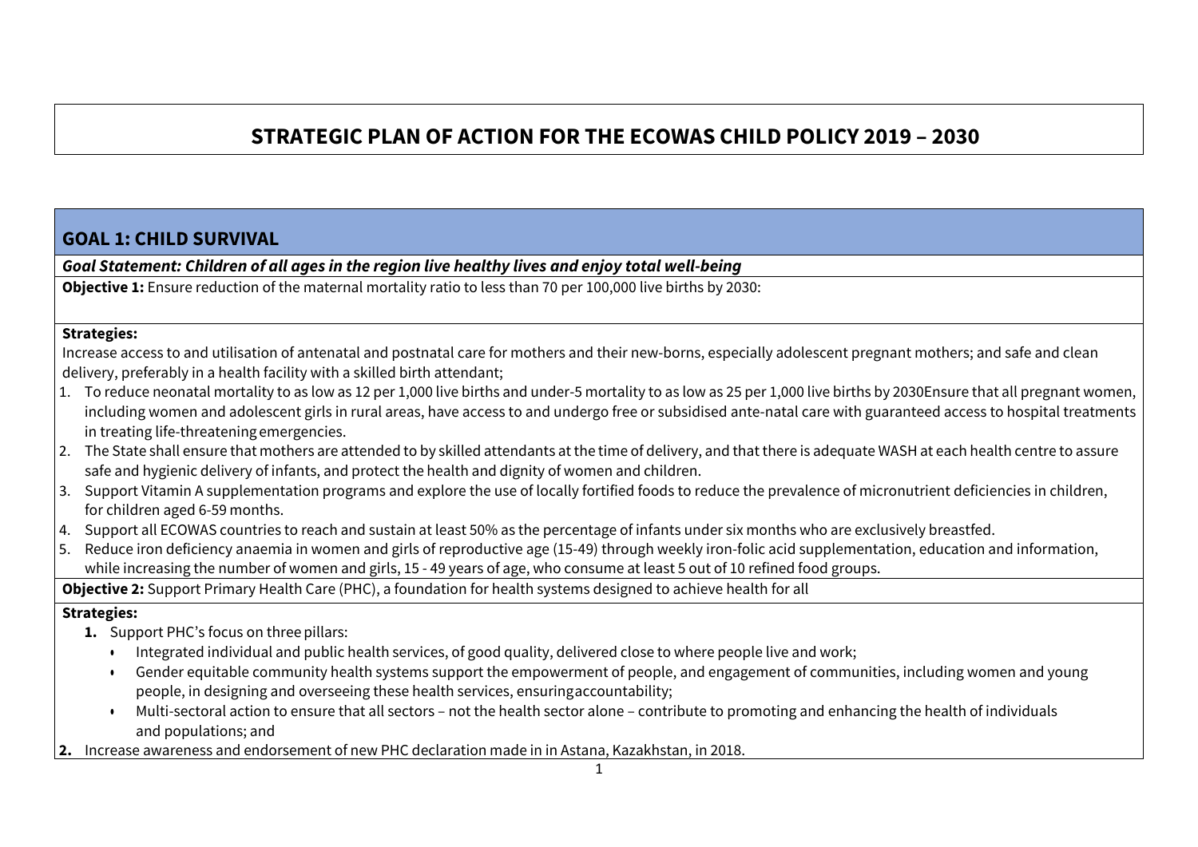# STRATEGIC PLAN OF ACTION FOR THE ECOWAS CHILD POLICY 2019 – 2030

## GOAL 1: CHILD SURVIVAL

***Goal Statement: Children of all ages in the region live healthy lives and enjoy total well-being***

**Objective 1:** Ensure reduction of the maternal mortality ratio to less than 70 per 100,000 live births by 2030:

**Strategies:**

Increase access to and utilisation of antenatal and postnatal care for mothers and their new-borns, especially adolescent pregnant mothers; and safe and clean delivery, preferably in a health facility with a skilled birth attendant;

1. To reduce neonatal mortality to as low as 12 per 1,000 live births and under-5 mortality to as low as 25 per 1,000 live births by 2030Ensure that all pregnant women, including women and adolescent girls in rural areas, have access to and undergo free or subsidised ante-natal care with guaranteed access to hospital treatments in treating life-threatening emergencies.
2. The State shall ensure that mothers are attended to by skilled attendants at the time of delivery, and that there is adequate WASH at each health centre to assure safe and hygienic delivery of infants, and protect the health and dignity of women and children.
3. Support Vitamin A supplementation programs and explore the use of locally fortified foods to reduce the prevalence of micronutrient deficiencies in children, for children aged 6-59 months.
4. Support all ECOWAS countries to reach and sustain at least 50% as the percentage of infants under six months who are exclusively breastfed.
5. Reduce iron deficiency anaemia in women and girls of reproductive age (15-49) through weekly iron-folic acid supplementation, education and information, while increasing the number of women and girls, 15 - 49 years of age, who consume at least 5 out of 10 refined food groups.

**Objective 2:** Support Primary Health Care (PHC), a foundation for health systems designed to achieve health for all

**Strategies:**

1. Support PHC's focus on three pillars:
   - Integrated individual and public health services, of good quality, delivered close to where people live and work;
   - Gender equitable community health systems support the empowerment of people, and engagement of communities, including women and young people, in designing and overseeing these health services, ensuringaccountability;
   - Multi-sectoral action to ensure that all sectors – not the health sector alone – contribute to promoting and enhancing the health of individuals and populations; and
2. Increase awareness and endorsement of new PHC declaration made in in Astana, Kazakhstan, in 2018.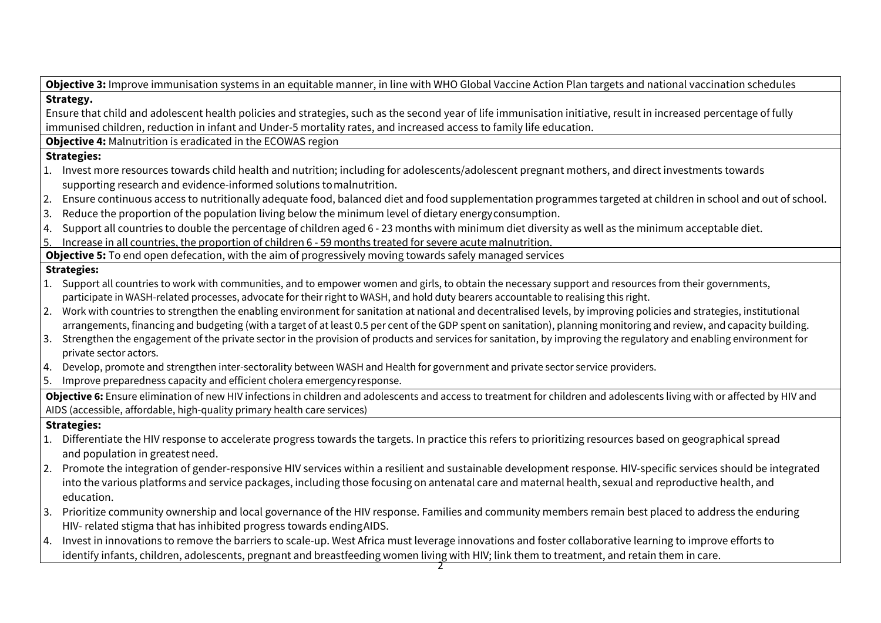**Objective 3:** Improve immunisation systems in an equitable manner, in line with WHO Global Vaccine Action Plan targets and national vaccination schedules

**Strategy.**

Ensure that child and adolescent health policies and strategies, such as the second year of life immunisation initiative, result in increased percentage of fully immunised children, reduction in infant and Under-5 mortality rates, and increased access to family life education.

**Objective 4:** Malnutrition is eradicated in the ECOWAS region

**Strategies:**

1. Invest more resources towards child health and nutrition; including for adolescents/adolescent pregnant mothers, and direct investments towards supporting research and evidence-informed solutions to malnutrition.
2. Ensure continuous access to nutritionally adequate food, balanced diet and food supplementation programmes targeted at children in school and out of school.
3. Reduce the proportion of the population living below the minimum level of dietary energy consumption.
4. Support all countries to double the percentage of children aged 6 - 23 months with minimum diet diversity as well as the minimum acceptable diet.
5. Increase in all countries, the proportion of children 6 - 59 months treated for severe acute malnutrition.

**Objective 5:** To end open defecation, with the aim of progressively moving towards safely managed services

**Strategies:**

1. Support all countries to work with communities, and to empower women and girls, to obtain the necessary support and resources from their governments, participate in WASH-related processes, advocate for their right to WASH, and hold duty bearers accountable to realising this right.
2. Work with countries to strengthen the enabling environment for sanitation at national and decentralised levels, by improving policies and strategies, institutional arrangements, financing and budgeting (with a target of at least 0.5 per cent of the GDP spent on sanitation), planning monitoring and review, and capacity building.
3. Strengthen the engagement of the private sector in the provision of products and services for sanitation, by improving the regulatory and enabling environment for private sector actors.
4. Develop, promote and strengthen inter-sectorality between WASH and Health for government and private sector service providers.
5. Improve preparedness capacity and efficient cholera emergency response.

**Objective 6:** Ensure elimination of new HIV infections in children and adolescents and access to treatment for children and adolescents living with or affected by HIV and AIDS (accessible, affordable, high-quality primary health care services)

**Strategies:**

1. Differentiate the HIV response to accelerate progress towards the targets. In practice this refers to prioritizing resources based on geographical spread and population in greatest need.
2. Promote the integration of gender-responsive HIV services within a resilient and sustainable development response. HIV-specific services should be integrated into the various platforms and service packages, including those focusing on antenatal care and maternal health, sexual and reproductive health, and education.
3. Prioritize community ownership and local governance of the HIV response. Families and community members remain best placed to address the enduring HIV- related stigma that has inhibited progress towards ending AIDS.
4. Invest in innovations to remove the barriers to scale-up. West Africa must leverage innovations and foster collaborative learning to improve efforts to identify infants, children, adolescents, pregnant and breastfeeding women living with HIV; link them to treatment, and retain them in care.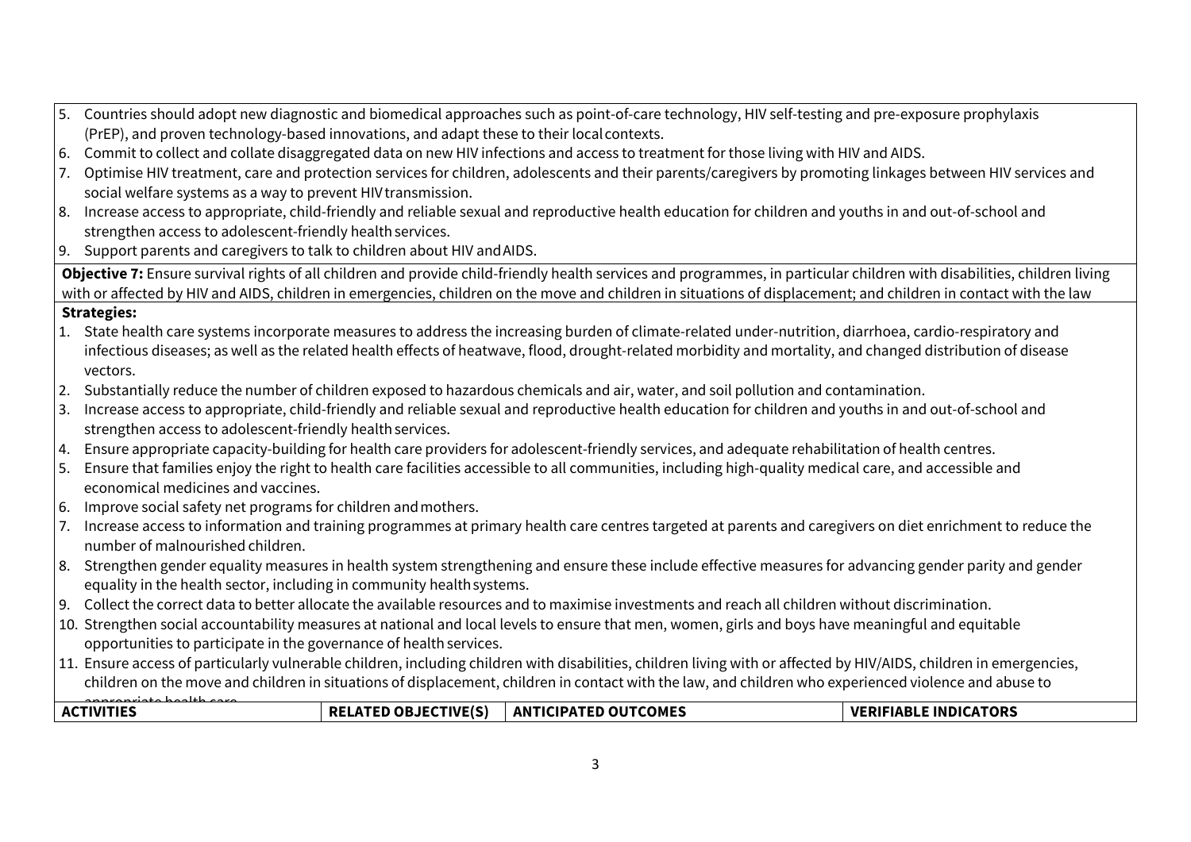5. Countries should adopt new diagnostic and biomedical approaches such as point-of-care technology, HIV self-testing and pre-exposure prophylaxis (PrEP), and proven technology-based innovations, and adapt these to their local contexts.
6. Commit to collect and collate disaggregated data on new HIV infections and access to treatment for those living with HIV and AIDS.
7. Optimise HIV treatment, care and protection services for children, adolescents and their parents/caregivers by promoting linkages between HIV services and social welfare systems as a way to prevent HIV transmission.
8. Increase access to appropriate, child-friendly and reliable sexual and reproductive health education for children and youths in and out-of-school and strengthen access to adolescent-friendly health services.
9. Support parents and caregivers to talk to children about HIV and AIDS.

**Objective 7:** Ensure survival rights of all children and provide child-friendly health services and programmes, in particular children with disabilities, children living with or affected by HIV and AIDS, children in emergencies, children on the move and children in situations of displacement; and children in contact with the law

**Strategies:**

1. State health care systems incorporate measures to address the increasing burden of climate-related under-nutrition, diarrhoea, cardio-respiratory and infectious diseases; as well as the related health effects of heatwave, flood, drought-related morbidity and mortality, and changed distribution of disease vectors.
2. Substantially reduce the number of children exposed to hazardous chemicals and air, water, and soil pollution and contamination.
3. Increase access to appropriate, child-friendly and reliable sexual and reproductive health education for children and youths in and out-of-school and strengthen access to adolescent-friendly health services.
4. Ensure appropriate capacity-building for health care providers for adolescent-friendly services, and adequate rehabilitation of health centres.
5. Ensure that families enjoy the right to health care facilities accessible to all communities, including high-quality medical care, and accessible and economical medicines and vaccines.
6. Improve social safety net programs for children and mothers.
7. Increase access to information and training programmes at primary health care centres targeted at parents and caregivers on diet enrichment to reduce the number of malnourished children.
8. Strengthen gender equality measures in health system strengthening and ensure these include effective measures for advancing gender parity and gender equality in the health sector, including in community health systems.
9. Collect the correct data to better allocate the available resources and to maximise investments and reach all children without discrimination.
10. Strengthen social accountability measures at national and local levels to ensure that men, women, girls and boys have meaningful and equitable opportunities to participate in the governance of health services.
11. Ensure access of particularly vulnerable children, including children with disabilities, children living with or affected by HIV/AIDS, children in emergencies, children on the move and children in situations of displacement, children in contact with the law, and children who experienced violence and abuse to appropriate health care.

| ACTIVITIES | RELATED OBJECTIVE(S) | ANTICIPATED OUTCOMES | VERIFIABLE INDICATORS |
|---|---|---|---|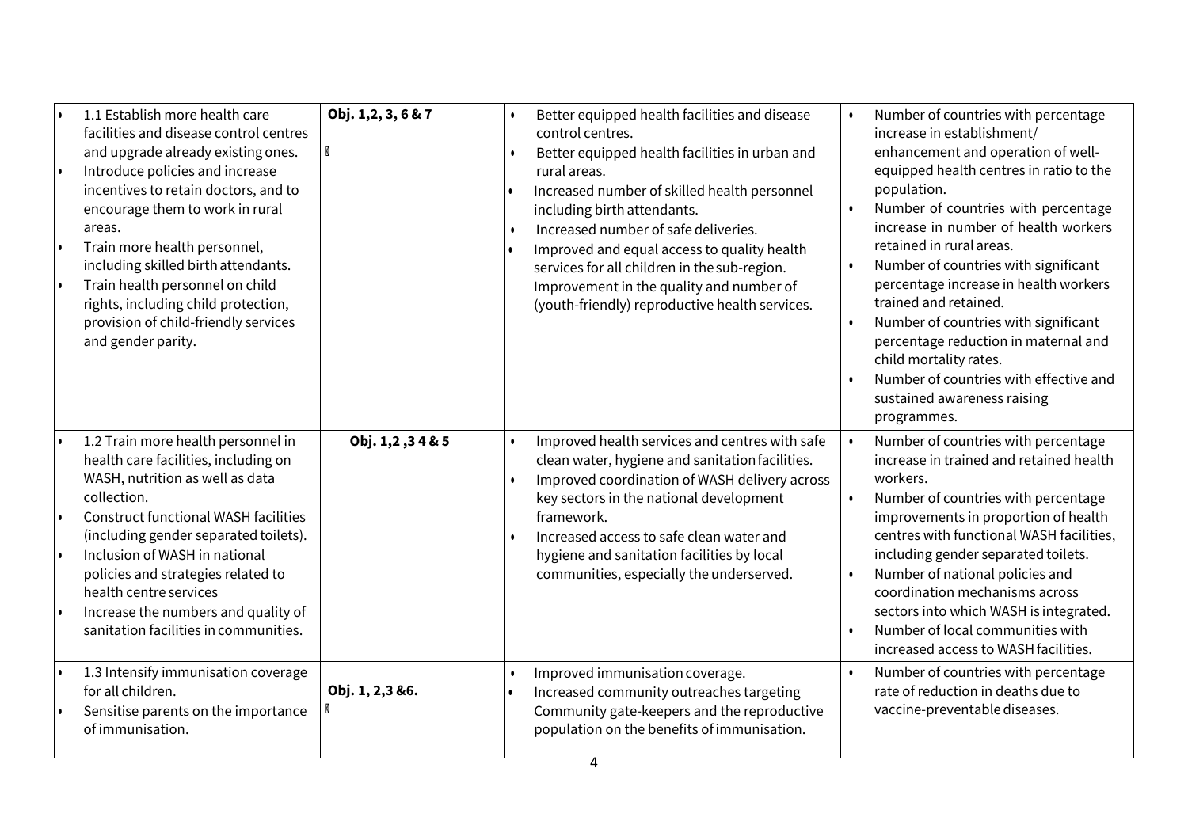| | | | |
|---|---|---|---|
| • 1.1 Establish more health care facilities and disease control centres and upgrade already existing ones.<br>• Introduce policies and increase incentives to retain doctors, and to encourage them to work in rural areas.<br>• Train more health personnel, including skilled birth attendants.<br>• Train health personnel on child rights, including child protection, provision of child-friendly services and gender parity. | Obj. 1,2, 3, 6 & 7 | • Better equipped health facilities and disease control centres.<br>• Better equipped health facilities in urban and rural areas.<br>• Increased number of skilled health personnel including birth attendants.<br>• Increased number of safe deliveries.<br>• Improved and equal access to quality health services for all children in the sub-region. Improvement in the quality and number of (youth-friendly) reproductive health services. | • Number of countries with percentage increase in establishment/ enhancement and operation of well-equipped health centres in ratio to the population.<br>• Number of countries with percentage increase in number of health workers retained in rural areas.<br>• Number of countries with significant percentage increase in health workers trained and retained.<br>• Number of countries with significant percentage reduction in maternal and child mortality rates.<br>• Number of countries with effective and sustained awareness raising programmes. |
| • 1.2 Train more health personnel in health care facilities, including on WASH, nutrition as well as data collection.<br>• Construct functional WASH facilities (including gender separated toilets).<br>• Inclusion of WASH in national policies and strategies related to health centre services<br>• Increase the numbers and quality of sanitation facilities in communities. | Obj. 1,2 ,3 4 & 5 | • Improved health services and centres with safe clean water, hygiene and sanitation facilities.<br>• Improved coordination of WASH delivery across key sectors in the national development framework.<br>• Increased access to safe clean water and hygiene and sanitation facilities by local communities, especially the underserved. | • Number of countries with percentage increase in trained and retained health workers.<br>• Number of countries with percentage improvements in proportion of health centres with functional WASH facilities, including gender separated toilets.<br>• Number of national policies and coordination mechanisms across sectors into which WASH is integrated.<br>• Number of local communities with increased access to WASH facilities. |
| • 1.3 Intensify immunisation coverage for all children.<br>• Sensitise parents on the importance of immunisation. | Obj. 1, 2,3 &6. | • Improved immunisation coverage.<br>• Increased community outreaches targeting Community gate-keepers and the reproductive population on the benefits of immunisation. | • Number of countries with percentage rate of reduction in deaths due to vaccine-preventable diseases. |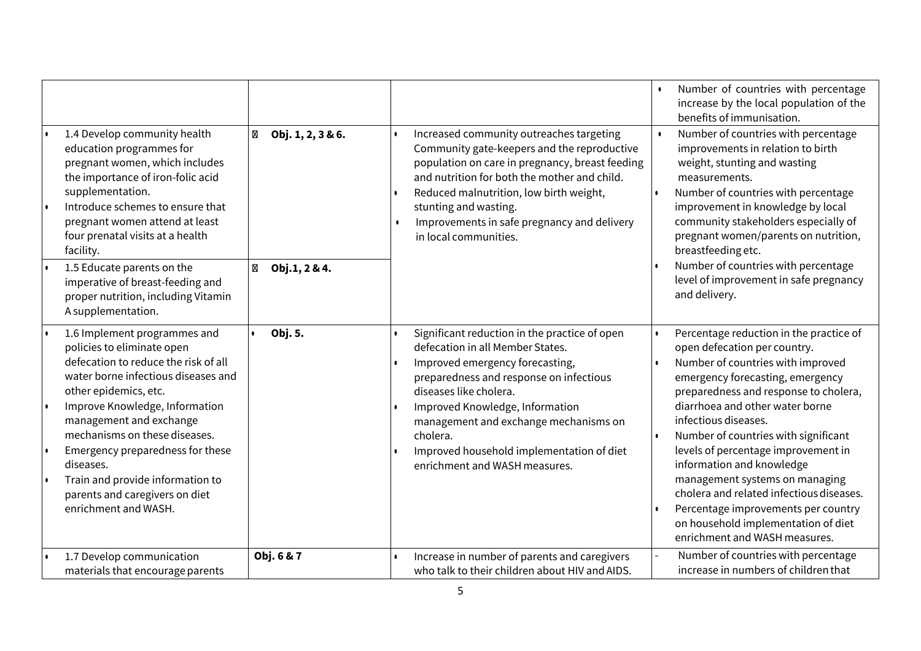| | | | |
|---|---|---|---|
| | | | • Number of countries with percentage increase by the local population of the benefits of immunisation. |
| • 1.4 Develop community health education programmes for pregnant women, which includes the importance of iron-folic acid supplementation.<br>• Introduce schemes to ensure that pregnant women attend at least four prenatal visits at a health facility. | Obj. 1, 2, 3 & 6. | • Increased community outreaches targeting Community gate-keepers and the reproductive population on care in pregnancy, breast feeding and nutrition for both the mother and child.<br>• Reduced malnutrition, low birth weight, stunting and wasting.<br>• Improvements in safe pregnancy and delivery in local communities. | • Number of countries with percentage improvements in relation to birth weight, stunting and wasting measurements.<br>• Number of countries with percentage improvement in knowledge by local community stakeholders especially of pregnant women/parents on nutrition, breastfeeding etc.<br>• Number of countries with percentage level of improvement in safe pregnancy and delivery. |
| • 1.5 Educate parents on the imperative of breast-feeding and proper nutrition, including Vitamin A supplementation. | Obj.1, 2 & 4. | | |
| • 1.6 Implement programmes and policies to eliminate open defecation to reduce the risk of all water borne infectious diseases and other epidemics, etc.<br>• Improve Knowledge, Information management and exchange mechanisms on these diseases.<br>• Emergency preparedness for these diseases.<br>• Train and provide information to parents and caregivers on diet enrichment and WASH. | • Obj. 5. | • Significant reduction in the practice of open defecation in all Member States.<br>• Improved emergency forecasting, preparedness and response on infectious diseases like cholera.<br>• Improved Knowledge, Information management and exchange mechanisms on cholera.<br>• Improved household implementation of diet enrichment and WASH measures. | • Percentage reduction in the practice of open defecation per country.<br>• Number of countries with improved emergency forecasting, emergency preparedness and response to cholera, diarrhoea and other water borne infectious diseases.<br>• Number of countries with significant levels of percentage improvement in information and knowledge management systems on managing cholera and related infectious diseases.<br>• Percentage improvements per country on household implementation of diet enrichment and WASH measures. |
| • 1.7 Develop communication materials that encourage parents | Obj. 6 & 7 | • Increase in number of parents and caregivers who talk to their children about HIV and AIDS. | - Number of countries with percentage increase in numbers of children that |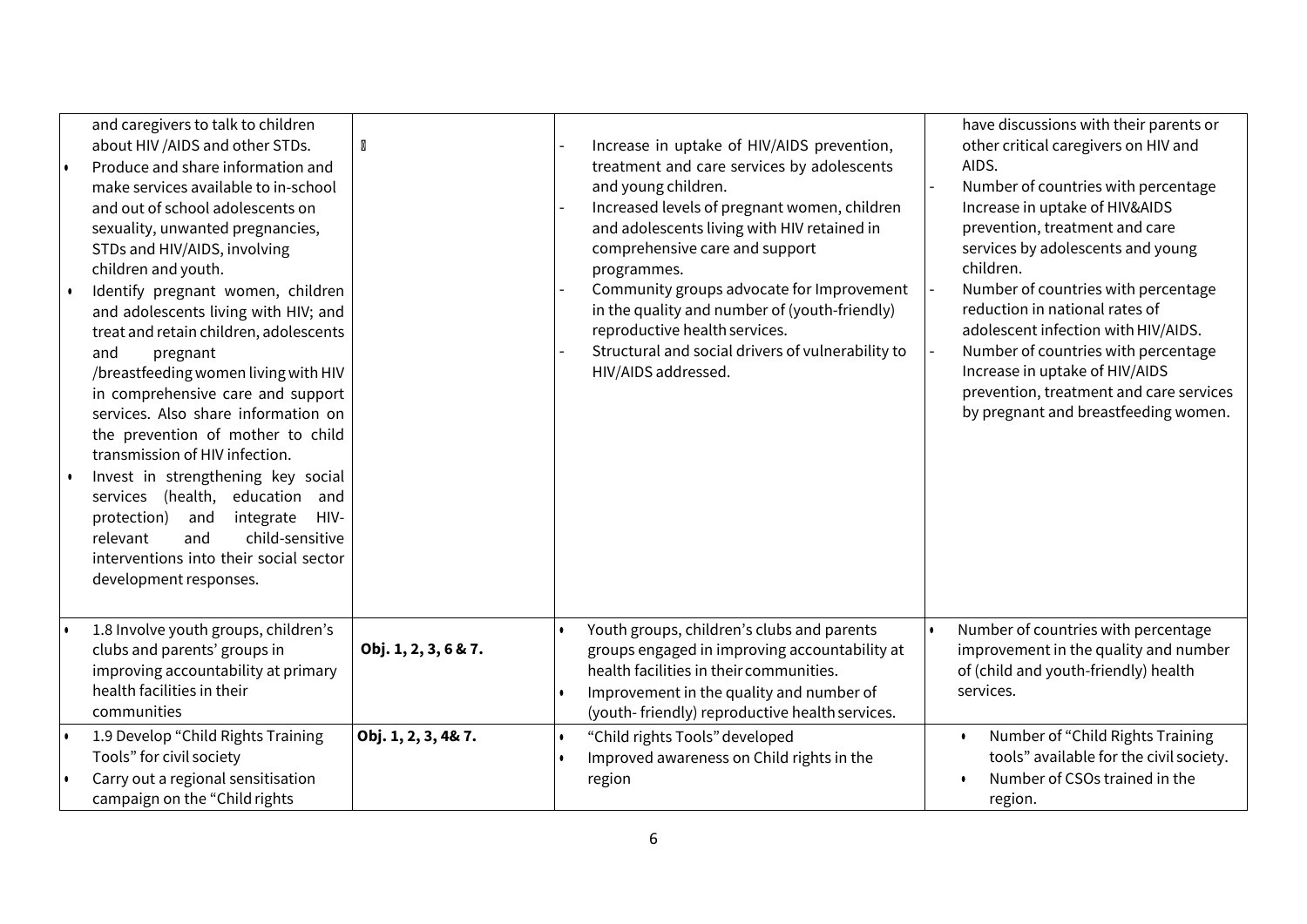| | | | |
|---|---|---|---|
| and caregivers to talk to children about HIV /AIDS and other STDs.<br>• Produce and share information and make services available to in-school and out of school adolescents on sexuality, unwanted pregnancies, STDs and HIV/AIDS, involving children and youth.<br>• Identify pregnant women, children and adolescents living with HIV; and treat and retain children, adolescents and pregnant /breastfeeding women living with HIV in comprehensive care and support services. Also share information on the prevention of mother to child transmission of HIV infection.<br>• Invest in strengthening key social services (health, education and protection) and integrate HIV-relevant and child-sensitive interventions into their social sector development responses. | | - Increase in uptake of HIV/AIDS prevention, treatment and care services by adolescents and young children.<br>- Increased levels of pregnant women, children and adolescents living with HIV retained in comprehensive care and support programmes.<br>- Community groups advocate for Improvement in the quality and number of (youth-friendly) reproductive health services.<br>- Structural and social drivers of vulnerability to HIV/AIDS addressed. | have discussions with their parents or other critical caregivers on HIV and AIDS.<br>- Number of countries with percentage Increase in uptake of HIV&AIDS prevention, treatment and care services by adolescents and young children.<br>- Number of countries with percentage reduction in national rates of adolescent infection with HIV/AIDS.<br>- Number of countries with percentage Increase in uptake of HIV/AIDS prevention, treatment and care services by pregnant and breastfeeding women. |
| • 1.8 Involve youth groups, children's clubs and parents' groups in improving accountability at primary health facilities in their communities | **Obj. 1, 2, 3, 6 & 7.** | • Youth groups, children's clubs and parents groups engaged in improving accountability at health facilities in their communities.<br>• Improvement in the quality and number of (youth- friendly) reproductive health services. | • Number of countries with percentage improvement in the quality and number of (child and youth-friendly) health services. |
| • 1.9 Develop "Child Rights Training Tools" for civil society<br>• Carry out a regional sensitisation campaign on the "Child rights | **Obj. 1, 2, 3, 4& 7.** | • "Child rights Tools" developed<br>• Improved awareness on Child rights in the region | • Number of "Child Rights Training tools" available for the civil society.<br>• Number of CSOs trained in the region. |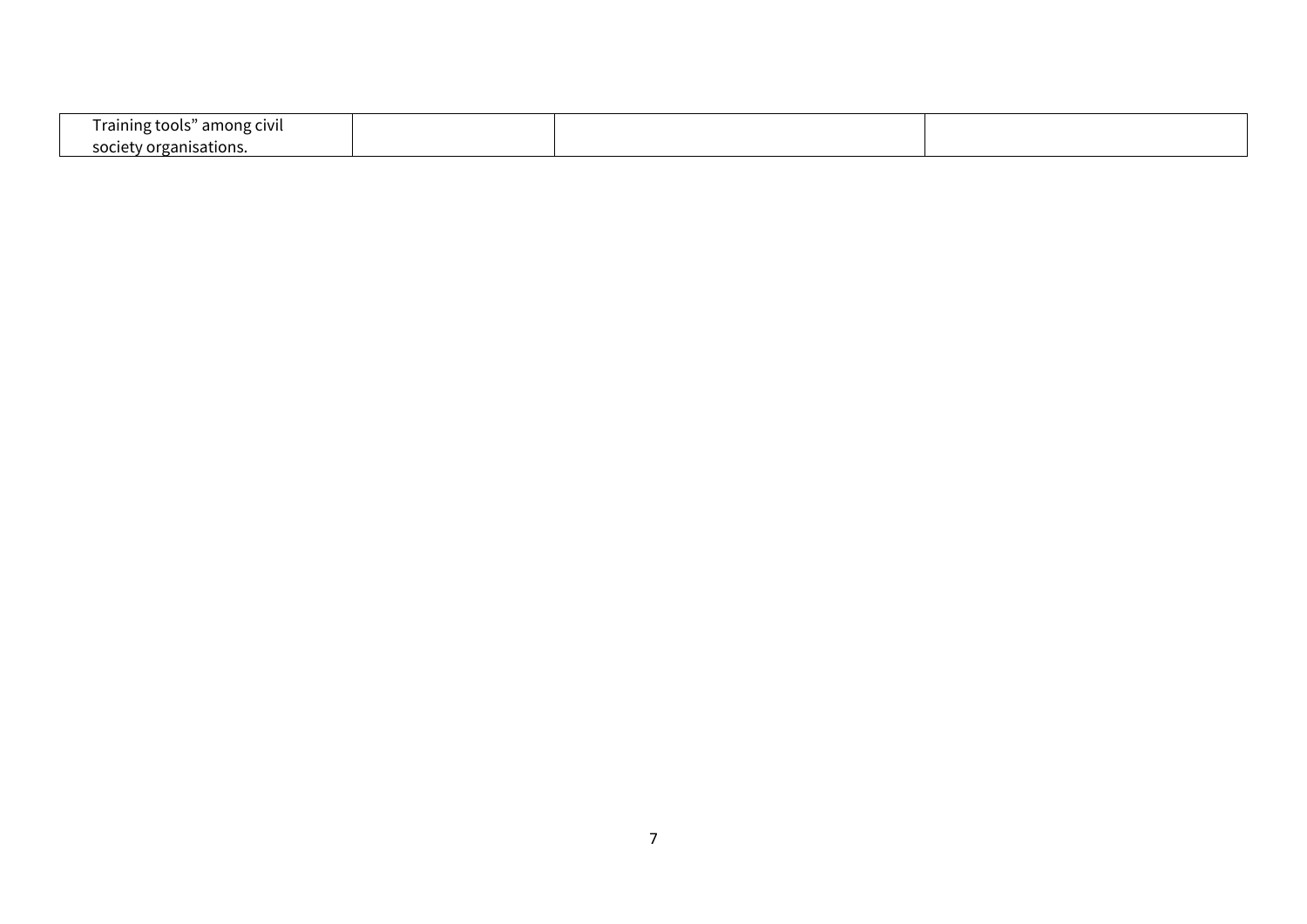| | | | |
|---|---|---|---|
| Training tools" among civil society organisations. | | | |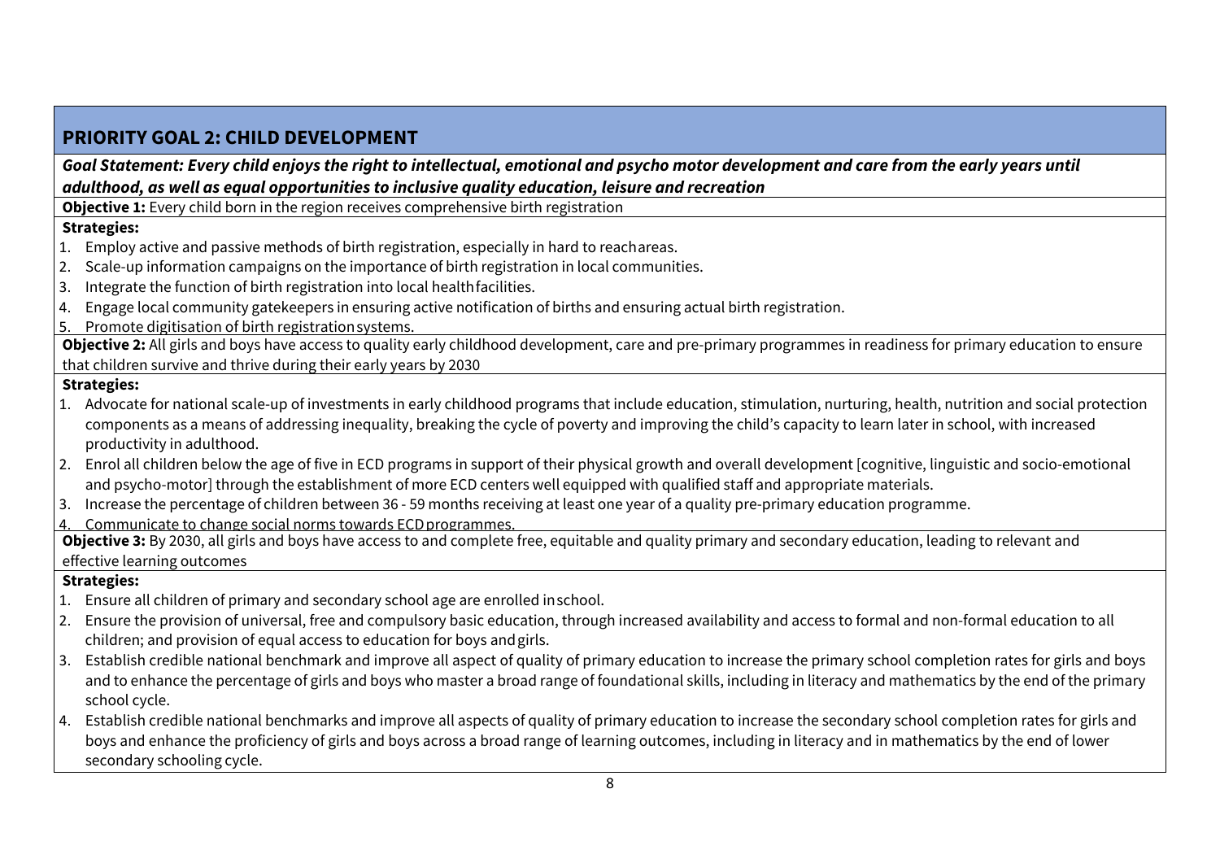## PRIORITY GOAL 2: CHILD DEVELOPMENT

***Goal Statement: Every child enjoys the right to intellectual, emotional and psycho motor development and care from the early years until adulthood, as well as equal opportunities to inclusive quality education, leisure and recreation***

**Objective 1:** Every child born in the region receives comprehensive birth registration

**Strategies:**

1. Employ active and passive methods of birth registration, especially in hard to reach areas.
2. Scale-up information campaigns on the importance of birth registration in local communities.
3. Integrate the function of birth registration into local health facilities.
4. Engage local community gatekeepers in ensuring active notification of births and ensuring actual birth registration.
5. Promote digitisation of birth registration systems.

**Objective 2:** All girls and boys have access to quality early childhood development, care and pre-primary programmes in readiness for primary education to ensure that children survive and thrive during their early years by 2030

**Strategies:**

1. Advocate for national scale-up of investments in early childhood programs that include education, stimulation, nurturing, health, nutrition and social protection components as a means of addressing inequality, breaking the cycle of poverty and improving the child's capacity to learn later in school, with increased productivity in adulthood.
2. Enrol all children below the age of five in ECD programs in support of their physical growth and overall development [cognitive, linguistic and socio-emotional and psycho-motor] through the establishment of more ECD centers well equipped with qualified staff and appropriate materials.
3. Increase the percentage of children between 36 - 59 months receiving at least one year of a quality pre-primary education programme.
4. Communicate to change social norms towards ECD programmes.

**Objective 3:** By 2030, all girls and boys have access to and complete free, equitable and quality primary and secondary education, leading to relevant and effective learning outcomes

**Strategies:**

1. Ensure all children of primary and secondary school age are enrolled in school.
2. Ensure the provision of universal, free and compulsory basic education, through increased availability and access to formal and non-formal education to all children; and provision of equal access to education for boys and girls.
3. Establish credible national benchmark and improve all aspect of quality of primary education to increase the primary school completion rates for girls and boys and to enhance the percentage of girls and boys who master a broad range of foundational skills, including in literacy and mathematics by the end of the primary school cycle.
4. Establish credible national benchmarks and improve all aspects of quality of primary education to increase the secondary school completion rates for girls and boys and enhance the proficiency of girls and boys across a broad range of learning outcomes, including in literacy and in mathematics by the end of lower secondary schooling cycle.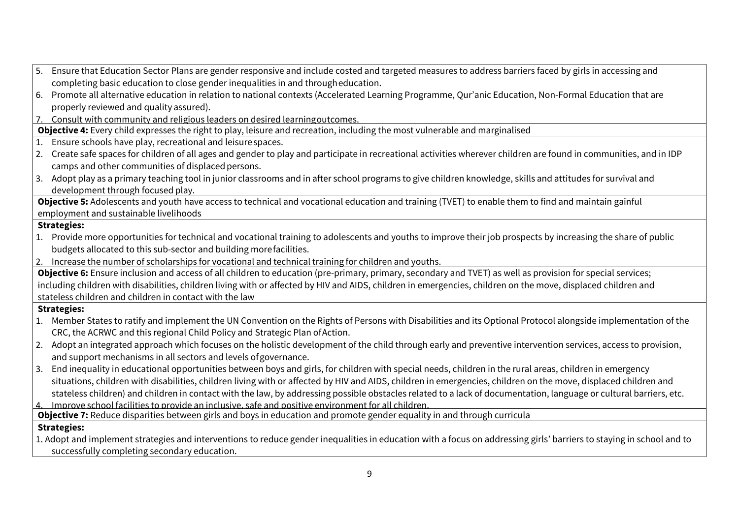5. Ensure that Education Sector Plans are gender responsive and include costed and targeted measures to address barriers faced by girls in accessing and completing basic education to close gender inequalities in and through education.
6. Promote all alternative education in relation to national contexts (Accelerated Learning Programme, Qur'anic Education, Non-Formal Education that are properly reviewed and quality assured).
7. Consult with community and religious leaders on desired learning outcomes.

**Objective 4:** Every child expresses the right to play, leisure and recreation, including the most vulnerable and marginalised

1. Ensure schools have play, recreational and leisure spaces.
2. Create safe spaces for children of all ages and gender to play and participate in recreational activities wherever children are found in communities, and in IDP camps and other communities of displaced persons.
3. Adopt play as a primary teaching tool in junior classrooms and in after school programs to give children knowledge, skills and attitudes for survival and development through focused play.

**Objective 5:** Adolescents and youth have access to technical and vocational education and training (TVET) to enable them to find and maintain gainful employment and sustainable livelihoods

**Strategies:**

1. Provide more opportunities for technical and vocational training to adolescents and youths to improve their job prospects by increasing the share of public budgets allocated to this sub-sector and building more facilities.
2. Increase the number of scholarships for vocational and technical training for children and youths.

**Objective 6:** Ensure inclusion and access of all children to education (pre-primary, primary, secondary and TVET) as well as provision for special services; including children with disabilities, children living with or affected by HIV and AIDS, children in emergencies, children on the move, displaced children and stateless children and children in contact with the law

**Strategies:**

1. Member States to ratify and implement the UN Convention on the Rights of Persons with Disabilities and its Optional Protocol alongside implementation of the CRC, the ACRWC and this regional Child Policy and Strategic Plan of Action.
2. Adopt an integrated approach which focuses on the holistic development of the child through early and preventive intervention services, access to provision, and support mechanisms in all sectors and levels of governance.
3. End inequality in educational opportunities between boys and girls, for children with special needs, children in the rural areas, children in emergency situations, children with disabilities, children living with or affected by HIV and AIDS, children in emergencies, children on the move, displaced children and stateless children) and children in contact with the law, by addressing possible obstacles related to a lack of documentation, language or cultural barriers, etc.
4. Improve school facilities to provide an inclusive, safe and positive environment for all children.

**Objective 7:** Reduce disparities between girls and boys in education and promote gender equality in and through curricula

**Strategies:**

1. Adopt and implement strategies and interventions to reduce gender inequalities in education with a focus on addressing girls' barriers to staying in school and to successfully completing secondary education.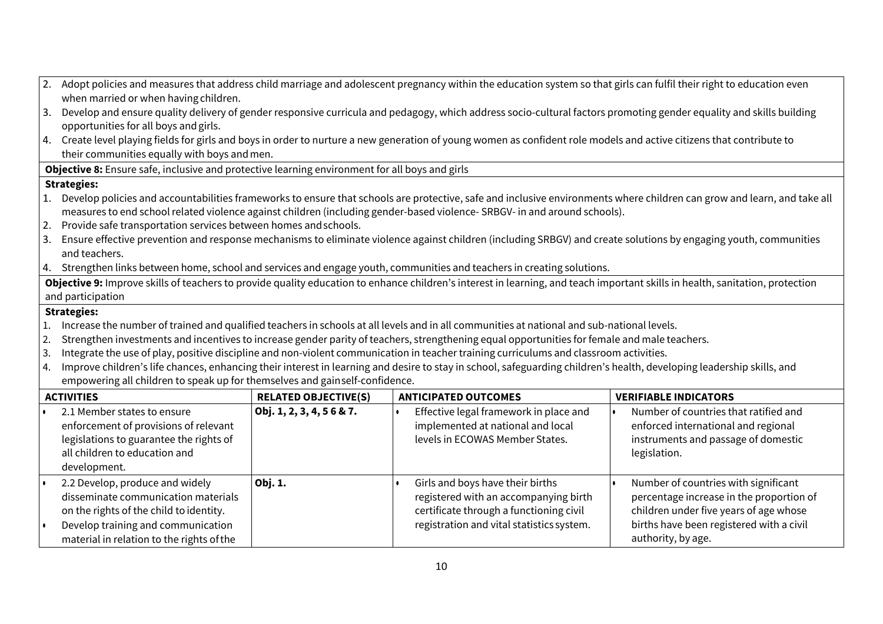2. Adopt policies and measures that address child marriage and adolescent pregnancy within the education system so that girls can fulfil their right to education even when married or when having children.
3. Develop and ensure quality delivery of gender responsive curricula and pedagogy, which address socio-cultural factors promoting gender equality and skills building opportunities for all boys and girls.
4. Create level playing fields for girls and boys in order to nurture a new generation of young women as confident role models and active citizens that contribute to their communities equally with boys and men.

**Objective 8:** Ensure safe, inclusive and protective learning environment for all boys and girls

**Strategies:**

1. Develop policies and accountabilities frameworks to ensure that schools are protective, safe and inclusive environments where children can grow and learn, and take all measures to end school related violence against children (including gender-based violence- SRBGV- in and around schools).
2. Provide safe transportation services between homes and schools.
3. Ensure effective prevention and response mechanisms to eliminate violence against children (including SRBGV) and create solutions by engaging youth, communities and teachers.
4. Strengthen links between home, school and services and engage youth, communities and teachers in creating solutions.

**Objective 9:** Improve skills of teachers to provide quality education to enhance children's interest in learning, and teach important skills in health, sanitation, protection and participation

**Strategies:**

1. Increase the number of trained and qualified teachers in schools at all levels and in all communities at national and sub-national levels.
2. Strengthen investments and incentives to increase gender parity of teachers, strengthening equal opportunities for female and male teachers.
3. Integrate the use of play, positive discipline and non-violent communication in teacher training curriculums and classroom activities.
4. Improve children's life chances, enhancing their interest in learning and desire to stay in school, safeguarding children's health, developing leadership skills, and empowering all children to speak up for themselves and gain self-confidence.

| ACTIVITIES | RELATED OBJECTIVE(S) | ANTICIPATED OUTCOMES | VERIFIABLE INDICATORS |
|---|---|---|---|
| • 2.1 Member states to ensure enforcement of provisions of relevant legislations to guarantee the rights of all children to education and development. | **Obj. 1, 2, 3, 4, 5 6 & 7.** | • Effective legal framework in place and implemented at national and local levels in ECOWAS Member States. | • Number of countries that ratified and enforced international and regional instruments and passage of domestic legislation. |
| • 2.2 Develop, produce and widely disseminate communication materials on the rights of the child to identity. <br> • Develop training and communication material in relation to the rights of the | **Obj. 1.** | • Girls and boys have their births registered with an accompanying birth certificate through a functioning civil registration and vital statistics system. | • Number of countries with significant percentage increase in the proportion of children under five years of age whose births have been registered with a civil authority, by age. |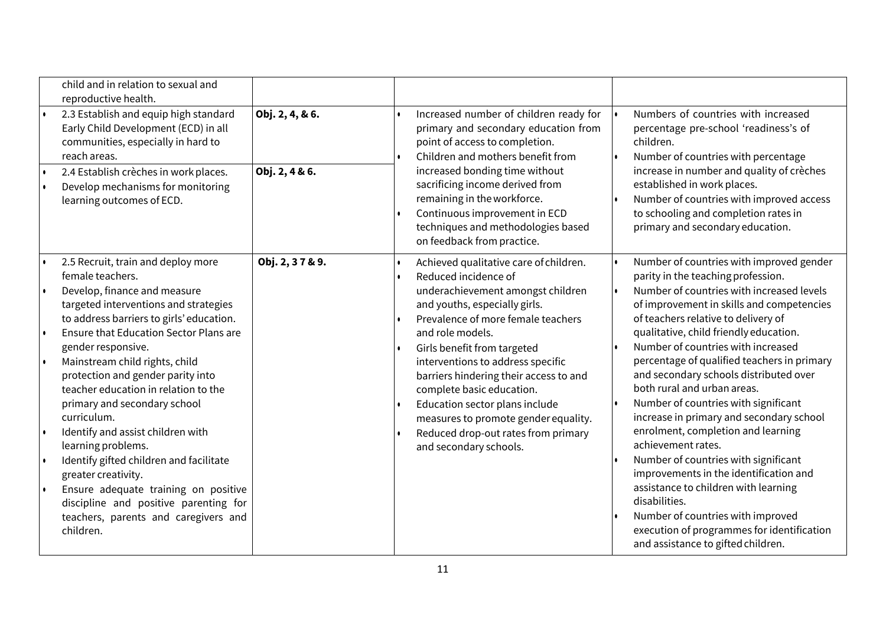| | | | |
|---|---|---|---|
| child and in relation to sexual and reproductive health. | | | |
| • 2.3 Establish and equip high standard Early Child Development (ECD) in all communities, especially in hard to reach areas. | **Obj. 2, 4, & 6.** | • Increased number of children ready for primary and secondary education from point of access to completion. <br>• Children and mothers benefit from increased bonding time without sacrificing income derived from remaining in the workforce. <br>• Continuous improvement in ECD techniques and methodologies based on feedback from practice. | • Numbers of countries with increased percentage pre-school 'readiness's of children. <br>• Number of countries with percentage increase in number and quality of crèches established in work places. <br>• Number of countries with improved access to schooling and completion rates in primary and secondary education. |
| • 2.4 Establish crèches in work places. <br>• Develop mechanisms for monitoring learning outcomes of ECD. | **Obj. 2, 4 & 6.** | | |
| • 2.5 Recruit, train and deploy more female teachers. <br>• Develop, finance and measure targeted interventions and strategies to address barriers to girls' education. <br>• Ensure that Education Sector Plans are gender responsive. <br>• Mainstream child rights, child protection and gender parity into teacher education in relation to the primary and secondary school curriculum. <br>• Identify and assist children with learning problems. <br>• Identify gifted children and facilitate greater creativity. <br>• Ensure adequate training on positive discipline and positive parenting for teachers, parents and caregivers and children. | **Obj. 2, 3 7 & 9.** | • Achieved qualitative care of children. <br>• Reduced incidence of underachievement amongst children and youths, especially girls. <br>• Prevalence of more female teachers and role models. <br>• Girls benefit from targeted interventions to address specific barriers hindering their access to and complete basic education. <br>• Education sector plans include measures to promote gender equality. <br>• Reduced drop-out rates from primary and secondary schools. | • Number of countries with improved gender parity in the teaching profession. <br>• Number of countries with increased levels of improvement in skills and competencies of teachers relative to delivery of qualitative, child friendly education. <br>• Number of countries with increased percentage of qualified teachers in primary and secondary schools distributed over both rural and urban areas. <br>• Number of countries with significant increase in primary and secondary school enrolment, completion and learning achievement rates. <br>• Number of countries with significant improvements in the identification and assistance to children with learning disabilities. <br>• Number of countries with improved execution of programmes for identification and assistance to gifted children. |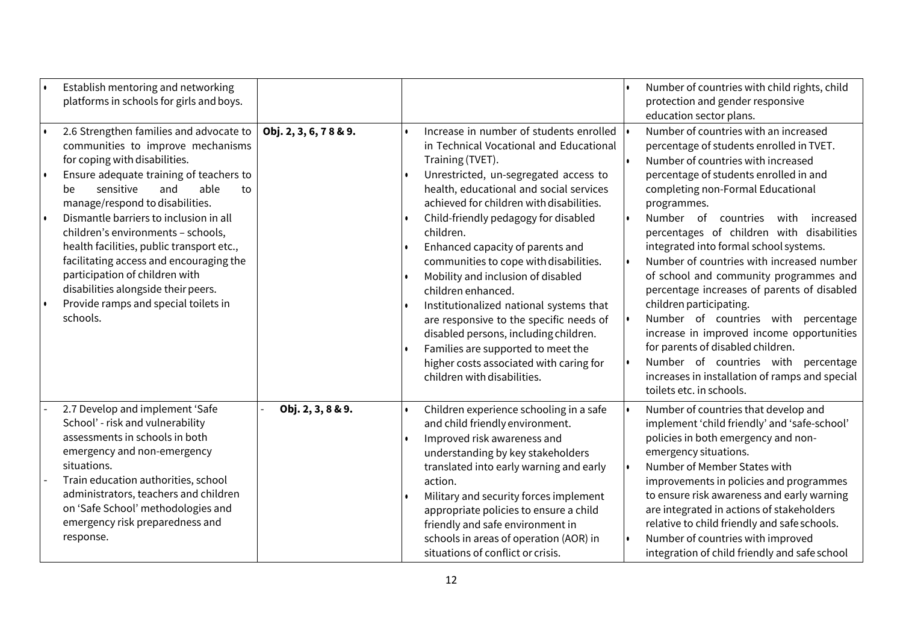| | | | |
|---|---|---|---|
| • Establish mentoring and networking platforms in schools for girls and boys. | | | • Number of countries with child rights, child protection and gender responsive education sector plans. |
| • 2.6 Strengthen families and advocate to communities to improve mechanisms for coping with disabilities.<br>• Ensure adequate training of teachers to be sensitive and able to manage/respond to disabilities.<br>• Dismantle barriers to inclusion in all children's environments – schools, health facilities, public transport etc., facilitating access and encouraging the participation of children with disabilities alongside their peers.<br>• Provide ramps and special toilets in schools. | **Obj. 2, 3, 6, 7 8 & 9.** | • Increase in number of students enrolled in Technical Vocational and Educational Training (TVET).<br>• Unrestricted, un-segregated access to health, educational and social services achieved for children with disabilities.<br>• Child-friendly pedagogy for disabled children.<br>• Enhanced capacity of parents and communities to cope with disabilities.<br>• Mobility and inclusion of disabled children enhanced.<br>• Institutionalized national systems that are responsive to the specific needs of disabled persons, including children.<br>• Families are supported to meet the higher costs associated with caring for children with disabilities. | • Number of countries with an increased percentage of students enrolled in TVET.<br>• Number of countries with increased percentage of students enrolled in and completing non-Formal Educational programmes.<br>• Number of countries with increased percentages of children with disabilities integrated into formal school systems.<br>• Number of countries with increased number of school and community programmes and percentage increases of parents of disabled children participating.<br>• Number of countries with percentage increase in improved income opportunities for parents of disabled children.<br>• Number of countries with percentage increases in installation of ramps and special toilets etc. in schools. |
| - 2.7 Develop and implement 'Safe School' - risk and vulnerability assessments in schools in both emergency and non-emergency situations.<br>- Train education authorities, school administrators, teachers and children on 'Safe School' methodologies and emergency risk preparedness and response. | - **Obj. 2, 3, 8 & 9.** | • Children experience schooling in a safe and child friendly environment.<br>• Improved risk awareness and understanding by key stakeholders translated into early warning and early action.<br>• Military and security forces implement appropriate policies to ensure a child friendly and safe environment in schools in areas of operation (AOR) in situations of conflict or crisis. | • Number of countries that develop and implement 'child friendly' and 'safe-school' policies in both emergency and non-emergency situations.<br>• Number of Member States with improvements in policies and programmes to ensure risk awareness and early warning are integrated in actions of stakeholders relative to child friendly and safe schools.<br>• Number of countries with improved integration of child friendly and safe school |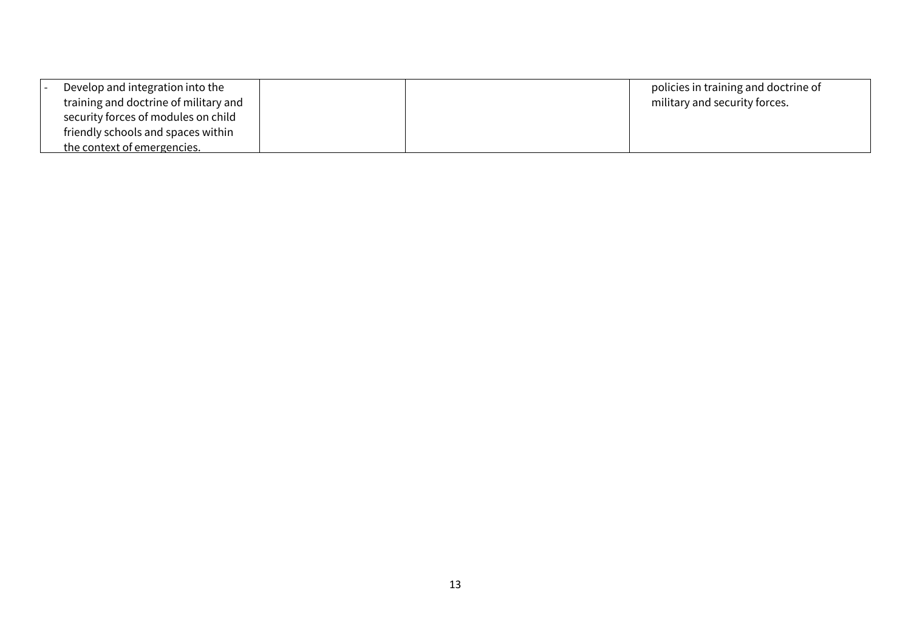| | | | |
|---|---|---|---|
| - Develop and integration into the training and doctrine of military and security forces of modules on child friendly schools and spaces within the context of emergencies. | | | policies in training and doctrine of military and security forces. |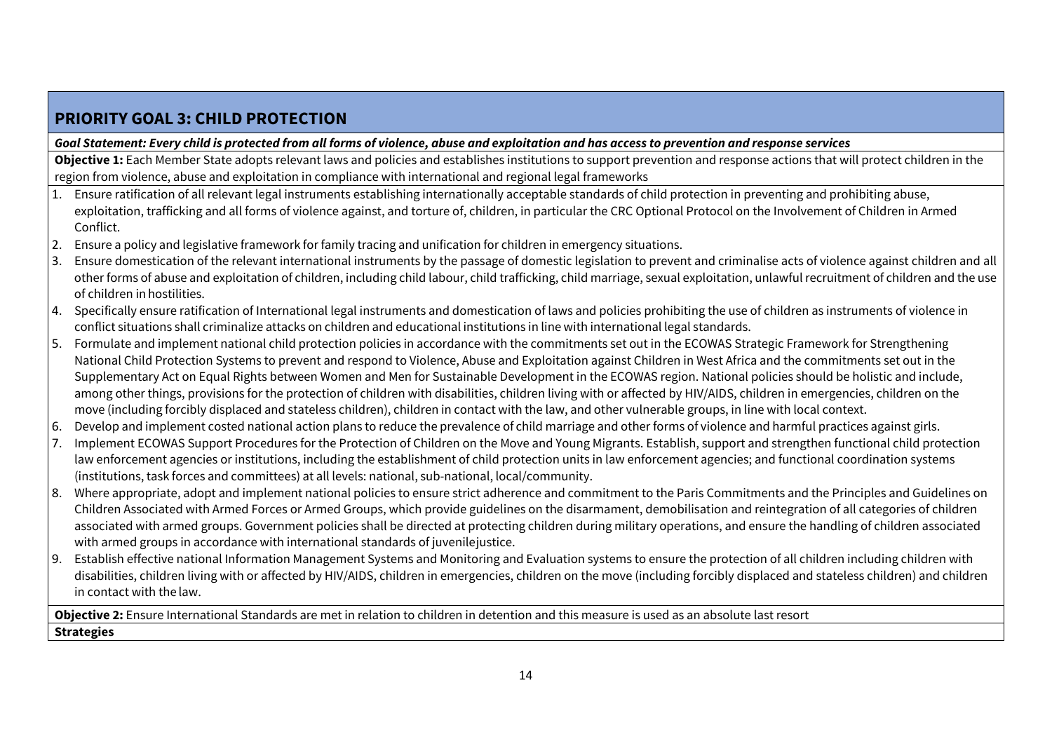## PRIORITY GOAL 3: CHILD PROTECTION

***Goal Statement: Every child is protected from all forms of violence, abuse and exploitation and has access to prevention and response services***

**Objective 1:** Each Member State adopts relevant laws and policies and establishes institutions to support prevention and response actions that will protect children in the region from violence, abuse and exploitation in compliance with international and regional legal frameworks

1. Ensure ratification of all relevant legal instruments establishing internationally acceptable standards of child protection in preventing and prohibiting abuse, exploitation, trafficking and all forms of violence against, and torture of, children, in particular the CRC Optional Protocol on the Involvement of Children in Armed Conflict.
2. Ensure a policy and legislative framework for family tracing and unification for children in emergency situations.
3. Ensure domestication of the relevant international instruments by the passage of domestic legislation to prevent and criminalise acts of violence against children and all other forms of abuse and exploitation of children, including child labour, child trafficking, child marriage, sexual exploitation, unlawful recruitment of children and the use of children in hostilities.
4. Specifically ensure ratification of International legal instruments and domestication of laws and policies prohibiting the use of children as instruments of violence in conflict situations shall criminalize attacks on children and educational institutions in line with international legal standards.
5. Formulate and implement national child protection policies in accordance with the commitments set out in the ECOWAS Strategic Framework for Strengthening National Child Protection Systems to prevent and respond to Violence, Abuse and Exploitation against Children in West Africa and the commitments set out in the Supplementary Act on Equal Rights between Women and Men for Sustainable Development in the ECOWAS region. National policies should be holistic and include, among other things, provisions for the protection of children with disabilities, children living with or affected by HIV/AIDS, children in emergencies, children on the move (including forcibly displaced and stateless children), children in contact with the law, and other vulnerable groups, in line with local context.
6. Develop and implement costed national action plans to reduce the prevalence of child marriage and other forms of violence and harmful practices against girls.
7. Implement ECOWAS Support Procedures for the Protection of Children on the Move and Young Migrants. Establish, support and strengthen functional child protection law enforcement agencies or institutions, including the establishment of child protection units in law enforcement agencies; and functional coordination systems (institutions, task forces and committees) at all levels: national, sub-national, local/community.
8. Where appropriate, adopt and implement national policies to ensure strict adherence and commitment to the Paris Commitments and the Principles and Guidelines on Children Associated with Armed Forces or Armed Groups, which provide guidelines on the disarmament, demobilisation and reintegration of all categories of children associated with armed groups. Government policies shall be directed at protecting children during military operations, and ensure the handling of children associated with armed groups in accordance with international standards of juvenilejustice.
9. Establish effective national Information Management Systems and Monitoring and Evaluation systems to ensure the protection of all children including children with disabilities, children living with or affected by HIV/AIDS, children in emergencies, children on the move (including forcibly displaced and stateless children) and children in contact with the law.

**Objective 2:** Ensure International Standards are met in relation to children in detention and this measure is used as an absolute last resort

**Strategies**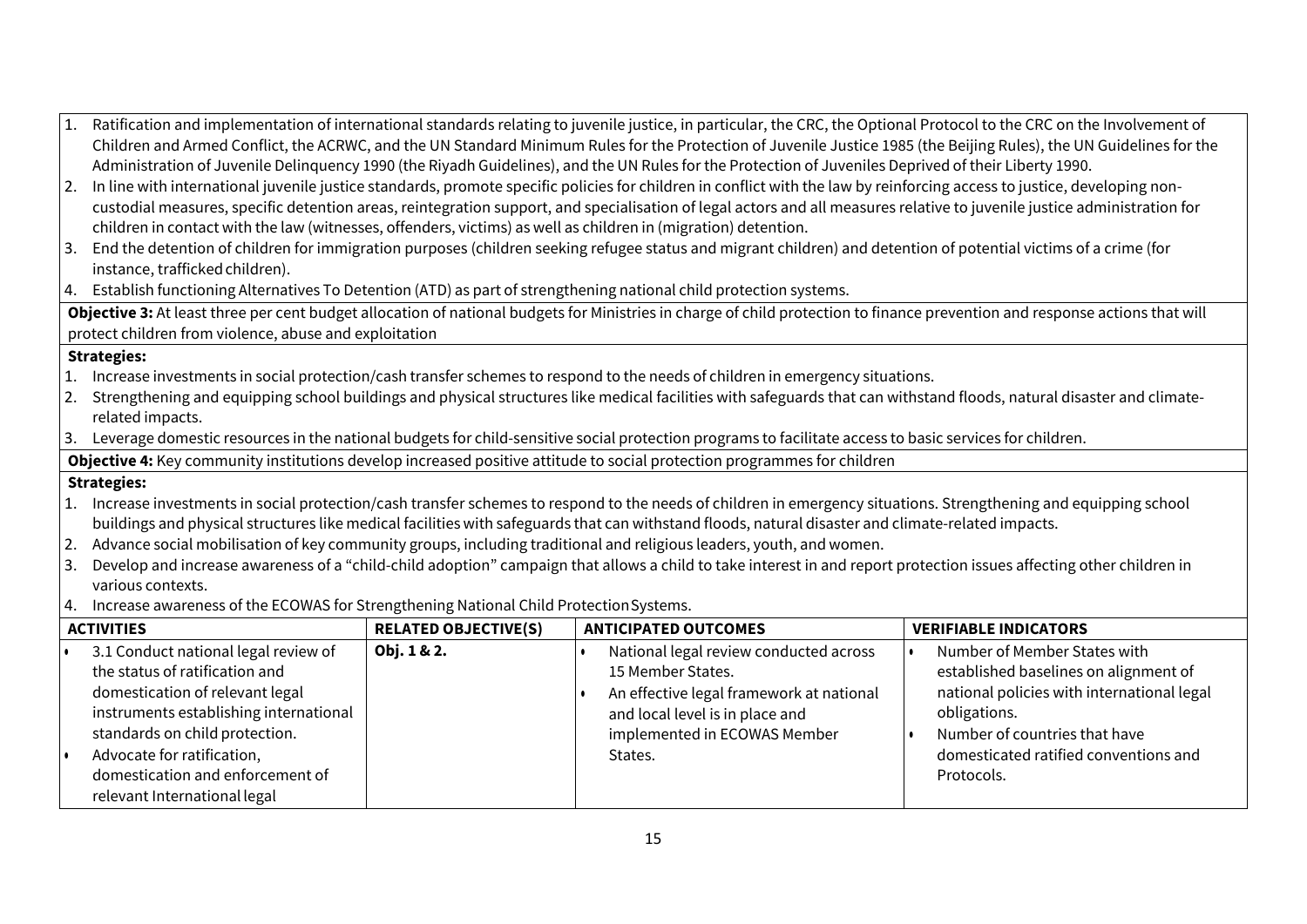1. Ratification and implementation of international standards relating to juvenile justice, in particular, the CRC, the Optional Protocol to the CRC on the Involvement of Children and Armed Conflict, the ACRWC, and the UN Standard Minimum Rules for the Protection of Juvenile Justice 1985 (the Beijing Rules), the UN Guidelines for the Administration of Juvenile Delinquency 1990 (the Riyadh Guidelines), and the UN Rules for the Protection of Juveniles Deprived of their Liberty 1990.
2. In line with international juvenile justice standards, promote specific policies for children in conflict with the law by reinforcing access to justice, developing non-custodial measures, specific detention areas, reintegration support, and specialisation of legal actors and all measures relative to juvenile justice administration for children in contact with the law (witnesses, offenders, victims) as well as children in (migration) detention.
3. End the detention of children for immigration purposes (children seeking refugee status and migrant children) and detention of potential victims of a crime (for instance, trafficked children).
4. Establish functioning Alternatives To Detention (ATD) as part of strengthening national child protection systems.

**Objective 3:** At least three per cent budget allocation of national budgets for Ministries in charge of child protection to finance prevention and response actions that will protect children from violence, abuse and exploitation

**Strategies:**

1. Increase investments in social protection/cash transfer schemes to respond to the needs of children in emergency situations.
2. Strengthening and equipping school buildings and physical structures like medical facilities with safeguards that can withstand floods, natural disaster and climate-related impacts.
3. Leverage domestic resources in the national budgets for child-sensitive social protection programs to facilitate access to basic services for children.

**Objective 4:** Key community institutions develop increased positive attitude to social protection programmes for children

**Strategies:**

1. Increase investments in social protection/cash transfer schemes to respond to the needs of children in emergency situations. Strengthening and equipping school buildings and physical structures like medical facilities with safeguards that can withstand floods, natural disaster and climate-related impacts.
2. Advance social mobilisation of key community groups, including traditional and religious leaders, youth, and women.
3. Develop and increase awareness of a "child-child adoption" campaign that allows a child to take interest in and report protection issues affecting other children in various contexts.
4. Increase awareness of the ECOWAS for Strengthening National Child Protection Systems.

| ACTIVITIES | RELATED OBJECTIVE(S) | ANTICIPATED OUTCOMES | VERIFIABLE INDICATORS |
|---|---|---|---|
| • 3.1 Conduct national legal review of the status of ratification and domestication of relevant legal instruments establishing international standards on child protection.<br>• Advocate for ratification, domestication and enforcement of relevant International legal | **Obj. 1 & 2.** | • National legal review conducted across 15 Member States.<br>• An effective legal framework at national and local level is in place and implemented in ECOWAS Member States. | • Number of Member States with established baselines on alignment of national policies with international legal obligations.<br>• Number of countries that have domesticated ratified conventions and Protocols. |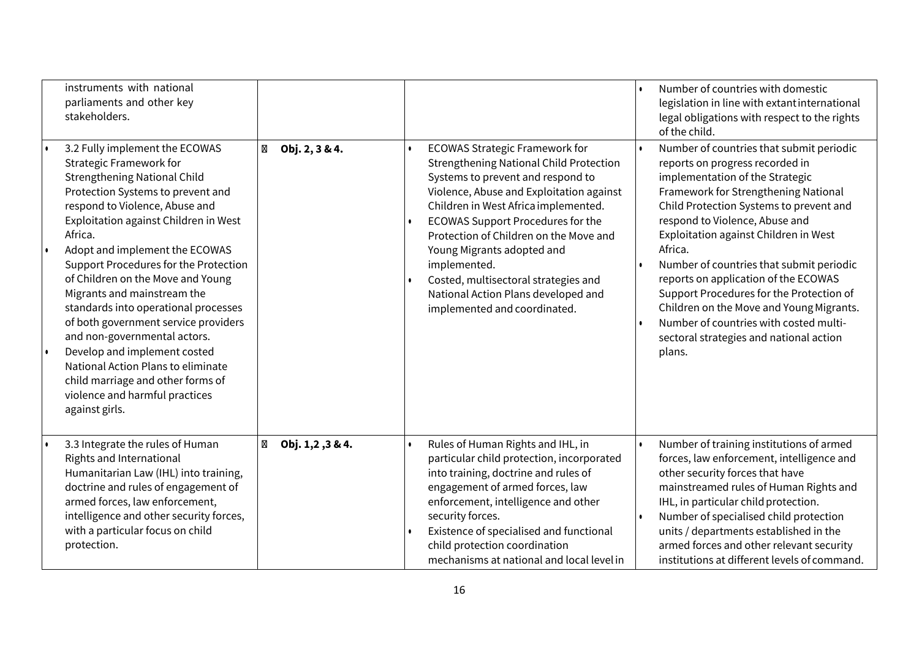| | | | |
|---|---|---|---|
| instruments with national parliaments and other key stakeholders. | | | • Number of countries with domestic legislation in line with extant international legal obligations with respect to the rights of the child. |
| • 3.2 Fully implement the ECOWAS Strategic Framework for Strengthening National Child Protection Systems to prevent and respond to Violence, Abuse and Exploitation against Children in West Africa.<br>• Adopt and implement the ECOWAS Support Procedures for the Protection of Children on the Move and Young Migrants and mainstream the standards into operational processes of both government service providers and non-governmental actors.<br>• Develop and implement costed National Action Plans to eliminate child marriage and other forms of violence and harmful practices against girls. | **Obj. 2, 3 & 4.** | • ECOWAS Strategic Framework for Strengthening National Child Protection Systems to prevent and respond to Violence, Abuse and Exploitation against Children in West Africa implemented.<br>• ECOWAS Support Procedures for the Protection of Children on the Move and Young Migrants adopted and implemented.<br>• Costed, multisectoral strategies and National Action Plans developed and implemented and coordinated. | • Number of countries that submit periodic reports on progress recorded in implementation of the Strategic Framework for Strengthening National Child Protection Systems to prevent and respond to Violence, Abuse and Exploitation against Children in West Africa.<br>• Number of countries that submit periodic reports on application of the ECOWAS Support Procedures for the Protection of Children on the Move and Young Migrants.<br>• Number of countries with costed multi-sectoral strategies and national action plans. |
| • 3.3 Integrate the rules of Human Rights and International Humanitarian Law (IHL) into training, doctrine and rules of engagement of armed forces, law enforcement, intelligence and other security forces, with a particular focus on child protection. | **Obj. 1,2 ,3 & 4.** | • Rules of Human Rights and IHL, in particular child protection, incorporated into training, doctrine and rules of engagement of armed forces, law enforcement, intelligence and other security forces.<br>• Existence of specialised and functional child protection coordination mechanisms at national and local level in | • Number of training institutions of armed forces, law enforcement, intelligence and other security forces that have mainstreamed rules of Human Rights and IHL, in particular child protection.<br>• Number of specialised child protection units / departments established in the armed forces and other relevant security institutions at different levels of command. |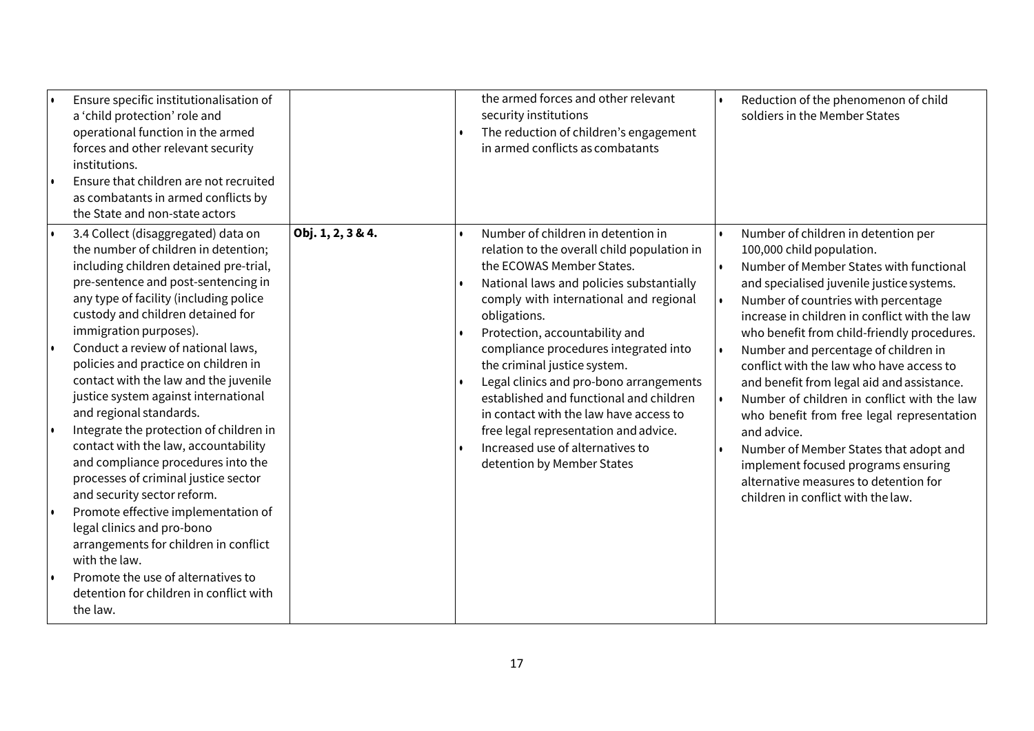| | | | |
|---|---|---|---|
| • Ensure specific institutionalisation of a 'child protection' role and operational function in the armed forces and other relevant security institutions.<br>• Ensure that children are not recruited as combatants in armed conflicts by the State and non-state actors | | the armed forces and other relevant security institutions<br>• The reduction of children's engagement in armed conflicts as combatants | • Reduction of the phenomenon of child soldiers in the Member States |
| • 3.4 Collect (disaggregated) data on the number of children in detention; including children detained pre-trial, pre-sentence and post-sentencing in any type of facility (including police custody and children detained for immigration purposes).<br>• Conduct a review of national laws, policies and practice on children in contact with the law and the juvenile justice system against international and regional standards.<br>• Integrate the protection of children in contact with the law, accountability and compliance procedures into the processes of criminal justice sector and security sector reform.<br>• Promote effective implementation of legal clinics and pro-bono arrangements for children in conflict with the law.<br>• Promote the use of alternatives to detention for children in conflict with the law. | **Obj. 1, 2, 3 & 4.** | • Number of children in detention in relation to the overall child population in the ECOWAS Member States.<br>• National laws and policies substantially comply with international and regional obligations.<br>• Protection, accountability and compliance procedures integrated into the criminal justice system.<br>• Legal clinics and pro-bono arrangements established and functional and children in contact with the law have access to free legal representation and advice.<br>• Increased use of alternatives to detention by Member States | • Number of children in detention per 100,000 child population.<br>• Number of Member States with functional and specialised juvenile justice systems.<br>• Number of countries with percentage increase in children in conflict with the law who benefit from child-friendly procedures.<br>• Number and percentage of children in conflict with the law who have access to and benefit from legal aid and assistance.<br>• Number of children in conflict with the law who benefit from free legal representation and advice.<br>• Number of Member States that adopt and implement focused programs ensuring alternative measures to detention for children in conflict with the law. |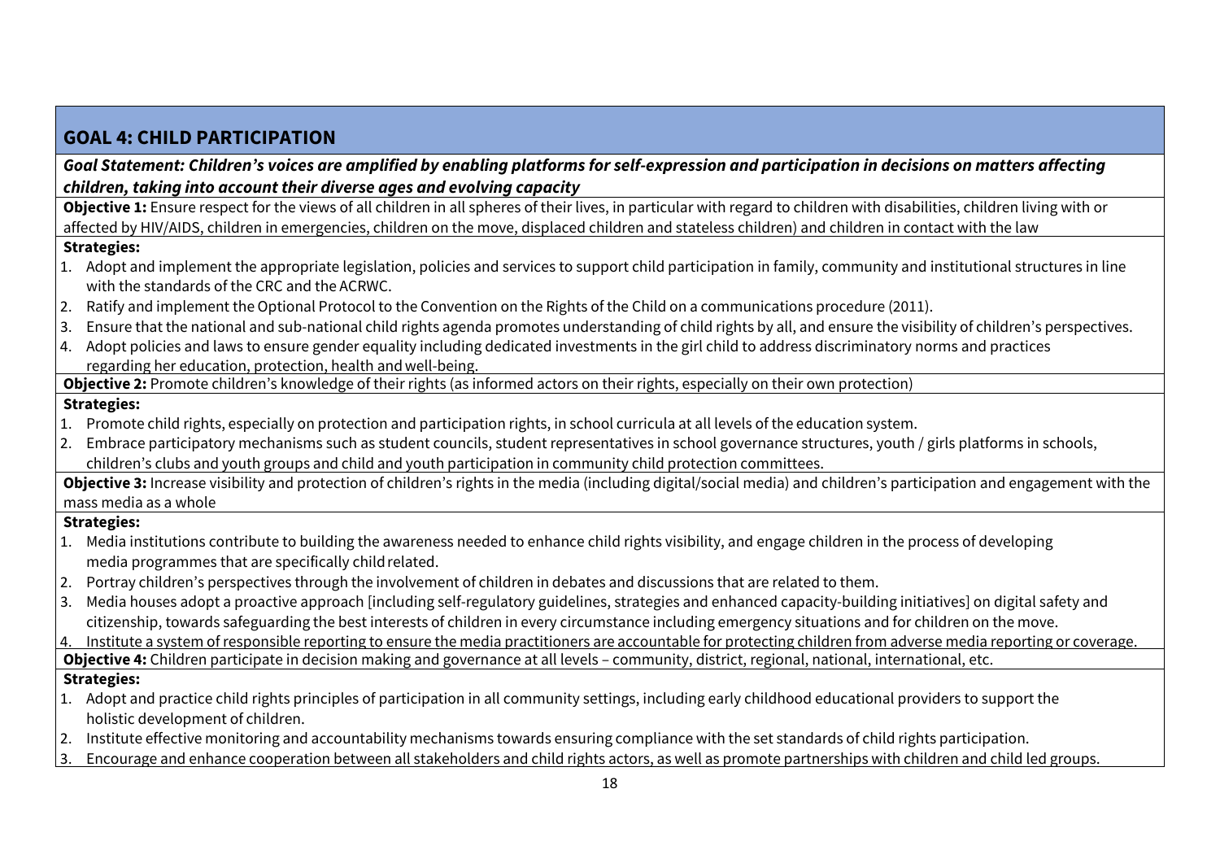## GOAL 4: CHILD PARTICIPATION

***Goal Statement: Children's voices are amplified by enabling platforms for self-expression and participation in decisions on matters affecting children, taking into account their diverse ages and evolving capacity***

**Objective 1:** Ensure respect for the views of all children in all spheres of their lives, in particular with regard to children with disabilities, children living with or affected by HIV/AIDS, children in emergencies, children on the move, displaced children and stateless children) and children in contact with the law

**Strategies:**

1. Adopt and implement the appropriate legislation, policies and services to support child participation in family, community and institutional structures in line with the standards of the CRC and the ACRWC.
2. Ratify and implement the Optional Protocol to the Convention on the Rights of the Child on a communications procedure (2011).
3. Ensure that the national and sub-national child rights agenda promotes understanding of child rights by all, and ensure the visibility of children's perspectives.
4. Adopt policies and laws to ensure gender equality including dedicated investments in the girl child to address discriminatory norms and practices regarding her education, protection, health and well-being.

**Objective 2:** Promote children's knowledge of their rights (as informed actors on their rights, especially on their own protection)

**Strategies:**

1. Promote child rights, especially on protection and participation rights, in school curricula at all levels of the education system.
2. Embrace participatory mechanisms such as student councils, student representatives in school governance structures, youth / girls platforms in schools, children's clubs and youth groups and child and youth participation in community child protection committees.

**Objective 3:** Increase visibility and protection of children's rights in the media (including digital/social media) and children's participation and engagement with the mass media as a whole

**Strategies:**

1. Media institutions contribute to building the awareness needed to enhance child rights visibility, and engage children in the process of developing media programmes that are specifically child related.
2. Portray children's perspectives through the involvement of children in debates and discussions that are related to them.
3. Media houses adopt a proactive approach [including self-regulatory guidelines, strategies and enhanced capacity-building initiatives] on digital safety and citizenship, towards safeguarding the best interests of children in every circumstance including emergency situations and for children on the move.
4. Institute a system of responsible reporting to ensure the media practitioners are accountable for protecting children from adverse media reporting or coverage.

**Objective 4:** Children participate in decision making and governance at all levels – community, district, regional, national, international, etc.

**Strategies:**

1. Adopt and practice child rights principles of participation in all community settings, including early childhood educational providers to support the holistic development of children.
2. Institute effective monitoring and accountability mechanisms towards ensuring compliance with the set standards of child rights participation.
3. Encourage and enhance cooperation between all stakeholders and child rights actors, as well as promote partnerships with children and child led groups.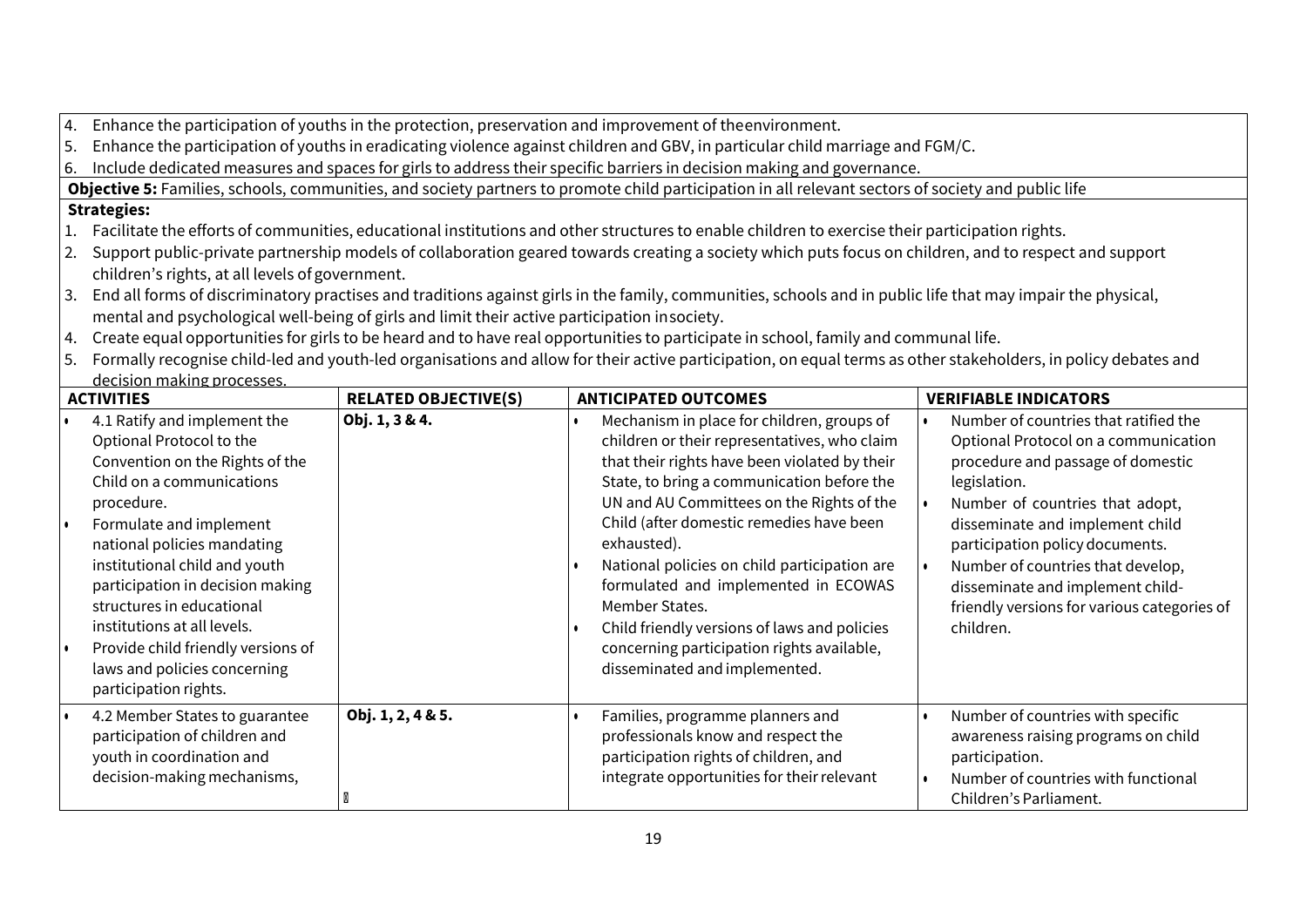4. Enhance the participation of youths in the protection, preservation and improvement of theenvironment.
5. Enhance the participation of youths in eradicating violence against children and GBV, in particular child marriage and FGM/C.
6. Include dedicated measures and spaces for girls to address their specific barriers in decision making and governance.

**Objective 5:** Families, schools, communities, and society partners to promote child participation in all relevant sectors of society and public life

**Strategies:**

1. Facilitate the efforts of communities, educational institutions and other structures to enable children to exercise their participation rights.
2. Support public-private partnership models of collaboration geared towards creating a society which puts focus on children, and to respect and support children's rights, at all levels of government.
3. End all forms of discriminatory practises and traditions against girls in the family, communities, schools and in public life that may impair the physical, mental and psychological well-being of girls and limit their active participation insociety.
4. Create equal opportunities for girls to be heard and to have real opportunities to participate in school, family and communal life.
5. Formally recognise child-led and youth-led organisations and allow for their active participation, on equal terms as other stakeholders, in policy debates and decision making processes.

| ACTIVITIES | RELATED OBJECTIVE(S) | ANTICIPATED OUTCOMES | VERIFIABLE INDICATORS |
|---|---|---|---|
| • 4.1 Ratify and implement the Optional Protocol to the Convention on the Rights of the Child on a communications procedure.<br>• Formulate and implement national policies mandating institutional child and youth participation in decision making structures in educational institutions at all levels.<br>• Provide child friendly versions of laws and policies concerning participation rights. | **Obj. 1, 3 & 4.** | • Mechanism in place for children, groups of children or their representatives, who claim that their rights have been violated by their State, to bring a communication before the UN and AU Committees on the Rights of the Child (after domestic remedies have been exhausted).<br>• National policies on child participation are formulated and implemented in ECOWAS Member States.<br>• Child friendly versions of laws and policies concerning participation rights available, disseminated and implemented. | • Number of countries that ratified the Optional Protocol on a communication procedure and passage of domestic legislation.<br>• Number of countries that adopt, disseminate and implement child participation policy documents.<br>• Number of countries that develop, disseminate and implement child-friendly versions for various categories of children. |
| • 4.2 Member States to guarantee participation of children and youth in coordination and decision-making mechanisms, | **Obj. 1, 2, 4 & 5.** | • Families, programme planners and professionals know and respect the participation rights of children, and integrate opportunities for their relevant | • Number of countries with specific awareness raising programs on child participation.<br>• Number of countries with functional Children's Parliament. |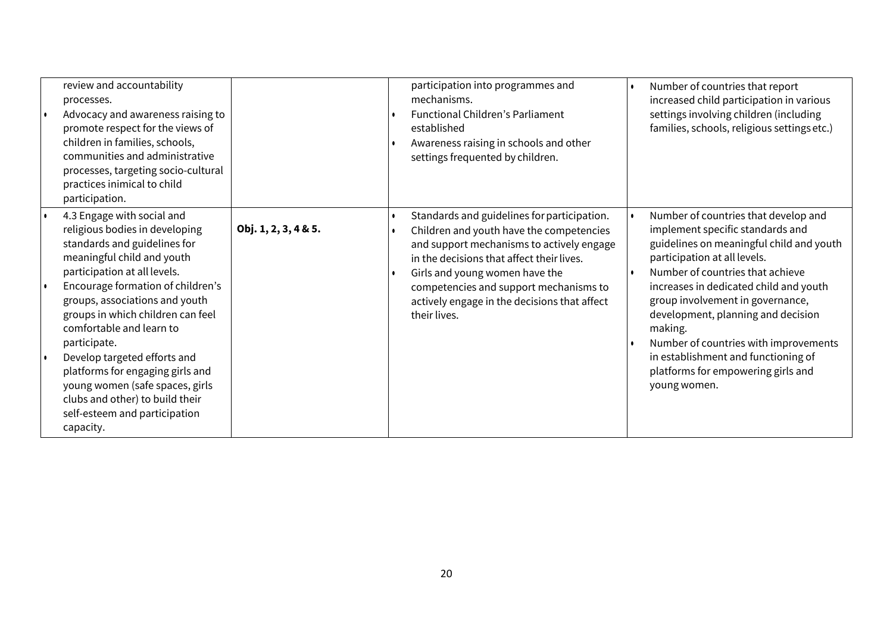| | | | |
|---|---|---|---|
| review and accountability processes.<br>• Advocacy and awareness raising to promote respect for the views of children in families, schools, communities and administrative processes, targeting socio-cultural practices inimical to child participation. | | participation into programmes and mechanisms.<br>• Functional Children's Parliament established<br>• Awareness raising in schools and other settings frequented by children. | • Number of countries that report increased child participation in various settings involving children (including families, schools, religious settings etc.) |
| • 4.3 Engage with social and religious bodies in developing standards and guidelines for meaningful child and youth participation at all levels.<br>• Encourage formation of children's groups, associations and youth groups in which children can feel comfortable and learn to participate.<br>• Develop targeted efforts and platforms for engaging girls and young women (safe spaces, girls clubs and other) to build their self-esteem and participation capacity. | **Obj. 1, 2, 3, 4 & 5.** | • Standards and guidelines for participation.<br>• Children and youth have the competencies and support mechanisms to actively engage in the decisions that affect their lives.<br>• Girls and young women have the competencies and support mechanisms to actively engage in the decisions that affect their lives. | • Number of countries that develop and implement specific standards and guidelines on meaningful child and youth participation at all levels.<br>• Number of countries that achieve increases in dedicated child and youth group involvement in governance, development, planning and decision making.<br>• Number of countries with improvements in establishment and functioning of platforms for empowering girls and young women. |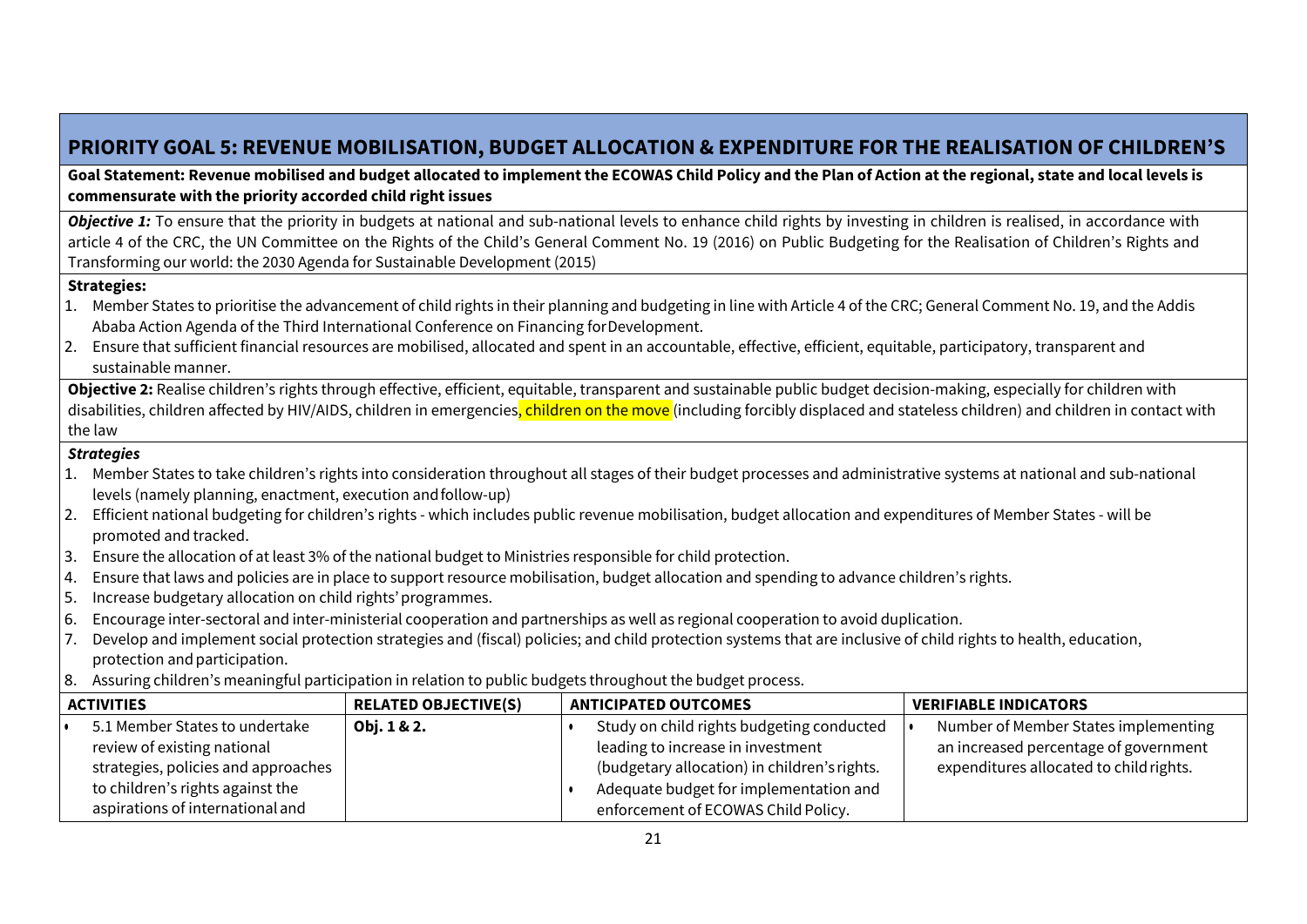## PRIORITY GOAL 5: REVENUE MOBILISATION, BUDGET ALLOCATION & EXPENDITURE FOR THE REALISATION OF CHILDREN'S

**Goal Statement: Revenue mobilised and budget allocated to implement the ECOWAS Child Policy and the Plan of Action at the regional, state and local levels is commensurate with the priority accorded child right issues**

***Objective 1:*** To ensure that the priority in budgets at national and sub-national levels to enhance child rights by investing in children is realised, in accordance with article 4 of the CRC, the UN Committee on the Rights of the Child's General Comment No. 19 (2016) on Public Budgeting for the Realisation of Children's Rights and Transforming our world: the 2030 Agenda for Sustainable Development (2015)

**Strategies:**

1. Member States to prioritise the advancement of child rights in their planning and budgeting in line with Article 4 of the CRC; General Comment No. 19, and the Addis Ababa Action Agenda of the Third International Conference on Financing for Development.
2. Ensure that sufficient financial resources are mobilised, allocated and spent in an accountable, effective, efficient, equitable, participatory, transparent and sustainable manner.

**Objective 2:** Realise children's rights through effective, efficient, equitable, transparent and sustainable public budget decision-making, especially for children with disabilities, children affected by HIV/AIDS, children in emergencies, children on the move (including forcibly displaced and stateless children) and children in contact with the law

***Strategies***

1. Member States to take children's rights into consideration throughout all stages of their budget processes and administrative systems at national and sub-national levels (namely planning, enactment, execution and follow-up)
2. Efficient national budgeting for children's rights - which includes public revenue mobilisation, budget allocation and expenditures of Member States - will be promoted and tracked.
3. Ensure the allocation of at least 3% of the national budget to Ministries responsible for child protection.
4. Ensure that laws and policies are in place to support resource mobilisation, budget allocation and spending to advance children's rights.
5. Increase budgetary allocation on child rights' programmes.
6. Encourage inter-sectoral and inter-ministerial cooperation and partnerships as well as regional cooperation to avoid duplication.
7. Develop and implement social protection strategies and (fiscal) policies; and child protection systems that are inclusive of child rights to health, education, protection and participation.
8. Assuring children's meaningful participation in relation to public budgets throughout the budget process.

| ACTIVITIES | RELATED OBJECTIVE(S) | ANTICIPATED OUTCOMES | VERIFIABLE INDICATORS |
|---|---|---|---|
| • 5.1 Member States to undertake review of existing national strategies, policies and approaches to children's rights against the aspirations of international and | **Obj. 1 & 2.** | • Study on child rights budgeting conducted leading to increase in investment (budgetary allocation) in children's rights.<br>• Adequate budget for implementation and enforcement of ECOWAS Child Policy. | • Number of Member States implementing an increased percentage of government expenditures allocated to child rights. |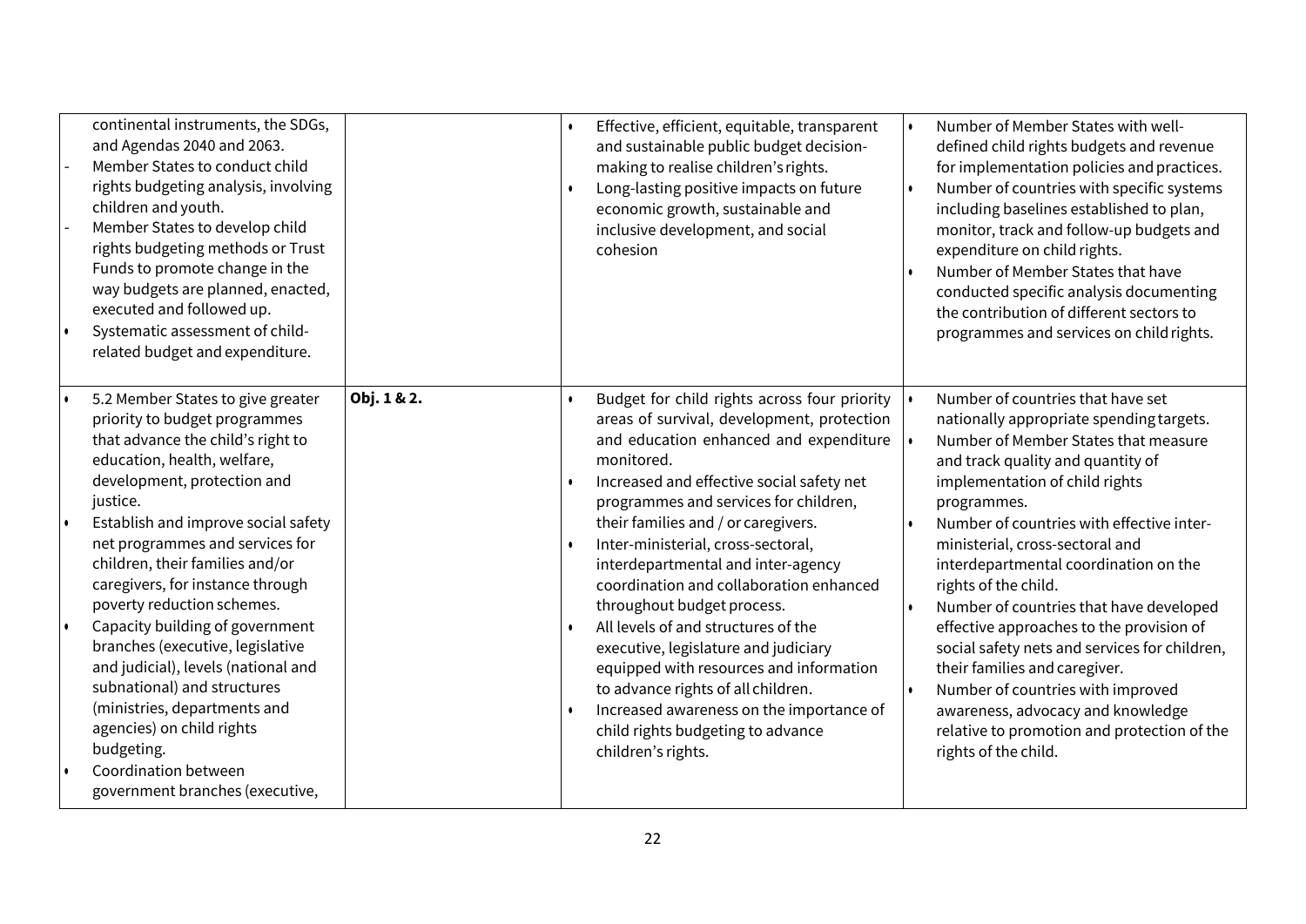| | | | |
|---|---|---|---|
| continental instruments, the SDGs, and Agendas 2040 and 2063.<br>- Member States to conduct child rights budgeting analysis, involving children and youth.<br>- Member States to develop child rights budgeting methods or Trust Funds to promote change in the way budgets are planned, enacted, executed and followed up.<br>• Systematic assessment of child-related budget and expenditure. | | • Effective, efficient, equitable, transparent and sustainable public budget decision-making to realise children's rights.<br>• Long-lasting positive impacts on future economic growth, sustainable and inclusive development, and social cohesion | • Number of Member States with well-defined child rights budgets and revenue for implementation policies and practices.<br>• Number of countries with specific systems including baselines established to plan, monitor, track and follow-up budgets and expenditure on child rights.<br>• Number of Member States that have conducted specific analysis documenting the contribution of different sectors to programmes and services on child rights. |
| • 5.2 Member States to give greater priority to budget programmes that advance the child's right to education, health, welfare, development, protection and justice.<br>• Establish and improve social safety net programmes and services for children, their families and/or caregivers, for instance through poverty reduction schemes.<br>• Capacity building of government branches (executive, legislative and judicial), levels (national and subnational) and structures (ministries, departments and agencies) on child rights budgeting.<br>• Coordination between government branches (executive, | **Obj. 1 & 2.** | • Budget for child rights across four priority areas of survival, development, protection and education enhanced and expenditure monitored.<br>• Increased and effective social safety net programmes and services for children, their families and / or caregivers.<br>• Inter-ministerial, cross-sectoral, interdepartmental and inter-agency coordination and collaboration enhanced throughout budget process.<br>• All levels of and structures of the executive, legislature and judiciary equipped with resources and information to advance rights of all children.<br>• Increased awareness on the importance of child rights budgeting to advance children's rights. | • Number of countries that have set nationally appropriate spending targets.<br>• Number of Member States that measure and track quality and quantity of implementation of child rights programmes.<br>• Number of countries with effective inter-ministerial, cross-sectoral and interdepartmental coordination on the rights of the child.<br>• Number of countries that have developed effective approaches to the provision of social safety nets and services for children, their families and caregiver.<br>• Number of countries with improved awareness, advocacy and knowledge relative to promotion and protection of the rights of the child. |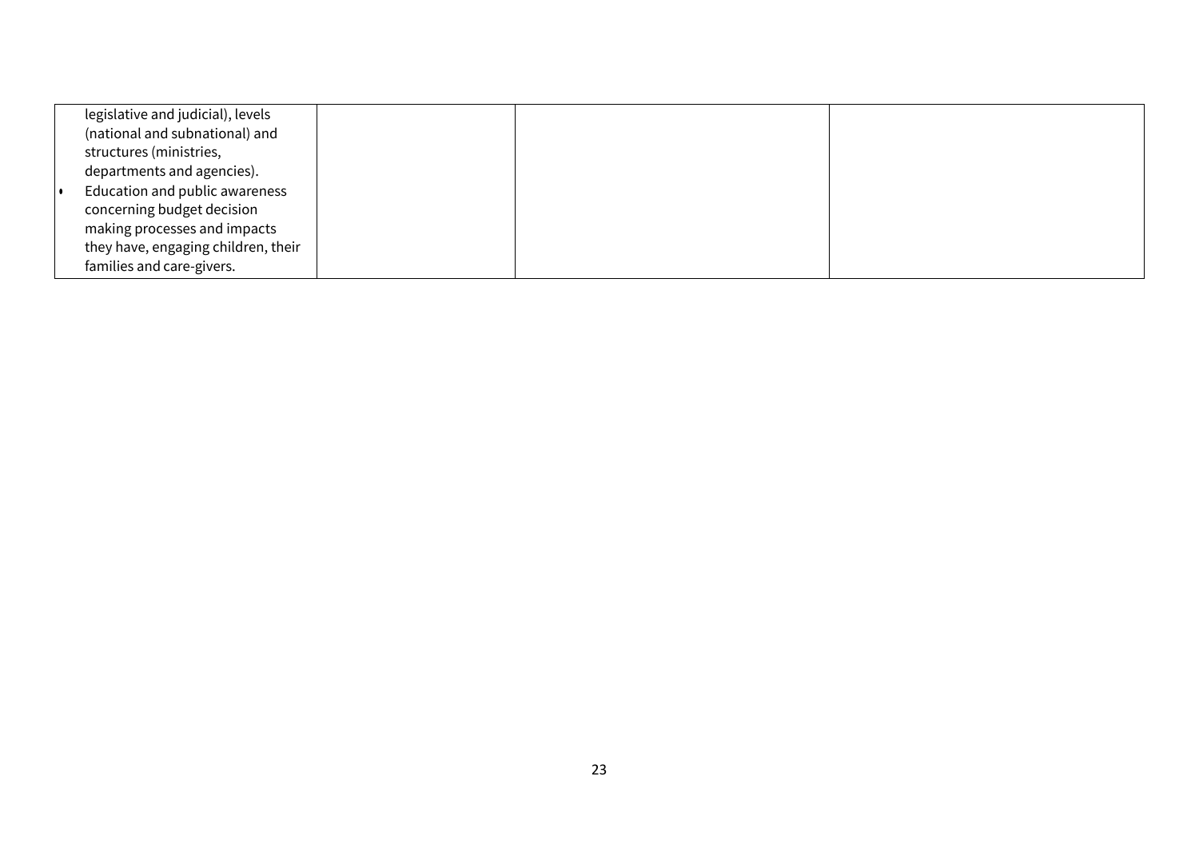| | | | |
|---|---|---|---|
| legislative and judicial), levels (national and subnational) and structures (ministries, departments and agencies).<br>• Education and public awareness concerning budget decision making processes and impacts they have, engaging children, their families and care-givers. | | | |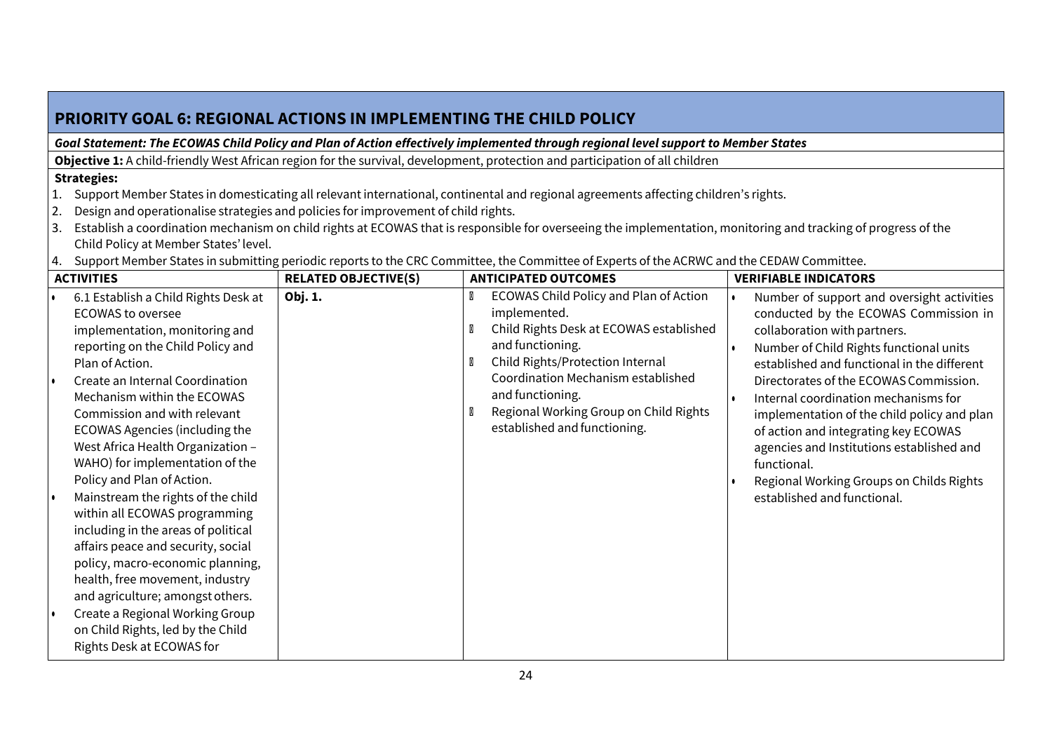## PRIORITY GOAL 6: REGIONAL ACTIONS IN IMPLEMENTING THE CHILD POLICY

***Goal Statement: The ECOWAS Child Policy and Plan of Action effectively implemented through regional level support to Member States***

**Objective 1:** A child-friendly West African region for the survival, development, protection and participation of all children

**Strategies:**

1. Support Member States in domesticating all relevant international, continental and regional agreements affecting children's rights.
2. Design and operationalise strategies and policies for improvement of child rights.
3. Establish a coordination mechanism on child rights at ECOWAS that is responsible for overseeing the implementation, monitoring and tracking of progress of the Child Policy at Member States' level.
4. Support Member States in submitting periodic reports to the CRC Committee, the Committee of Experts of the ACRWC and the CEDAW Committee.

| ACTIVITIES | RELATED OBJECTIVE(S) | ANTICIPATED OUTCOMES | VERIFIABLE INDICATORS |
|---|---|---|---|
| • 6.1 Establish a Child Rights Desk at ECOWAS to oversee implementation, monitoring and reporting on the Child Policy and Plan of Action.<br>• Create an Internal Coordination Mechanism within the ECOWAS Commission and with relevant ECOWAS Agencies (including the West Africa Health Organization – WAHO) for implementation of the Policy and Plan of Action.<br>• Mainstream the rights of the child within all ECOWAS programming including in the areas of political affairs peace and security, social policy, macro-economic planning, health, free movement, industry and agriculture; amongst others.<br>• Create a Regional Working Group on Child Rights, led by the Child Rights Desk at ECOWAS for | **Obj. 1.** | • ECOWAS Child Policy and Plan of Action implemented.<br>• Child Rights Desk at ECOWAS established and functioning.<br>• Child Rights/Protection Internal Coordination Mechanism established and functioning.<br>• Regional Working Group on Child Rights established and functioning. | • Number of support and oversight activities conducted by the ECOWAS Commission in collaboration with partners.<br>• Number of Child Rights functional units established and functional in the different Directorates of the ECOWAS Commission.<br>• Internal coordination mechanisms for implementation of the child policy and plan of action and integrating key ECOWAS agencies and Institutions established and functional.<br>• Regional Working Groups on Childs Rights established and functional. |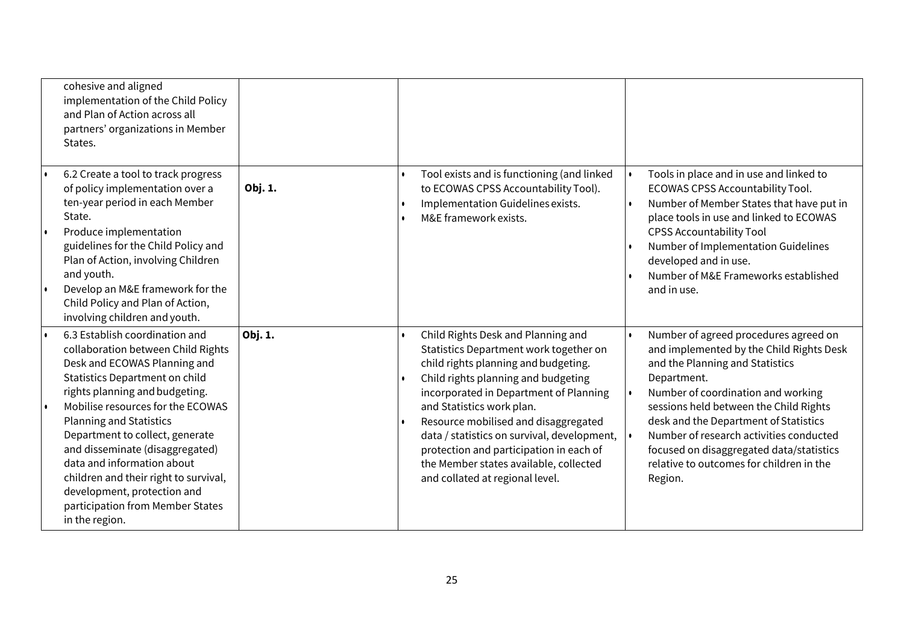| | | | |
|---|---|---|---|
| cohesive and aligned implementation of the Child Policy and Plan of Action across all partners' organizations in Member States. | | | |
| • 6.2 Create a tool to track progress of policy implementation over a ten-year period in each Member State.<br>• Produce implementation guidelines for the Child Policy and Plan of Action, involving Children and youth.<br>• Develop an M&E framework for the Child Policy and Plan of Action, involving children and youth. | **Obj. 1.** | • Tool exists and is functioning (and linked to ECOWAS CPSS Accountability Tool).<br>• Implementation Guidelines exists.<br>• M&E framework exists. | • Tools in place and in use and linked to ECOWAS CPSS Accountability Tool.<br>• Number of Member States that have put in place tools in use and linked to ECOWAS CPSS Accountability Tool<br>• Number of Implementation Guidelines developed and in use.<br>• Number of M&E Frameworks established and in use. |
| • 6.3 Establish coordination and collaboration between Child Rights Desk and ECOWAS Planning and Statistics Department on child rights planning and budgeting.<br>• Mobilise resources for the ECOWAS Planning and Statistics Department to collect, generate and disseminate (disaggregated) data and information about children and their right to survival, development, protection and participation from Member States in the region. | **Obj. 1.** | • Child Rights Desk and Planning and Statistics Department work together on child rights planning and budgeting.<br>• Child rights planning and budgeting incorporated in Department of Planning and Statistics work plan.<br>• Resource mobilised and disaggregated data / statistics on survival, development, protection and participation in each of the Member states available, collected and collated at regional level. | • Number of agreed procedures agreed on and implemented by the Child Rights Desk and the Planning and Statistics Department.<br>• Number of coordination and working sessions held between the Child Rights desk and the Department of Statistics<br>• Number of research activities conducted focused on disaggregated data/statistics relative to outcomes for children in the Region. |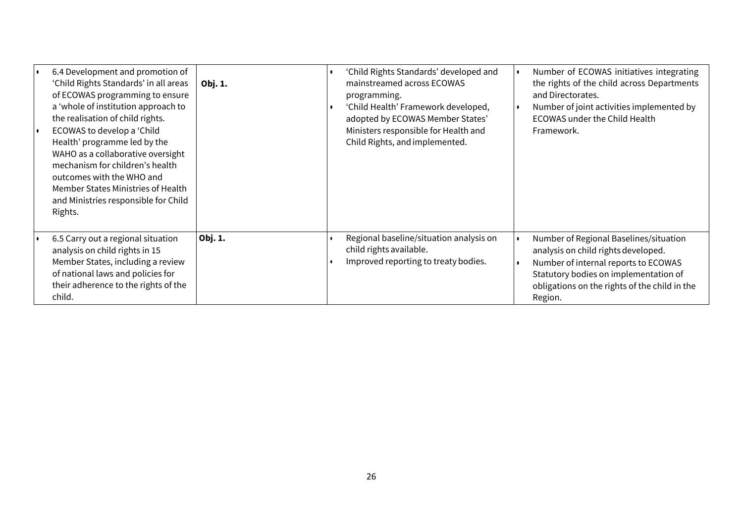| | | | |
|---|---|---|---|
| • 6.4 Development and promotion of 'Child Rights Standards' in all areas of ECOWAS programming to ensure a 'whole of institution approach to the realisation of child rights.<br>• ECOWAS to develop a 'Child Health' programme led by the WAHO as a collaborative oversight mechanism for children's health outcomes with the WHO and Member States Ministries of Health and Ministries responsible for Child Rights. | **Obj. 1.** | • 'Child Rights Standards' developed and mainstreamed across ECOWAS programming.<br>• 'Child Health' Framework developed, adopted by ECOWAS Member States' Ministers responsible for Health and Child Rights, and implemented. | • Number of ECOWAS initiatives integrating the rights of the child across Departments and Directorates.<br>• Number of joint activities implemented by ECOWAS under the Child Health Framework. |
| • 6.5 Carry out a regional situation analysis on child rights in 15 Member States, including a review of national laws and policies for their adherence to the rights of the child. | **Obj. 1.** | • Regional baseline/situation analysis on child rights available.<br>• Improved reporting to treaty bodies. | • Number of Regional Baselines/situation analysis on child rights developed.<br>• Number of internal reports to ECOWAS Statutory bodies on implementation of obligations on the rights of the child in the Region. |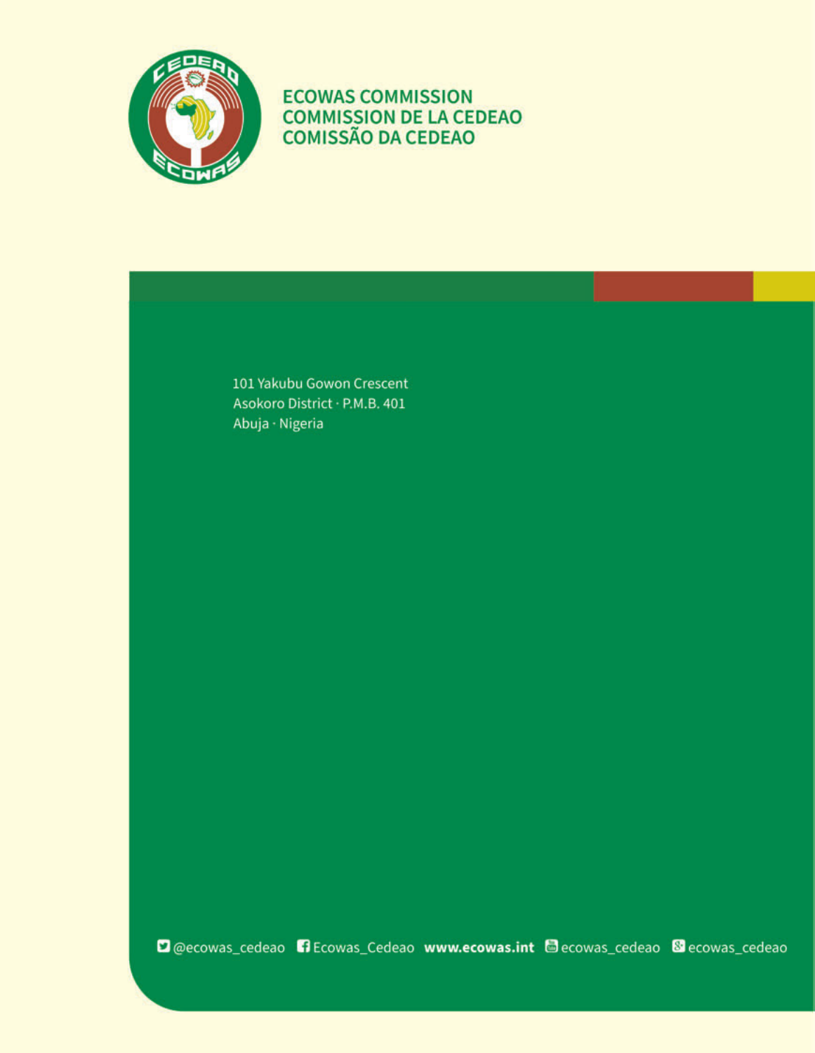**ECOWAS COMMISSION**
**COMMISSION DE LA CEDEAO**
**COMISSÃO DA CEDEAO**

101 Yakubu Gowon Crescent
Asokoro District · P.M.B. 401
Abuja · Nigeria

@ecowas_cedeao Ecowas_Cedeao **www.ecowas.int** ecowas_cedeao ecowas_cedeao